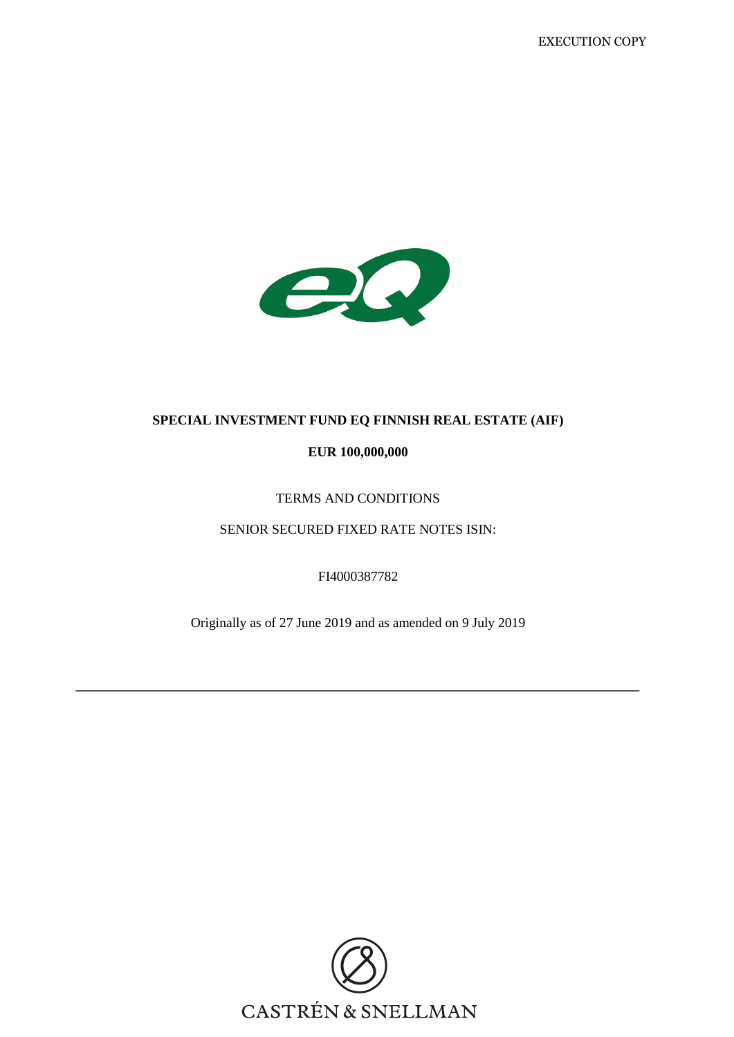EXECUTION COPY

**SPECIAL INVESTMENT FUND EQ FINNISH REAL ESTATE (AIF)**

**EUR 100,000,000**

TERMS AND CONDITIONS

SENIOR SECURED FIXED RATE NOTES ISIN:

FI4000387782

Originally as of 27 June 2019 and as amended on 9 July 2019

---

CASTRÉN & SNELLMAN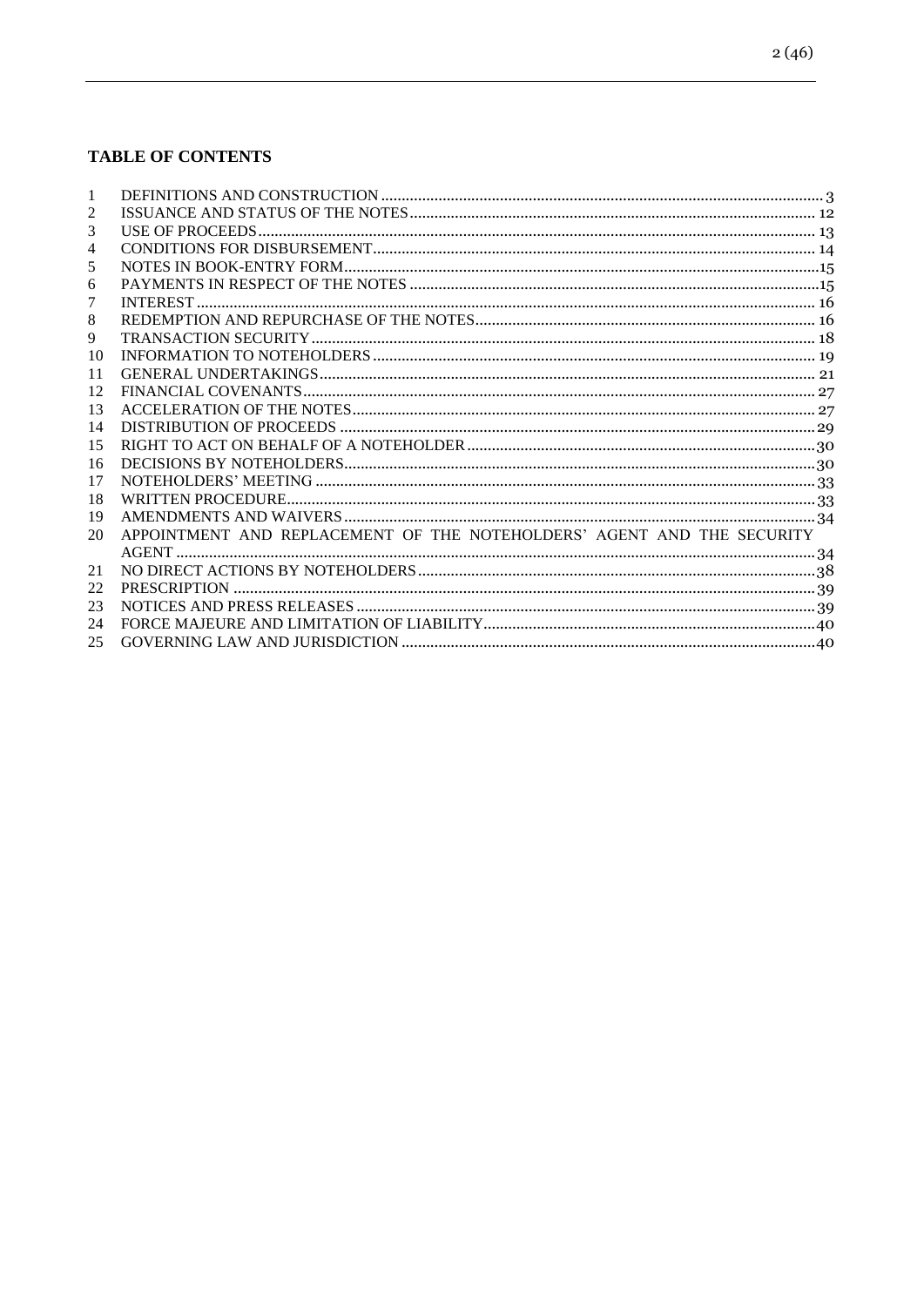**TABLE OF CONTENTS**

| | | |
|---|---|---|
| 1 | DEFINITIONS AND CONSTRUCTION | 3 |
| 2 | ISSUANCE AND STATUS OF THE NOTES | 12 |
| 3 | USE OF PROCEEDS | 13 |
| 4 | CONDITIONS FOR DISBURSEMENT | 14 |
| 5 | NOTES IN BOOK-ENTRY FORM | 15 |
| 6 | PAYMENTS IN RESPECT OF THE NOTES | 15 |
| 7 | INTEREST | 16 |
| 8 | REDEMPTION AND REPURCHASE OF THE NOTES | 16 |
| 9 | TRANSACTION SECURITY | 18 |
| 10 | INFORMATION TO NOTEHOLDERS | 19 |
| 11 | GENERAL UNDERTAKINGS | 21 |
| 12 | FINANCIAL COVENANTS | 27 |
| 13 | ACCELERATION OF THE NOTES | 27 |
| 14 | DISTRIBUTION OF PROCEEDS | 29 |
| 15 | RIGHT TO ACT ON BEHALF OF A NOTEHOLDER | 30 |
| 16 | DECISIONS BY NOTEHOLDERS | 30 |
| 17 | NOTEHOLDERS' MEETING | 33 |
| 18 | WRITTEN PROCEDURE | 33 |
| 19 | AMENDMENTS AND WAIVERS | 34 |
| 20 | APPOINTMENT AND REPLACEMENT OF THE NOTEHOLDERS' AGENT AND THE SECURITY AGENT | 34 |
| 21 | NO DIRECT ACTIONS BY NOTEHOLDERS | 38 |
| 22 | PRESCRIPTION | 39 |
| 23 | NOTICES AND PRESS RELEASES | 39 |
| 24 | FORCE MAJEURE AND LIMITATION OF LIABILITY | 40 |
| 25 | GOVERNING LAW AND JURISDICTION | 40 |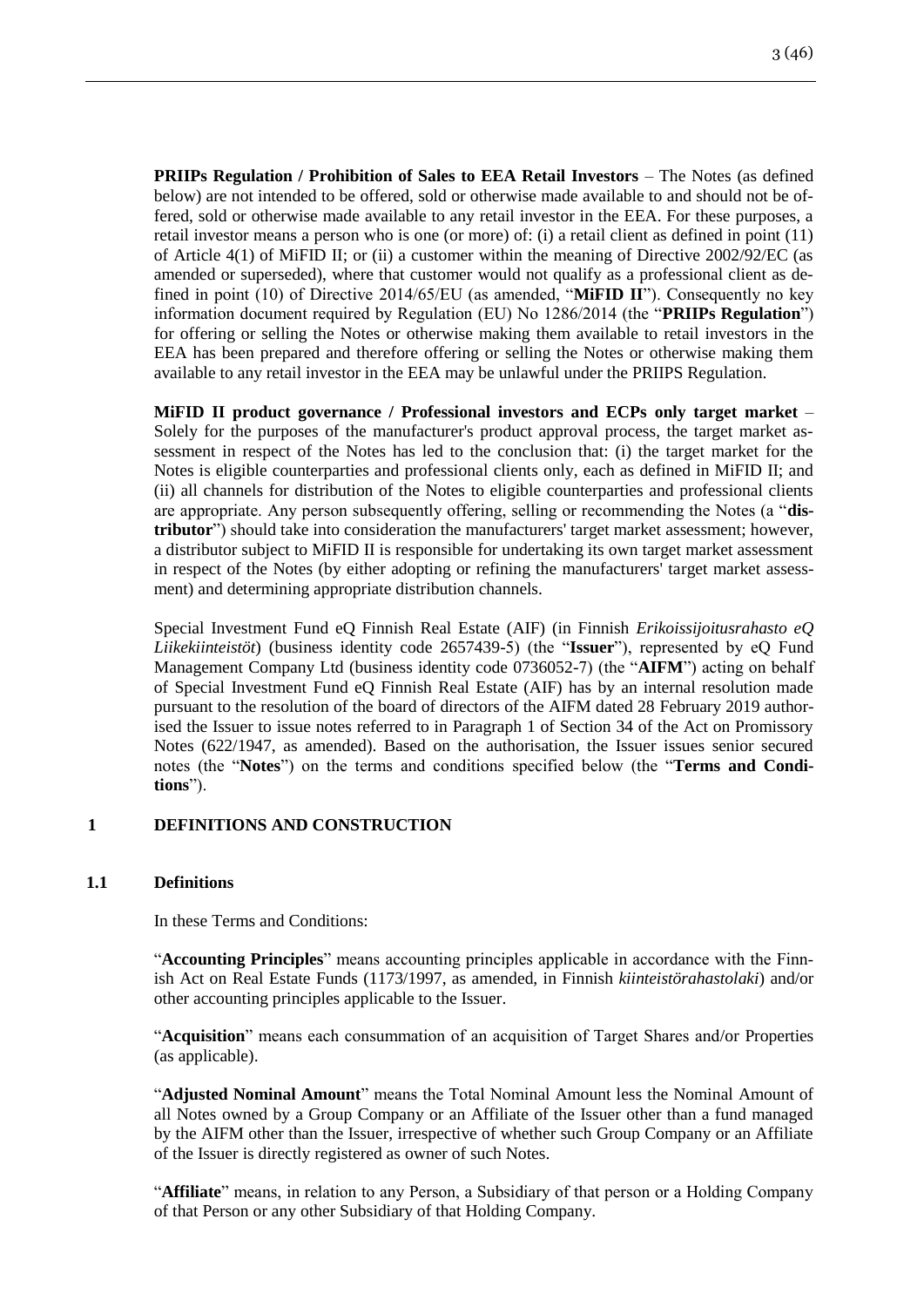**PRIIPs Regulation / Prohibition of Sales to EEA Retail Investors** – The Notes (as defined below) are not intended to be offered, sold or otherwise made available to and should not be offered, sold or otherwise made available to any retail investor in the EEA. For these purposes, a retail investor means a person who is one (or more) of: (i) a retail client as defined in point (11) of Article 4(1) of MiFID II; or (ii) a customer within the meaning of Directive 2002/92/EC (as amended or superseded), where that customer would not qualify as a professional client as defined in point (10) of Directive 2014/65/EU (as amended, "**MiFID II**"). Consequently no key information document required by Regulation (EU) No 1286/2014 (the "**PRIIPs Regulation**") for offering or selling the Notes or otherwise making them available to retail investors in the EEA has been prepared and therefore offering or selling the Notes or otherwise making them available to any retail investor in the EEA may be unlawful under the PRIIPS Regulation.

**MiFID II product governance / Professional investors and ECPs only target market** – Solely for the purposes of the manufacturer's product approval process, the target market assessment in respect of the Notes has led to the conclusion that: (i) the target market for the Notes is eligible counterparties and professional clients only, each as defined in MiFID II; and (ii) all channels for distribution of the Notes to eligible counterparties and professional clients are appropriate. Any person subsequently offering, selling or recommending the Notes (a "**distributor**") should take into consideration the manufacturers' target market assessment; however, a distributor subject to MiFID II is responsible for undertaking its own target market assessment in respect of the Notes (by either adopting or refining the manufacturers' target market assessment) and determining appropriate distribution channels.

Special Investment Fund eQ Finnish Real Estate (AIF) (in Finnish *Erikoissijoitusrahasto eQ Liikekiinteistöt*) (business identity code 2657439-5) (the "**Issuer**"), represented by eQ Fund Management Company Ltd (business identity code 0736052-7) (the "**AIFM**") acting on behalf of Special Investment Fund eQ Finnish Real Estate (AIF) has by an internal resolution made pursuant to the resolution of the board of directors of the AIFM dated 28 February 2019 authorised the Issuer to issue notes referred to in Paragraph 1 of Section 34 of the Act on Promissory Notes (622/1947, as amended). Based on the authorisation, the Issuer issues senior secured notes (the "**Notes**") on the terms and conditions specified below (the "**Terms and Conditions**").

## 1 DEFINITIONS AND CONSTRUCTION

### 1.1 Definitions

In these Terms and Conditions:

"**Accounting Principles**" means accounting principles applicable in accordance with the Finnish Act on Real Estate Funds (1173/1997, as amended, in Finnish *kiinteistörahastolaki*) and/or other accounting principles applicable to the Issuer.

"**Acquisition**" means each consummation of an acquisition of Target Shares and/or Properties (as applicable).

"**Adjusted Nominal Amount**" means the Total Nominal Amount less the Nominal Amount of all Notes owned by a Group Company or an Affiliate of the Issuer other than a fund managed by the AIFM other than the Issuer, irrespective of whether such Group Company or an Affiliate of the Issuer is directly registered as owner of such Notes.

"**Affiliate**" means, in relation to any Person, a Subsidiary of that person or a Holding Company of that Person or any other Subsidiary of that Holding Company.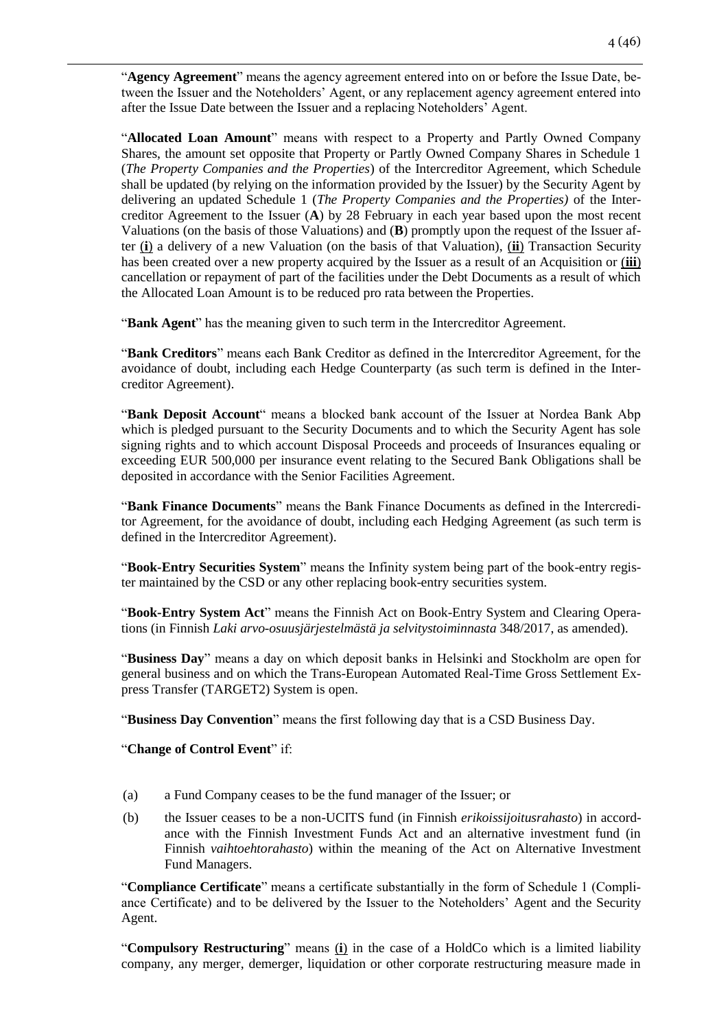"**Agency Agreement**" means the agency agreement entered into on or before the Issue Date, between the Issuer and the Noteholders' Agent, or any replacement agency agreement entered into after the Issue Date between the Issuer and a replacing Noteholders' Agent.

"**Allocated Loan Amount**" means with respect to a Property and Partly Owned Company Shares, the amount set opposite that Property or Partly Owned Company Shares in Schedule 1 (*The Property Companies and the Properties*) of the Intercreditor Agreement, which Schedule shall be updated (by relying on the information provided by the Issuer) by the Security Agent by delivering an updated Schedule 1 (*The Property Companies and the Properties)* of the Intercreditor Agreement to the Issuer (**A**) by 28 February in each year based upon the most recent Valuations (on the basis of those Valuations) and (**B**) promptly upon the request of the Issuer after (**i**) a delivery of a new Valuation (on the basis of that Valuation), (**ii**) Transaction Security has been created over a new property acquired by the Issuer as a result of an Acquisition or (**iii**) cancellation or repayment of part of the facilities under the Debt Documents as a result of which the Allocated Loan Amount is to be reduced pro rata between the Properties.

"**Bank Agent**" has the meaning given to such term in the Intercreditor Agreement.

"**Bank Creditors**" means each Bank Creditor as defined in the Intercreditor Agreement, for the avoidance of doubt, including each Hedge Counterparty (as such term is defined in the Intercreditor Agreement).

"**Bank Deposit Account**" means a blocked bank account of the Issuer at Nordea Bank Abp which is pledged pursuant to the Security Documents and to which the Security Agent has sole signing rights and to which account Disposal Proceeds and proceeds of Insurances equaling or exceeding EUR 500,000 per insurance event relating to the Secured Bank Obligations shall be deposited in accordance with the Senior Facilities Agreement.

"**Bank Finance Documents**" means the Bank Finance Documents as defined in the Intercreditor Agreement, for the avoidance of doubt, including each Hedging Agreement (as such term is defined in the Intercreditor Agreement).

"**Book-Entry Securities System**" means the Infinity system being part of the book-entry register maintained by the CSD or any other replacing book-entry securities system.

"**Book-Entry System Act**" means the Finnish Act on Book-Entry System and Clearing Operations (in Finnish *Laki arvo-osuusjärjestelmästä ja selvitystoiminnasta* 348/2017, as amended).

"**Business Day**" means a day on which deposit banks in Helsinki and Stockholm are open for general business and on which the Trans-European Automated Real-Time Gross Settlement Express Transfer (TARGET2) System is open.

"**Business Day Convention**" means the first following day that is a CSD Business Day.

"**Change of Control Event**" if:

(a) a Fund Company ceases to be the fund manager of the Issuer; or

(b) the Issuer ceases to be a non-UCITS fund (in Finnish *erikoissijoitusrahasto*) in accordance with the Finnish Investment Funds Act and an alternative investment fund (in Finnish *vaihtoehtorahasto*) within the meaning of the Act on Alternative Investment Fund Managers.

"**Compliance Certificate**" means a certificate substantially in the form of Schedule 1 (Compliance Certificate) and to be delivered by the Issuer to the Noteholders' Agent and the Security Agent.

"**Compulsory Restructuring**" means (**i**) in the case of a HoldCo which is a limited liability company, any merger, demerger, liquidation or other corporate restructuring measure made in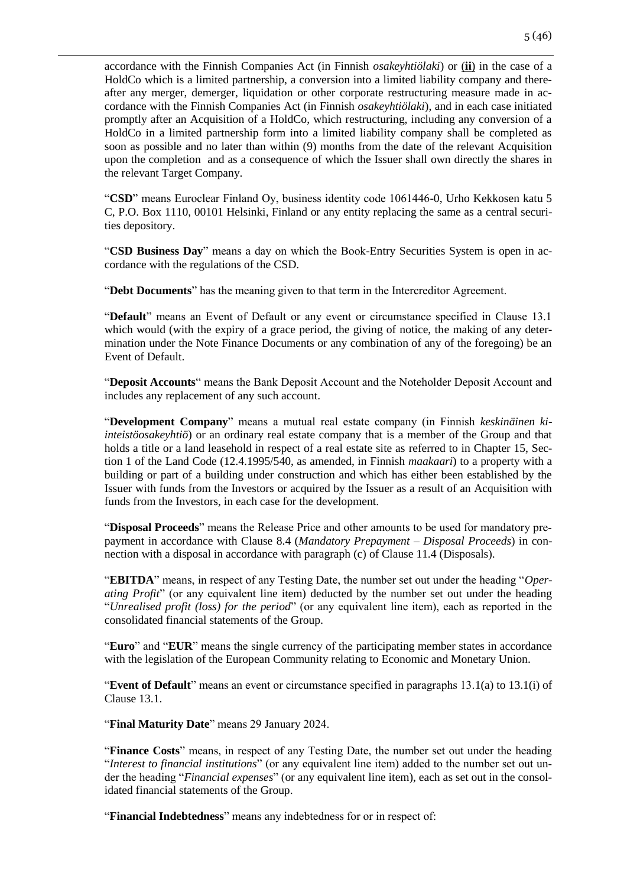accordance with the Finnish Companies Act (in Finnish *osakeyhtiölaki*) or (**ii**) in the case of a HoldCo which is a limited partnership, a conversion into a limited liability company and thereafter any merger, demerger, liquidation or other corporate restructuring measure made in accordance with the Finnish Companies Act (in Finnish *osakeyhtiölaki*), and in each case initiated promptly after an Acquisition of a HoldCo, which restructuring, including any conversion of a HoldCo in a limited partnership form into a limited liability company shall be completed as soon as possible and no later than within (9) months from the date of the relevant Acquisition upon the completion and as a consequence of which the Issuer shall own directly the shares in the relevant Target Company.

"**CSD**" means Euroclear Finland Oy, business identity code 1061446-0, Urho Kekkosen katu 5 C, P.O. Box 1110, 00101 Helsinki, Finland or any entity replacing the same as a central securities depository.

"**CSD Business Day**" means a day on which the Book-Entry Securities System is open in accordance with the regulations of the CSD.

"**Debt Documents**" has the meaning given to that term in the Intercreditor Agreement.

"**Default**" means an Event of Default or any event or circumstance specified in Clause 13.1 which would (with the expiry of a grace period, the giving of notice, the making of any determination under the Note Finance Documents or any combination of any of the foregoing) be an Event of Default.

"**Deposit Accounts**" means the Bank Deposit Account and the Noteholder Deposit Account and includes any replacement of any such account.

"**Development Company**" means a mutual real estate company (in Finnish *keskinäinen kiinteistöosakeyhtiö*) or an ordinary real estate company that is a member of the Group and that holds a title or a land leasehold in respect of a real estate site as referred to in Chapter 15, Section 1 of the Land Code (12.4.1995/540, as amended, in Finnish *maakaari*) to a property with a building or part of a building under construction and which has either been established by the Issuer with funds from the Investors or acquired by the Issuer as a result of an Acquisition with funds from the Investors, in each case for the development.

"**Disposal Proceeds**" means the Release Price and other amounts to be used for mandatory prepayment in accordance with Clause 8.4 (*Mandatory Prepayment – Disposal Proceeds*) in connection with a disposal in accordance with paragraph (c) of Clause 11.4 (Disposals).

"**EBITDA**" means, in respect of any Testing Date, the number set out under the heading "*Operating Profit*" (or any equivalent line item) deducted by the number set out under the heading "*Unrealised profit (loss) for the period*" (or any equivalent line item), each as reported in the consolidated financial statements of the Group.

"**Euro**" and "**EUR**" means the single currency of the participating member states in accordance with the legislation of the European Community relating to Economic and Monetary Union.

"**Event of Default**" means an event or circumstance specified in paragraphs 13.1(a) to 13.1(i) of Clause 13.1.

"**Final Maturity Date**" means 29 January 2024.

"**Finance Costs**" means, in respect of any Testing Date, the number set out under the heading "*Interest to financial institutions*" (or any equivalent line item) added to the number set out under the heading "*Financial expenses*" (or any equivalent line item), each as set out in the consolidated financial statements of the Group.

"**Financial Indebtedness**" means any indebtedness for or in respect of: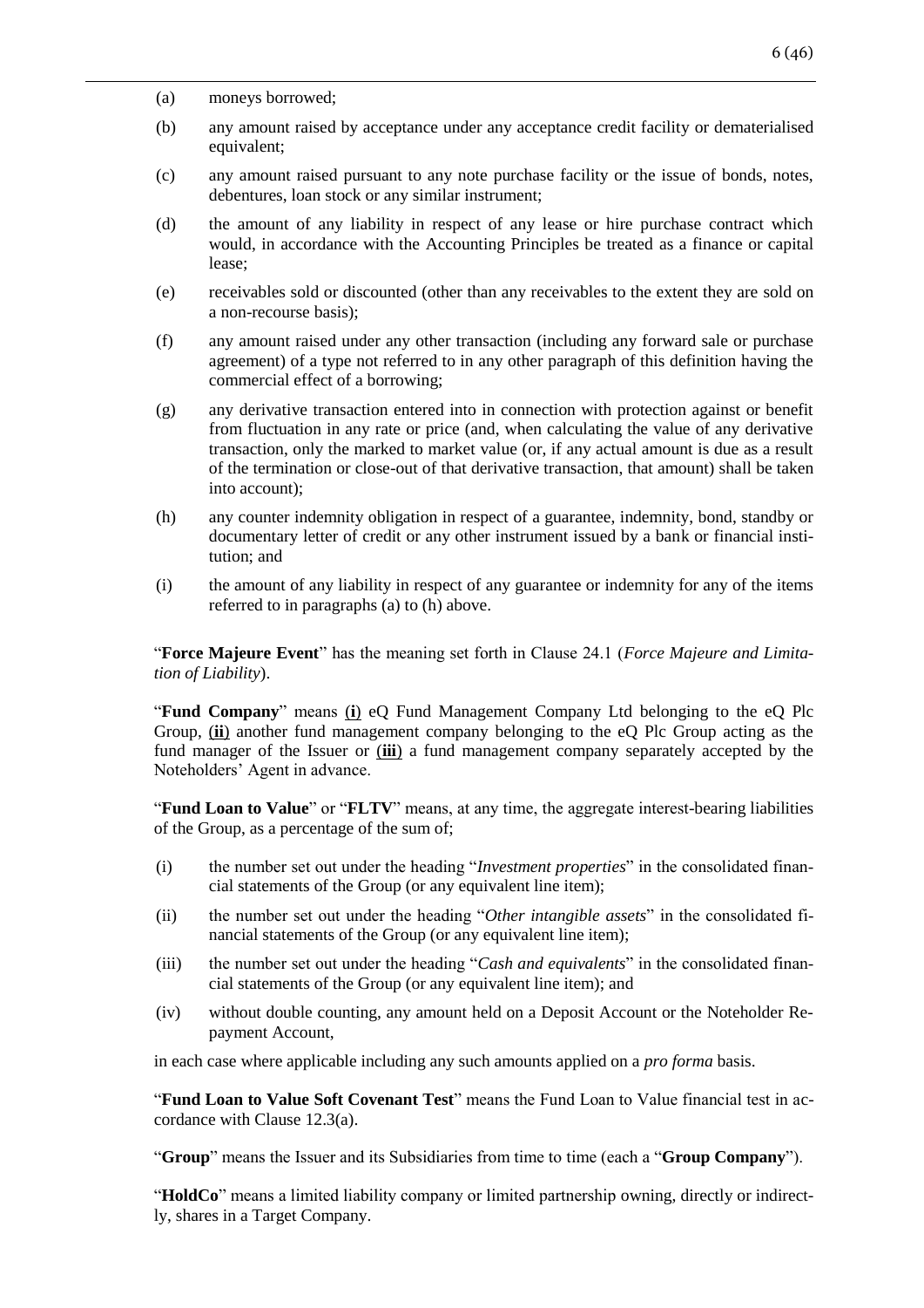(a) moneys borrowed;

(b) any amount raised by acceptance under any acceptance credit facility or dematerialised equivalent;

(c) any amount raised pursuant to any note purchase facility or the issue of bonds, notes, debentures, loan stock or any similar instrument;

(d) the amount of any liability in respect of any lease or hire purchase contract which would, in accordance with the Accounting Principles be treated as a finance or capital lease;

(e) receivables sold or discounted (other than any receivables to the extent they are sold on a non-recourse basis);

(f) any amount raised under any other transaction (including any forward sale or purchase agreement) of a type not referred to in any other paragraph of this definition having the commercial effect of a borrowing;

(g) any derivative transaction entered into in connection with protection against or benefit from fluctuation in any rate or price (and, when calculating the value of any derivative transaction, only the marked to market value (or, if any actual amount is due as a result of the termination or close-out of that derivative transaction, that amount) shall be taken into account);

(h) any counter indemnity obligation in respect of a guarantee, indemnity, bond, standby or documentary letter of credit or any other instrument issued by a bank or financial institution; and

(i) the amount of any liability in respect of any guarantee or indemnity for any of the items referred to in paragraphs (a) to (h) above.

"**Force Majeure Event**" has the meaning set forth in Clause 24.1 (*Force Majeure and Limitation of Liability*).

"**Fund Company**" means **(i)** eQ Fund Management Company Ltd belonging to the eQ Plc Group, **(ii)** another fund management company belonging to the eQ Plc Group acting as the fund manager of the Issuer or **(iii)** a fund management company separately accepted by the Noteholders' Agent in advance.

"**Fund Loan to Value**" or "**FLTV**" means, at any time, the aggregate interest-bearing liabilities of the Group, as a percentage of the sum of;

(i) the number set out under the heading "*Investment properties*" in the consolidated financial statements of the Group (or any equivalent line item);

(ii) the number set out under the heading "*Other intangible assets*" in the consolidated financial statements of the Group (or any equivalent line item);

(iii) the number set out under the heading "*Cash and equivalents*" in the consolidated financial statements of the Group (or any equivalent line item); and

(iv) without double counting, any amount held on a Deposit Account or the Noteholder Repayment Account,

in each case where applicable including any such amounts applied on a *pro forma* basis.

"**Fund Loan to Value Soft Covenant Test**" means the Fund Loan to Value financial test in accordance with Clause 12.3(a).

"**Group**" means the Issuer and its Subsidiaries from time to time (each a "**Group Company**").

"**HoldCo**" means a limited liability company or limited partnership owning, directly or indirectly, shares in a Target Company.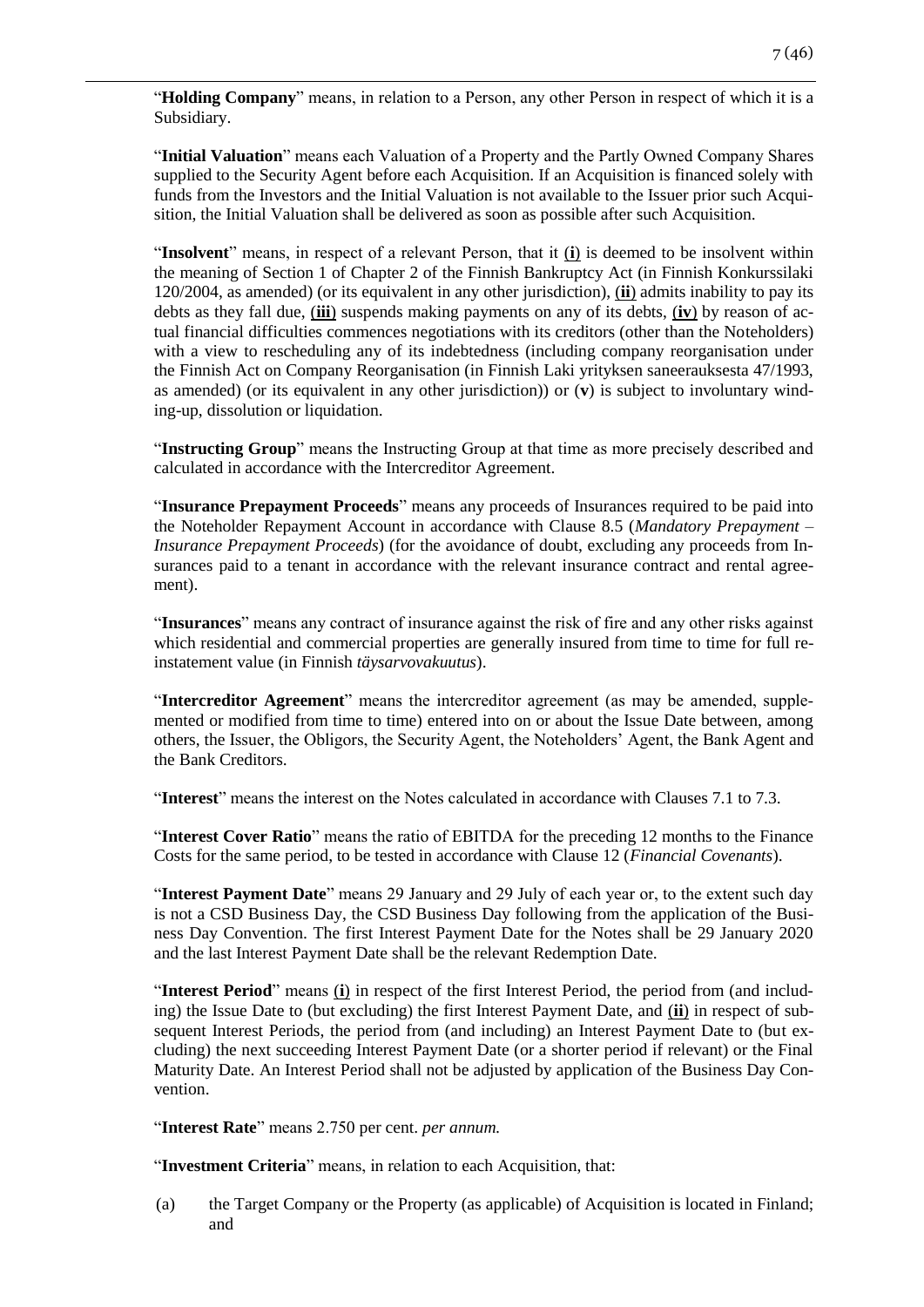"**Holding Company**" means, in relation to a Person, any other Person in respect of which it is a Subsidiary.

"**Initial Valuation**" means each Valuation of a Property and the Partly Owned Company Shares supplied to the Security Agent before each Acquisition. If an Acquisition is financed solely with funds from the Investors and the Initial Valuation is not available to the Issuer prior such Acquisition, the Initial Valuation shall be delivered as soon as possible after such Acquisition.

"**Insolvent**" means, in respect of a relevant Person, that it (**i**) is deemed to be insolvent within the meaning of Section 1 of Chapter 2 of the Finnish Bankruptcy Act (in Finnish Konkurssilaki 120/2004, as amended) (or its equivalent in any other jurisdiction), (**ii**) admits inability to pay its debts as they fall due, **(iii)** suspends making payments on any of its debts, (**iv**) by reason of actual financial difficulties commences negotiations with its creditors (other than the Noteholders) with a view to rescheduling any of its indebtedness (including company reorganisation under the Finnish Act on Company Reorganisation (in Finnish Laki yrityksen saneerauksesta 47/1993, as amended) (or its equivalent in any other jurisdiction)) or (**v**) is subject to involuntary winding-up, dissolution or liquidation.

"**Instructing Group**" means the Instructing Group at that time as more precisely described and calculated in accordance with the Intercreditor Agreement.

"**Insurance Prepayment Proceeds**" means any proceeds of Insurances required to be paid into the Noteholder Repayment Account in accordance with Clause 8.5 (*Mandatory Prepayment – Insurance Prepayment Proceeds*) (for the avoidance of doubt, excluding any proceeds from Insurances paid to a tenant in accordance with the relevant insurance contract and rental agreement).

"**Insurances**" means any contract of insurance against the risk of fire and any other risks against which residential and commercial properties are generally insured from time to time for full reinstatement value (in Finnish *täysarvovakuutus*).

"**Intercreditor Agreement**" means the intercreditor agreement (as may be amended, supplemented or modified from time to time) entered into on or about the Issue Date between, among others, the Issuer, the Obligors, the Security Agent, the Noteholders' Agent, the Bank Agent and the Bank Creditors.

"**Interest**" means the interest on the Notes calculated in accordance with Clauses 7.1 to 7.3.

"**Interest Cover Ratio**" means the ratio of EBITDA for the preceding 12 months to the Finance Costs for the same period, to be tested in accordance with Clause 12 (*Financial Covenants*).

"**Interest Payment Date**" means 29 January and 29 July of each year or, to the extent such day is not a CSD Business Day, the CSD Business Day following from the application of the Business Day Convention. The first Interest Payment Date for the Notes shall be 29 January 2020 and the last Interest Payment Date shall be the relevant Redemption Date.

"**Interest Period**" means (**i**) in respect of the first Interest Period, the period from (and including) the Issue Date to (but excluding) the first Interest Payment Date, and (**ii**) in respect of subsequent Interest Periods, the period from (and including) an Interest Payment Date to (but excluding) the next succeeding Interest Payment Date (or a shorter period if relevant) or the Final Maturity Date. An Interest Period shall not be adjusted by application of the Business Day Convention.

"**Interest Rate**" means 2.750 per cent. *per annum.*

"**Investment Criteria**" means, in relation to each Acquisition, that:

(a) the Target Company or the Property (as applicable) of Acquisition is located in Finland; and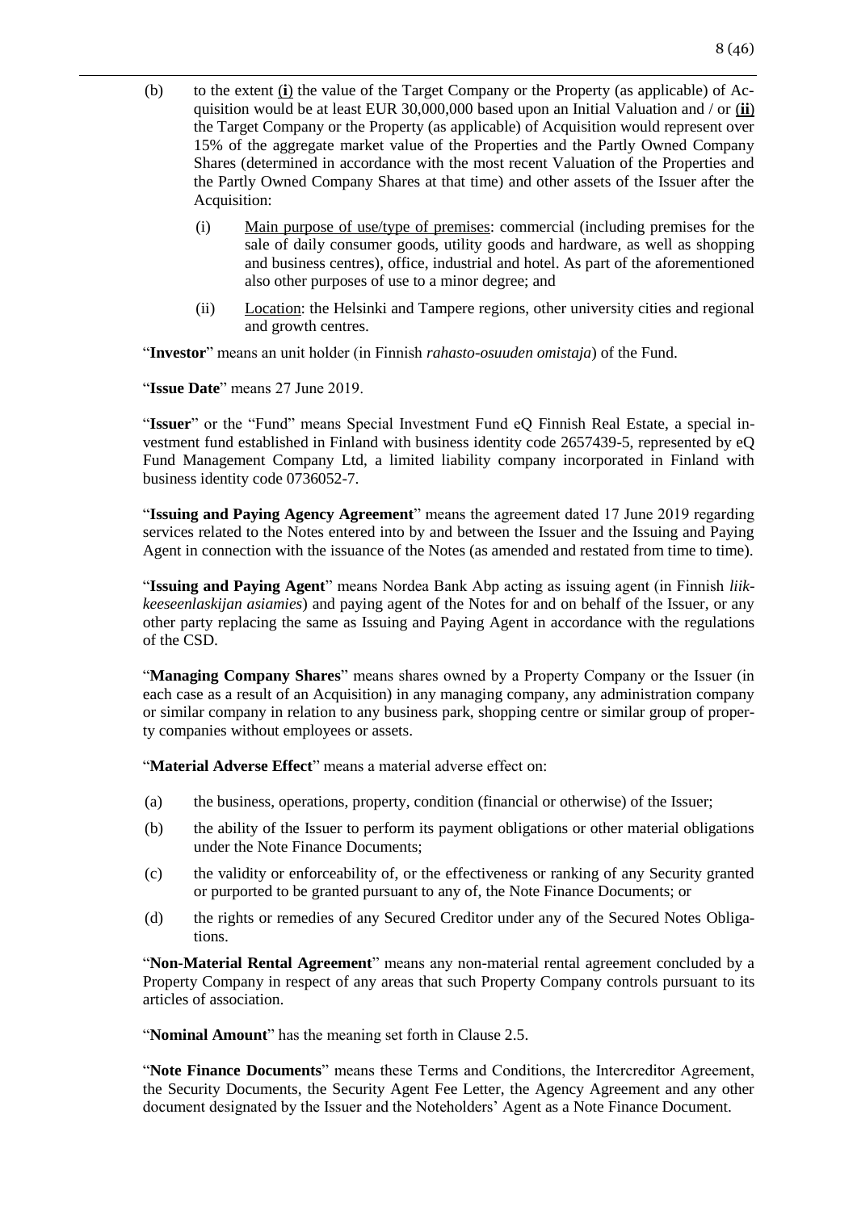(b) to the extent (**i**) the value of the Target Company or the Property (as applicable) of Acquisition would be at least EUR 30,000,000 based upon an Initial Valuation and / or (**ii**) the Target Company or the Property (as applicable) of Acquisition would represent over 15% of the aggregate market value of the Properties and the Partly Owned Company Shares (determined in accordance with the most recent Valuation of the Properties and the Partly Owned Company Shares at that time) and other assets of the Issuer after the Acquisition:

   (i) Main purpose of use/type of premises: commercial (including premises for the sale of daily consumer goods, utility goods and hardware, as well as shopping and business centres), office, industrial and hotel. As part of the aforementioned also other purposes of use to a minor degree; and

   (ii) Location: the Helsinki and Tampere regions, other university cities and regional and growth centres.

"**Investor**" means an unit holder (in Finnish *rahasto-osuuden omistaja*) of the Fund.

"**Issue Date**" means 27 June 2019.

"**Issuer**" or the "Fund" means Special Investment Fund eQ Finnish Real Estate, a special investment fund established in Finland with business identity code 2657439-5, represented by eQ Fund Management Company Ltd, a limited liability company incorporated in Finland with business identity code 0736052-7.

"**Issuing and Paying Agency Agreement**" means the agreement dated 17 June 2019 regarding services related to the Notes entered into by and between the Issuer and the Issuing and Paying Agent in connection with the issuance of the Notes (as amended and restated from time to time).

"**Issuing and Paying Agent**" means Nordea Bank Abp acting as issuing agent (in Finnish *liikkeeseenlaskijan asiamies*) and paying agent of the Notes for and on behalf of the Issuer, or any other party replacing the same as Issuing and Paying Agent in accordance with the regulations of the CSD.

"**Managing Company Shares**" means shares owned by a Property Company or the Issuer (in each case as a result of an Acquisition) in any managing company, any administration company or similar company in relation to any business park, shopping centre or similar group of property companies without employees or assets.

"**Material Adverse Effect**" means a material adverse effect on:

(a) the business, operations, property, condition (financial or otherwise) of the Issuer;

(b) the ability of the Issuer to perform its payment obligations or other material obligations under the Note Finance Documents;

(c) the validity or enforceability of, or the effectiveness or ranking of any Security granted or purported to be granted pursuant to any of, the Note Finance Documents; or

(d) the rights or remedies of any Secured Creditor under any of the Secured Notes Obligations.

"**Non-Material Rental Agreement**" means any non-material rental agreement concluded by a Property Company in respect of any areas that such Property Company controls pursuant to its articles of association.

"**Nominal Amount**" has the meaning set forth in Clause 2.5.

"**Note Finance Documents**" means these Terms and Conditions, the Intercreditor Agreement, the Security Documents, the Security Agent Fee Letter, the Agency Agreement and any other document designated by the Issuer and the Noteholders' Agent as a Note Finance Document.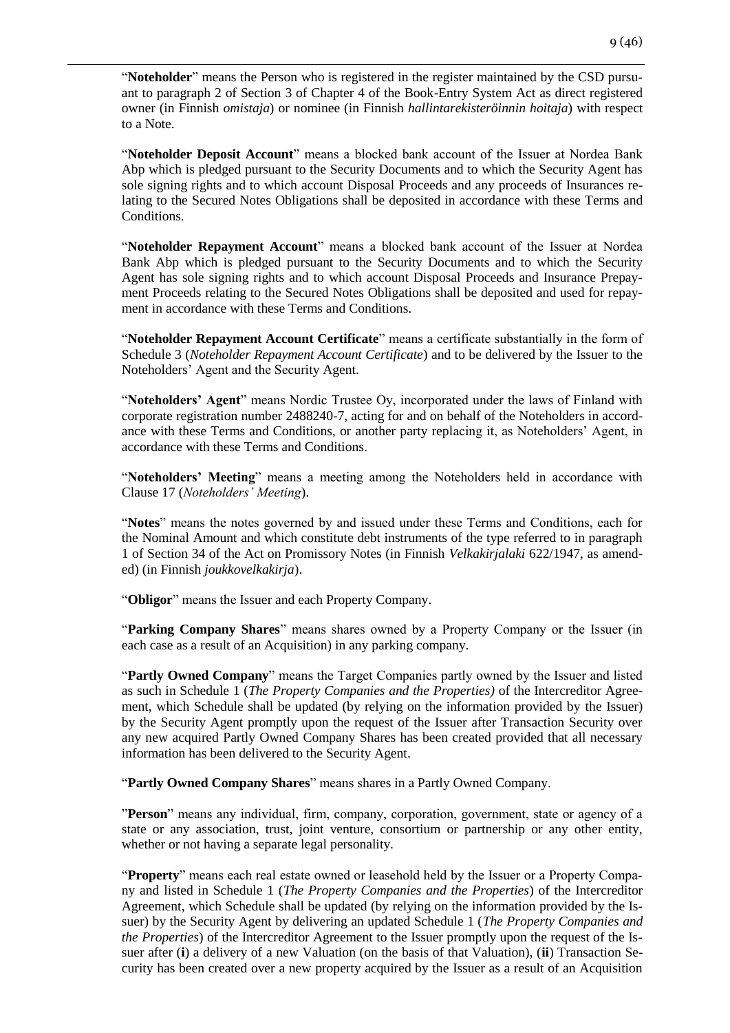"**Noteholder**" means the Person who is registered in the register maintained by the CSD pursuant to paragraph 2 of Section 3 of Chapter 4 of the Book-Entry System Act as direct registered owner (in Finnish *omistaja*) or nominee (in Finnish *hallintarekisteröinnin hoitaja*) with respect to a Note.

"**Noteholder Deposit Account**" means a blocked bank account of the Issuer at Nordea Bank Abp which is pledged pursuant to the Security Documents and to which the Security Agent has sole signing rights and to which account Disposal Proceeds and any proceeds of Insurances relating to the Secured Notes Obligations shall be deposited in accordance with these Terms and Conditions.

"**Noteholder Repayment Account**" means a blocked bank account of the Issuer at Nordea Bank Abp which is pledged pursuant to the Security Documents and to which the Security Agent has sole signing rights and to which account Disposal Proceeds and Insurance Prepayment Proceeds relating to the Secured Notes Obligations shall be deposited and used for repayment in accordance with these Terms and Conditions.

"**Noteholder Repayment Account Certificate**" means a certificate substantially in the form of Schedule 3 (*Noteholder Repayment Account Certificate*) and to be delivered by the Issuer to the Noteholders' Agent and the Security Agent.

"**Noteholders' Agent**" means Nordic Trustee Oy, incorporated under the laws of Finland with corporate registration number 2488240-7, acting for and on behalf of the Noteholders in accordance with these Terms and Conditions, or another party replacing it, as Noteholders' Agent, in accordance with these Terms and Conditions.

"**Noteholders' Meeting**" means a meeting among the Noteholders held in accordance with Clause 17 (*Noteholders' Meeting*).

"**Notes**" means the notes governed by and issued under these Terms and Conditions, each for the Nominal Amount and which constitute debt instruments of the type referred to in paragraph 1 of Section 34 of the Act on Promissory Notes (in Finnish *Velkakirjalaki* 622/1947, as amended) (in Finnish *joukkovelkakirja*).

"**Obligor**" means the Issuer and each Property Company.

"**Parking Company Shares**" means shares owned by a Property Company or the Issuer (in each case as a result of an Acquisition) in any parking company.

"**Partly Owned Company**" means the Target Companies partly owned by the Issuer and listed as such in Schedule 1 (*The Property Companies and the Properties)* of the Intercreditor Agreement, which Schedule shall be updated (by relying on the information provided by the Issuer) by the Security Agent promptly upon the request of the Issuer after Transaction Security over any new acquired Partly Owned Company Shares has been created provided that all necessary information has been delivered to the Security Agent.

"**Partly Owned Company Shares**" means shares in a Partly Owned Company.

"**Person**" means any individual, firm, company, corporation, government, state or agency of a state or any association, trust, joint venture, consortium or partnership or any other entity, whether or not having a separate legal personality.

"**Property**" means each real estate owned or leasehold held by the Issuer or a Property Company and listed in Schedule 1 (*The Property Companies and the Properties*) of the Intercreditor Agreement, which Schedule shall be updated (by relying on the information provided by the Issuer) by the Security Agent by delivering an updated Schedule 1 (*The Property Companies and the Properties*) of the Intercreditor Agreement to the Issuer promptly upon the request of the Issuer after (**i**) a delivery of a new Valuation (on the basis of that Valuation), (**ii**) Transaction Security has been created over a new property acquired by the Issuer as a result of an Acquisition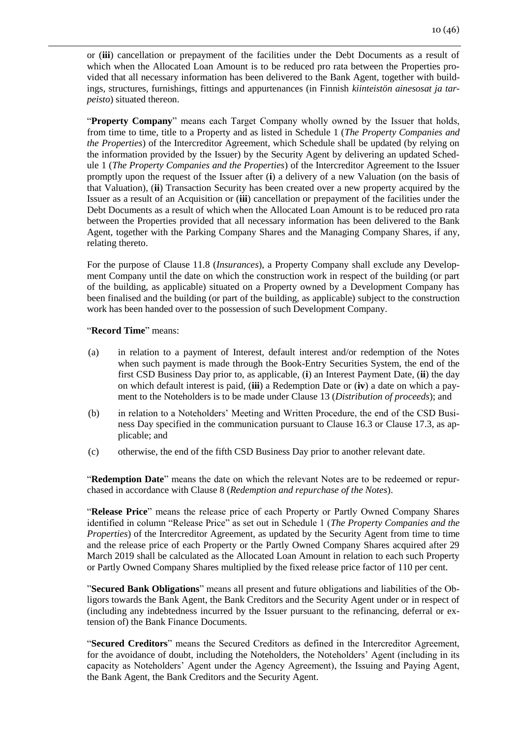or (**iii**) cancellation or prepayment of the facilities under the Debt Documents as a result of which when the Allocated Loan Amount is to be reduced pro rata between the Properties provided that all necessary information has been delivered to the Bank Agent, together with buildings, structures, furnishings, fittings and appurtenances (in Finnish *kiinteistön ainesosat ja tarpeisto*) situated thereon.

"**Property Company**" means each Target Company wholly owned by the Issuer that holds, from time to time, title to a Property and as listed in Schedule 1 (*The Property Companies and the Properties*) of the Intercreditor Agreement, which Schedule shall be updated (by relying on the information provided by the Issuer) by the Security Agent by delivering an updated Schedule 1 (*The Property Companies and the Properties*) of the Intercreditor Agreement to the Issuer promptly upon the request of the Issuer after (**i**) a delivery of a new Valuation (on the basis of that Valuation), (**ii**) Transaction Security has been created over a new property acquired by the Issuer as a result of an Acquisition or (**iii**) cancellation or prepayment of the facilities under the Debt Documents as a result of which when the Allocated Loan Amount is to be reduced pro rata between the Properties provided that all necessary information has been delivered to the Bank Agent, together with the Parking Company Shares and the Managing Company Shares, if any, relating thereto.

For the purpose of Clause 11.8 (*Insurances*), a Property Company shall exclude any Development Company until the date on which the construction work in respect of the building (or part of the building, as applicable) situated on a Property owned by a Development Company has been finalised and the building (or part of the building, as applicable) subject to the construction work has been handed over to the possession of such Development Company.

"**Record Time**" means:

(a) in relation to a payment of Interest, default interest and/or redemption of the Notes when such payment is made through the Book-Entry Securities System, the end of the first CSD Business Day prior to, as applicable, (**i**) an Interest Payment Date, (**ii**) the day on which default interest is paid, (**iii**) a Redemption Date or (**iv**) a date on which a payment to the Noteholders is to be made under Clause 13 (*Distribution of proceeds*); and

(b) in relation to a Noteholders' Meeting and Written Procedure, the end of the CSD Business Day specified in the communication pursuant to Clause 16.3 or Clause 17.3, as applicable; and

(c) otherwise, the end of the fifth CSD Business Day prior to another relevant date.

"**Redemption Date**" means the date on which the relevant Notes are to be redeemed or repurchased in accordance with Clause 8 (*Redemption and repurchase of the Notes*).

"**Release Price**" means the release price of each Property or Partly Owned Company Shares identified in column "Release Price" as set out in Schedule 1 (*The Property Companies and the Properties*) of the Intercreditor Agreement, as updated by the Security Agent from time to time and the release price of each Property or the Partly Owned Company Shares acquired after 29 March 2019 shall be calculated as the Allocated Loan Amount in relation to each such Property or Partly Owned Company Shares multiplied by the fixed release price factor of 110 per cent.

"**Secured Bank Obligations**" means all present and future obligations and liabilities of the Obligors towards the Bank Agent, the Bank Creditors and the Security Agent under or in respect of (including any indebtedness incurred by the Issuer pursuant to the refinancing, deferral or extension of) the Bank Finance Documents.

"**Secured Creditors**" means the Secured Creditors as defined in the Intercreditor Agreement, for the avoidance of doubt, including the Noteholders, the Noteholders' Agent (including in its capacity as Noteholders' Agent under the Agency Agreement), the Issuing and Paying Agent, the Bank Agent, the Bank Creditors and the Security Agent.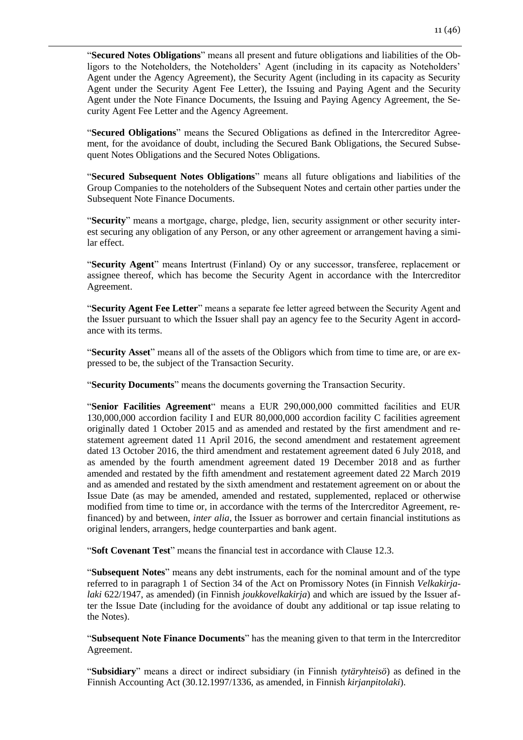"**Secured Notes Obligations**" means all present and future obligations and liabilities of the Obligors to the Noteholders, the Noteholders' Agent (including in its capacity as Noteholders' Agent under the Agency Agreement), the Security Agent (including in its capacity as Security Agent under the Security Agent Fee Letter), the Issuing and Paying Agent and the Security Agent under the Note Finance Documents, the Issuing and Paying Agency Agreement, the Security Agent Fee Letter and the Agency Agreement.

"**Secured Obligations**" means the Secured Obligations as defined in the Intercreditor Agreement, for the avoidance of doubt, including the Secured Bank Obligations, the Secured Subsequent Notes Obligations and the Secured Notes Obligations.

"**Secured Subsequent Notes Obligations**" means all future obligations and liabilities of the Group Companies to the noteholders of the Subsequent Notes and certain other parties under the Subsequent Note Finance Documents.

"**Security**" means a mortgage, charge, pledge, lien, security assignment or other security interest securing any obligation of any Person, or any other agreement or arrangement having a similar effect.

"**Security Agent**" means Intertrust (Finland) Oy or any successor, transferee, replacement or assignee thereof, which has become the Security Agent in accordance with the Intercreditor Agreement.

"**Security Agent Fee Letter**" means a separate fee letter agreed between the Security Agent and the Issuer pursuant to which the Issuer shall pay an agency fee to the Security Agent in accordance with its terms.

"**Security Asset**" means all of the assets of the Obligors which from time to time are, or are expressed to be, the subject of the Transaction Security.

"**Security Documents**" means the documents governing the Transaction Security.

"**Senior Facilities Agreement**" means a EUR 290,000,000 committed facilities and EUR 130,000,000 accordion facility I and EUR 80,000,000 accordion facility C facilities agreement originally dated 1 October 2015 and as amended and restated by the first amendment and restatement agreement dated 11 April 2016, the second amendment and restatement agreement dated 13 October 2016, the third amendment and restatement agreement dated 6 July 2018, and as amended by the fourth amendment agreement dated 19 December 2018 and as further amended and restated by the fifth amendment and restatement agreement dated 22 March 2019 and as amended and restated by the sixth amendment and restatement agreement on or about the Issue Date (as may be amended, amended and restated, supplemented, replaced or otherwise modified from time to time or, in accordance with the terms of the Intercreditor Agreement, refinanced) by and between, *inter alia*, the Issuer as borrower and certain financial institutions as original lenders, arrangers, hedge counterparties and bank agent.

"**Soft Covenant Test**" means the financial test in accordance with Clause 12.3.

"**Subsequent Notes**" means any debt instruments, each for the nominal amount and of the type referred to in paragraph 1 of Section 34 of the Act on Promissory Notes (in Finnish *Velkakirjalaki* 622/1947, as amended) (in Finnish *joukkovelkakirja*) and which are issued by the Issuer after the Issue Date (including for the avoidance of doubt any additional or tap issue relating to the Notes).

"**Subsequent Note Finance Documents**" has the meaning given to that term in the Intercreditor Agreement.

"**Subsidiary**" means a direct or indirect subsidiary (in Finnish *tytäryhteisö*) as defined in the Finnish Accounting Act (30.12.1997/1336, as amended, in Finnish *kirjanpitolaki*).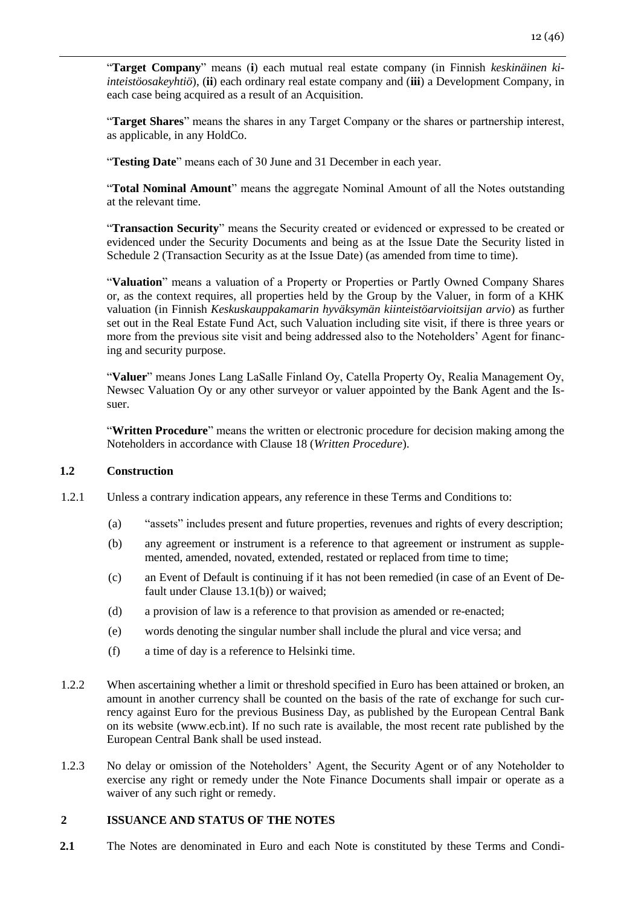"**Target Company**" means (**i**) each mutual real estate company (in Finnish *keskinäinen kiinteistöosakeyhtiö*), (**ii**) each ordinary real estate company and (**iii**) a Development Company, in each case being acquired as a result of an Acquisition.

"**Target Shares**" means the shares in any Target Company or the shares or partnership interest, as applicable, in any HoldCo.

"**Testing Date**" means each of 30 June and 31 December in each year.

"**Total Nominal Amount**" means the aggregate Nominal Amount of all the Notes outstanding at the relevant time.

"**Transaction Security**" means the Security created or evidenced or expressed to be created or evidenced under the Security Documents and being as at the Issue Date the Security listed in Schedule 2 (Transaction Security as at the Issue Date) (as amended from time to time).

"**Valuation**" means a valuation of a Property or Properties or Partly Owned Company Shares or, as the context requires, all properties held by the Group by the Valuer, in form of a KHK valuation (in Finnish *Keskuskauppakamarin hyväksymän kiinteistöarvioitsijan arvio*) as further set out in the Real Estate Fund Act, such Valuation including site visit, if there is three years or more from the previous site visit and being addressed also to the Noteholders' Agent for financing and security purpose.

"**Valuer**" means Jones Lang LaSalle Finland Oy, Catella Property Oy, Realia Management Oy, Newsec Valuation Oy or any other surveyor or valuer appointed by the Bank Agent and the Issuer.

"**Written Procedure**" means the written or electronic procedure for decision making among the Noteholders in accordance with Clause 18 (*Written Procedure*).

### 1.2 Construction

1.2.1 Unless a contrary indication appears, any reference in these Terms and Conditions to:

(a) "assets" includes present and future properties, revenues and rights of every description;

(b) any agreement or instrument is a reference to that agreement or instrument as supplemented, amended, novated, extended, restated or replaced from time to time;

(c) an Event of Default is continuing if it has not been remedied (in case of an Event of Default under Clause 13.1(b)) or waived;

(d) a provision of law is a reference to that provision as amended or re-enacted;

(e) words denoting the singular number shall include the plural and vice versa; and

(f) a time of day is a reference to Helsinki time.

1.2.2 When ascertaining whether a limit or threshold specified in Euro has been attained or broken, an amount in another currency shall be counted on the basis of the rate of exchange for such currency against Euro for the previous Business Day, as published by the European Central Bank on its website (www.ecb.int). If no such rate is available, the most recent rate published by the European Central Bank shall be used instead.

1.2.3 No delay or omission of the Noteholders' Agent, the Security Agent or of any Noteholder to exercise any right or remedy under the Note Finance Documents shall impair or operate as a waiver of any such right or remedy.

## 2 ISSUANCE AND STATUS OF THE NOTES

**2.1** The Notes are denominated in Euro and each Note is constituted by these Terms and Condi-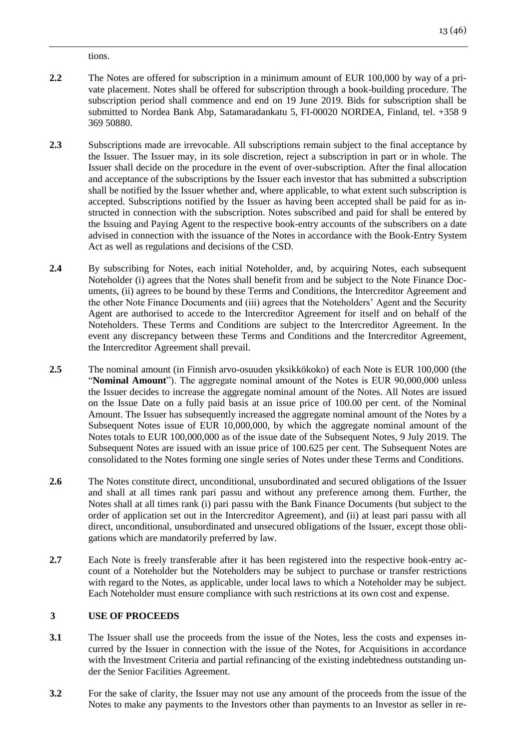tions.

**2.2** The Notes are offered for subscription in a minimum amount of EUR 100,000 by way of a private placement. Notes shall be offered for subscription through a book-building procedure. The subscription period shall commence and end on 19 June 2019. Bids for subscription shall be submitted to Nordea Bank Abp, Satamaradankatu 5, FI-00020 NORDEA, Finland, tel. +358 9 369 50880.

**2.3** Subscriptions made are irrevocable. All subscriptions remain subject to the final acceptance by the Issuer. The Issuer may, in its sole discretion, reject a subscription in part or in whole. The Issuer shall decide on the procedure in the event of over-subscription. After the final allocation and acceptance of the subscriptions by the Issuer each investor that has submitted a subscription shall be notified by the Issuer whether and, where applicable, to what extent such subscription is accepted. Subscriptions notified by the Issuer as having been accepted shall be paid for as instructed in connection with the subscription. Notes subscribed and paid for shall be entered by the Issuing and Paying Agent to the respective book-entry accounts of the subscribers on a date advised in connection with the issuance of the Notes in accordance with the Book-Entry System Act as well as regulations and decisions of the CSD.

**2.4** By subscribing for Notes, each initial Noteholder, and, by acquiring Notes, each subsequent Noteholder (i) agrees that the Notes shall benefit from and be subject to the Note Finance Documents, (ii) agrees to be bound by these Terms and Conditions, the Intercreditor Agreement and the other Note Finance Documents and (iii) agrees that the Noteholders' Agent and the Security Agent are authorised to accede to the Intercreditor Agreement for itself and on behalf of the Noteholders. These Terms and Conditions are subject to the Intercreditor Agreement. In the event any discrepancy between these Terms and Conditions and the Intercreditor Agreement, the Intercreditor Agreement shall prevail.

**2.5** The nominal amount (in Finnish arvo-osuuden yksikkökoko) of each Note is EUR 100,000 (the "**Nominal Amount**"). The aggregate nominal amount of the Notes is EUR 90,000,000 unless the Issuer decides to increase the aggregate nominal amount of the Notes. All Notes are issued on the Issue Date on a fully paid basis at an issue price of 100.00 per cent. of the Nominal Amount. The Issuer has subsequently increased the aggregate nominal amount of the Notes by a Subsequent Notes issue of EUR 10,000,000, by which the aggregate nominal amount of the Notes totals to EUR 100,000,000 as of the issue date of the Subsequent Notes, 9 July 2019. The Subsequent Notes are issued with an issue price of 100.625 per cent. The Subsequent Notes are consolidated to the Notes forming one single series of Notes under these Terms and Conditions.

**2.6** The Notes constitute direct, unconditional, unsubordinated and secured obligations of the Issuer and shall at all times rank pari passu and without any preference among them. Further, the Notes shall at all times rank (i) pari passu with the Bank Finance Documents (but subject to the order of application set out in the Intercreditor Agreement), and (ii) at least pari passu with all direct, unconditional, unsubordinated and unsecured obligations of the Issuer, except those obligations which are mandatorily preferred by law.

**2.7** Each Note is freely transferable after it has been registered into the respective book-entry account of a Noteholder but the Noteholders may be subject to purchase or transfer restrictions with regard to the Notes, as applicable, under local laws to which a Noteholder may be subject. Each Noteholder must ensure compliance with such restrictions at its own cost and expense.

## 3 USE OF PROCEEDS

**3.1** The Issuer shall use the proceeds from the issue of the Notes, less the costs and expenses incurred by the Issuer in connection with the issue of the Notes, for Acquisitions in accordance with the Investment Criteria and partial refinancing of the existing indebtedness outstanding under the Senior Facilities Agreement.

**3.2** For the sake of clarity, the Issuer may not use any amount of the proceeds from the issue of the Notes to make any payments to the Investors other than payments to an Investor as seller in re-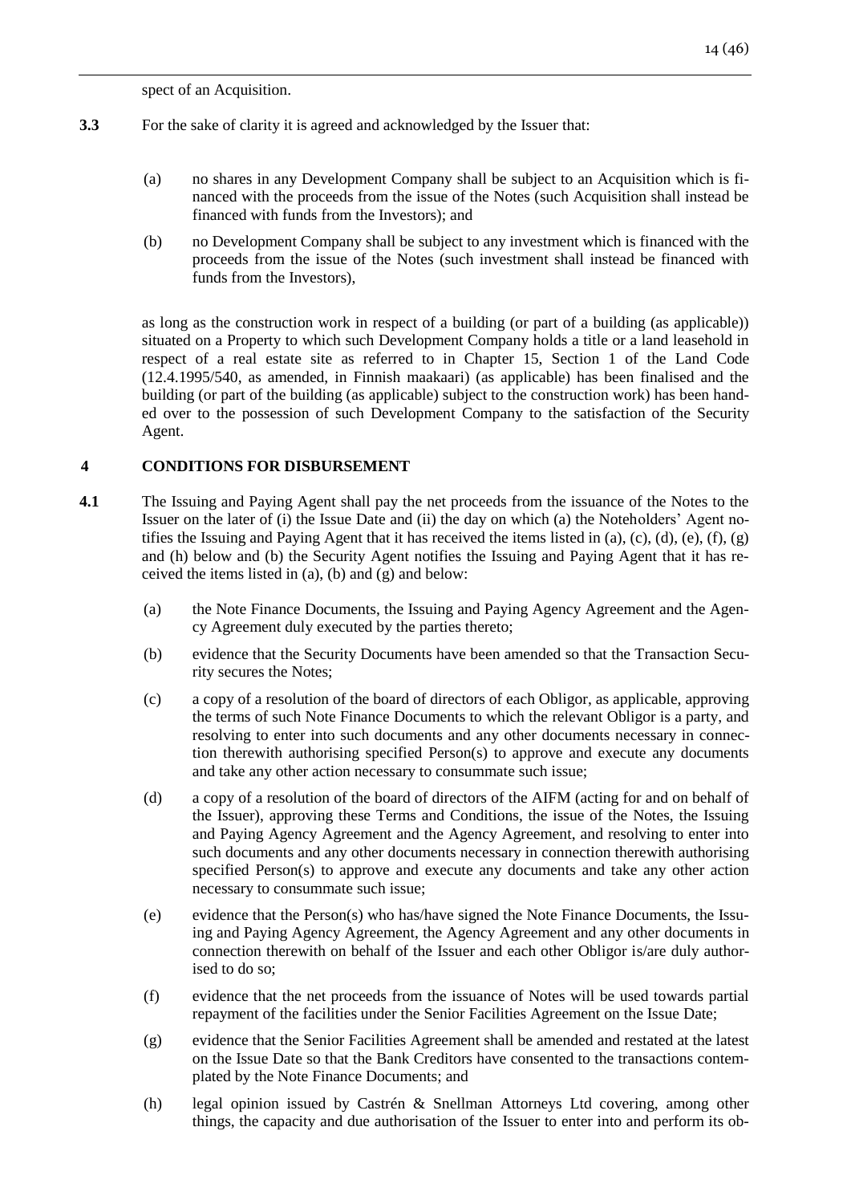spect of an Acquisition.

**3.3** For the sake of clarity it is agreed and acknowledged by the Issuer that:

(a) no shares in any Development Company shall be subject to an Acquisition which is financed with the proceeds from the issue of the Notes (such Acquisition shall instead be financed with funds from the Investors); and

(b) no Development Company shall be subject to any investment which is financed with the proceeds from the issue of the Notes (such investment shall instead be financed with funds from the Investors),

as long as the construction work in respect of a building (or part of a building (as applicable)) situated on a Property to which such Development Company holds a title or a land leasehold in respect of a real estate site as referred to in Chapter 15, Section 1 of the Land Code (12.4.1995/540, as amended, in Finnish maakaari) (as applicable) has been finalised and the building (or part of the building (as applicable) subject to the construction work) has been handed over to the possession of such Development Company to the satisfaction of the Security Agent.

## 4 CONDITIONS FOR DISBURSEMENT

**4.1** The Issuing and Paying Agent shall pay the net proceeds from the issuance of the Notes to the Issuer on the later of (i) the Issue Date and (ii) the day on which (a) the Noteholders' Agent notifies the Issuing and Paying Agent that it has received the items listed in (a), (c), (d), (e), (f), (g) and (h) below and (b) the Security Agent notifies the Issuing and Paying Agent that it has received the items listed in (a), (b) and (g) and below:

(a) the Note Finance Documents, the Issuing and Paying Agency Agreement and the Agency Agreement duly executed by the parties thereto;

(b) evidence that the Security Documents have been amended so that the Transaction Security secures the Notes;

(c) a copy of a resolution of the board of directors of each Obligor, as applicable, approving the terms of such Note Finance Documents to which the relevant Obligor is a party, and resolving to enter into such documents and any other documents necessary in connection therewith authorising specified Person(s) to approve and execute any documents and take any other action necessary to consummate such issue;

(d) a copy of a resolution of the board of directors of the AIFM (acting for and on behalf of the Issuer), approving these Terms and Conditions, the issue of the Notes, the Issuing and Paying Agency Agreement and the Agency Agreement, and resolving to enter into such documents and any other documents necessary in connection therewith authorising specified Person(s) to approve and execute any documents and take any other action necessary to consummate such issue;

(e) evidence that the Person(s) who has/have signed the Note Finance Documents, the Issuing and Paying Agency Agreement, the Agency Agreement and any other documents in connection therewith on behalf of the Issuer and each other Obligor is/are duly authorised to do so;

(f) evidence that the net proceeds from the issuance of Notes will be used towards partial repayment of the facilities under the Senior Facilities Agreement on the Issue Date;

(g) evidence that the Senior Facilities Agreement shall be amended and restated at the latest on the Issue Date so that the Bank Creditors have consented to the transactions contemplated by the Note Finance Documents; and

(h) legal opinion issued by Castrén & Snellman Attorneys Ltd covering, among other things, the capacity and due authorisation of the Issuer to enter into and perform its ob-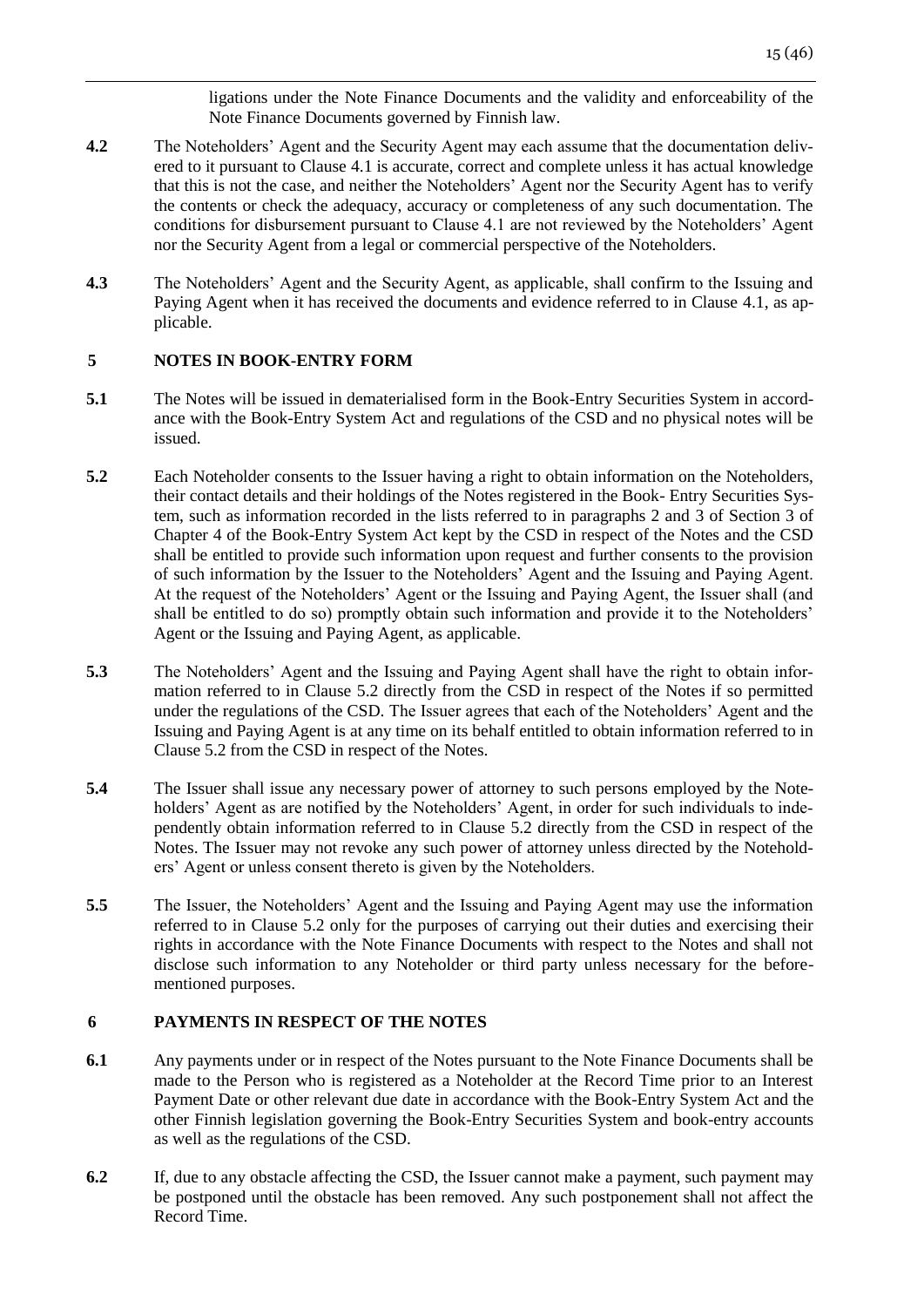ligations under the Note Finance Documents and the validity and enforceability of the Note Finance Documents governed by Finnish law.

**4.2** The Noteholders' Agent and the Security Agent may each assume that the documentation delivered to it pursuant to Clause 4.1 is accurate, correct and complete unless it has actual knowledge that this is not the case, and neither the Noteholders' Agent nor the Security Agent has to verify the contents or check the adequacy, accuracy or completeness of any such documentation. The conditions for disbursement pursuant to Clause 4.1 are not reviewed by the Noteholders' Agent nor the Security Agent from a legal or commercial perspective of the Noteholders.

**4.3** The Noteholders' Agent and the Security Agent, as applicable, shall confirm to the Issuing and Paying Agent when it has received the documents and evidence referred to in Clause 4.1, as applicable.

## 5 NOTES IN BOOK-ENTRY FORM

**5.1** The Notes will be issued in dematerialised form in the Book-Entry Securities System in accordance with the Book-Entry System Act and regulations of the CSD and no physical notes will be issued.

**5.2** Each Noteholder consents to the Issuer having a right to obtain information on the Noteholders, their contact details and their holdings of the Notes registered in the Book- Entry Securities System, such as information recorded in the lists referred to in paragraphs 2 and 3 of Section 3 of Chapter 4 of the Book-Entry System Act kept by the CSD in respect of the Notes and the CSD shall be entitled to provide such information upon request and further consents to the provision of such information by the Issuer to the Noteholders' Agent and the Issuing and Paying Agent. At the request of the Noteholders' Agent or the Issuing and Paying Agent, the Issuer shall (and shall be entitled to do so) promptly obtain such information and provide it to the Noteholders' Agent or the Issuing and Paying Agent, as applicable.

**5.3** The Noteholders' Agent and the Issuing and Paying Agent shall have the right to obtain information referred to in Clause 5.2 directly from the CSD in respect of the Notes if so permitted under the regulations of the CSD. The Issuer agrees that each of the Noteholders' Agent and the Issuing and Paying Agent is at any time on its behalf entitled to obtain information referred to in Clause 5.2 from the CSD in respect of the Notes.

**5.4** The Issuer shall issue any necessary power of attorney to such persons employed by the Noteholders' Agent as are notified by the Noteholders' Agent, in order for such individuals to independently obtain information referred to in Clause 5.2 directly from the CSD in respect of the Notes. The Issuer may not revoke any such power of attorney unless directed by the Noteholders' Agent or unless consent thereto is given by the Noteholders.

**5.5** The Issuer, the Noteholders' Agent and the Issuing and Paying Agent may use the information referred to in Clause 5.2 only for the purposes of carrying out their duties and exercising their rights in accordance with the Note Finance Documents with respect to the Notes and shall not disclose such information to any Noteholder or third party unless necessary for the beforementioned purposes.

## 6 PAYMENTS IN RESPECT OF THE NOTES

**6.1** Any payments under or in respect of the Notes pursuant to the Note Finance Documents shall be made to the Person who is registered as a Noteholder at the Record Time prior to an Interest Payment Date or other relevant due date in accordance with the Book-Entry System Act and the other Finnish legislation governing the Book-Entry Securities System and book-entry accounts as well as the regulations of the CSD.

**6.2** If, due to any obstacle affecting the CSD, the Issuer cannot make a payment, such payment may be postponed until the obstacle has been removed. Any such postponement shall not affect the Record Time.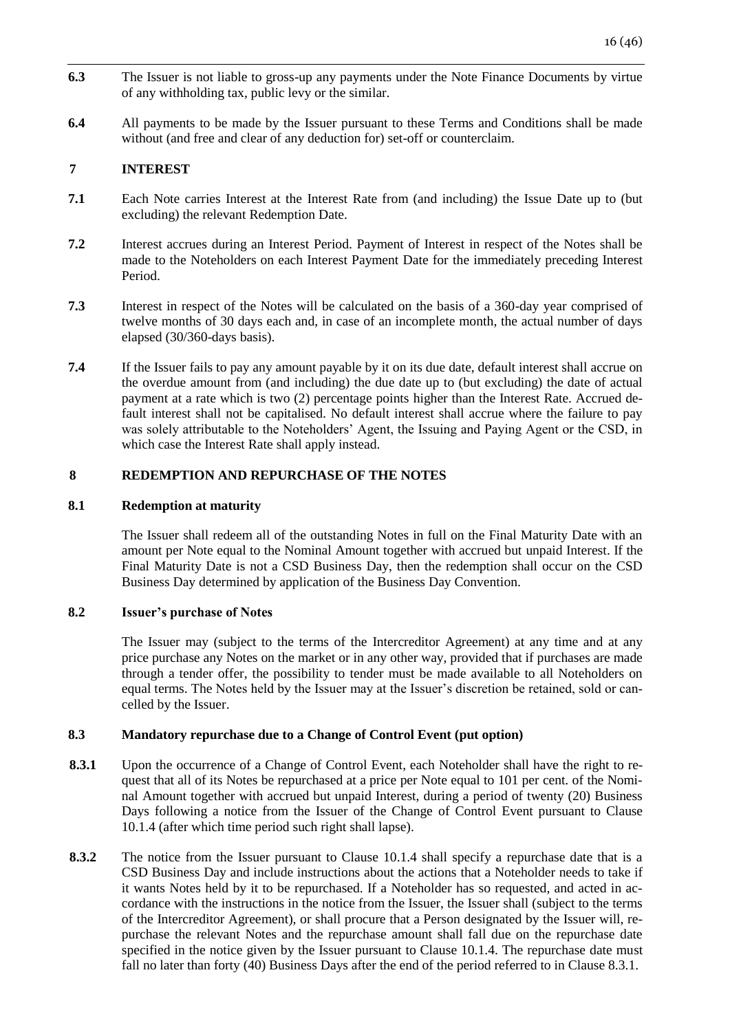**6.3** The Issuer is not liable to gross-up any payments under the Note Finance Documents by virtue of any withholding tax, public levy or the similar.

**6.4** All payments to be made by the Issuer pursuant to these Terms and Conditions shall be made without (and free and clear of any deduction for) set-off or counterclaim.

## 7 INTEREST

**7.1** Each Note carries Interest at the Interest Rate from (and including) the Issue Date up to (but excluding) the relevant Redemption Date.

**7.2** Interest accrues during an Interest Period. Payment of Interest in respect of the Notes shall be made to the Noteholders on each Interest Payment Date for the immediately preceding Interest Period.

**7.3** Interest in respect of the Notes will be calculated on the basis of a 360-day year comprised of twelve months of 30 days each and, in case of an incomplete month, the actual number of days elapsed (30/360-days basis).

**7.4** If the Issuer fails to pay any amount payable by it on its due date, default interest shall accrue on the overdue amount from (and including) the due date up to (but excluding) the date of actual payment at a rate which is two (2) percentage points higher than the Interest Rate. Accrued default interest shall not be capitalised. No default interest shall accrue where the failure to pay was solely attributable to the Noteholders' Agent, the Issuing and Paying Agent or the CSD, in which case the Interest Rate shall apply instead.

## 8 REDEMPTION AND REPURCHASE OF THE NOTES

### 8.1 Redemption at maturity

The Issuer shall redeem all of the outstanding Notes in full on the Final Maturity Date with an amount per Note equal to the Nominal Amount together with accrued but unpaid Interest. If the Final Maturity Date is not a CSD Business Day, then the redemption shall occur on the CSD Business Day determined by application of the Business Day Convention.

### 8.2 Issuer's purchase of Notes

The Issuer may (subject to the terms of the Intercreditor Agreement) at any time and at any price purchase any Notes on the market or in any other way, provided that if purchases are made through a tender offer, the possibility to tender must be made available to all Noteholders on equal terms. The Notes held by the Issuer may at the Issuer's discretion be retained, sold or cancelled by the Issuer.

### 8.3 Mandatory repurchase due to a Change of Control Event (put option)

**8.3.1** Upon the occurrence of a Change of Control Event, each Noteholder shall have the right to request that all of its Notes be repurchased at a price per Note equal to 101 per cent. of the Nominal Amount together with accrued but unpaid Interest, during a period of twenty (20) Business Days following a notice from the Issuer of the Change of Control Event pursuant to Clause 10.1.4 (after which time period such right shall lapse).

**8.3.2** The notice from the Issuer pursuant to Clause 10.1.4 shall specify a repurchase date that is a CSD Business Day and include instructions about the actions that a Noteholder needs to take if it wants Notes held by it to be repurchased. If a Noteholder has so requested, and acted in accordance with the instructions in the notice from the Issuer, the Issuer shall (subject to the terms of the Intercreditor Agreement), or shall procure that a Person designated by the Issuer will, repurchase the relevant Notes and the repurchase amount shall fall due on the repurchase date specified in the notice given by the Issuer pursuant to Clause 10.1.4. The repurchase date must fall no later than forty (40) Business Days after the end of the period referred to in Clause 8.3.1.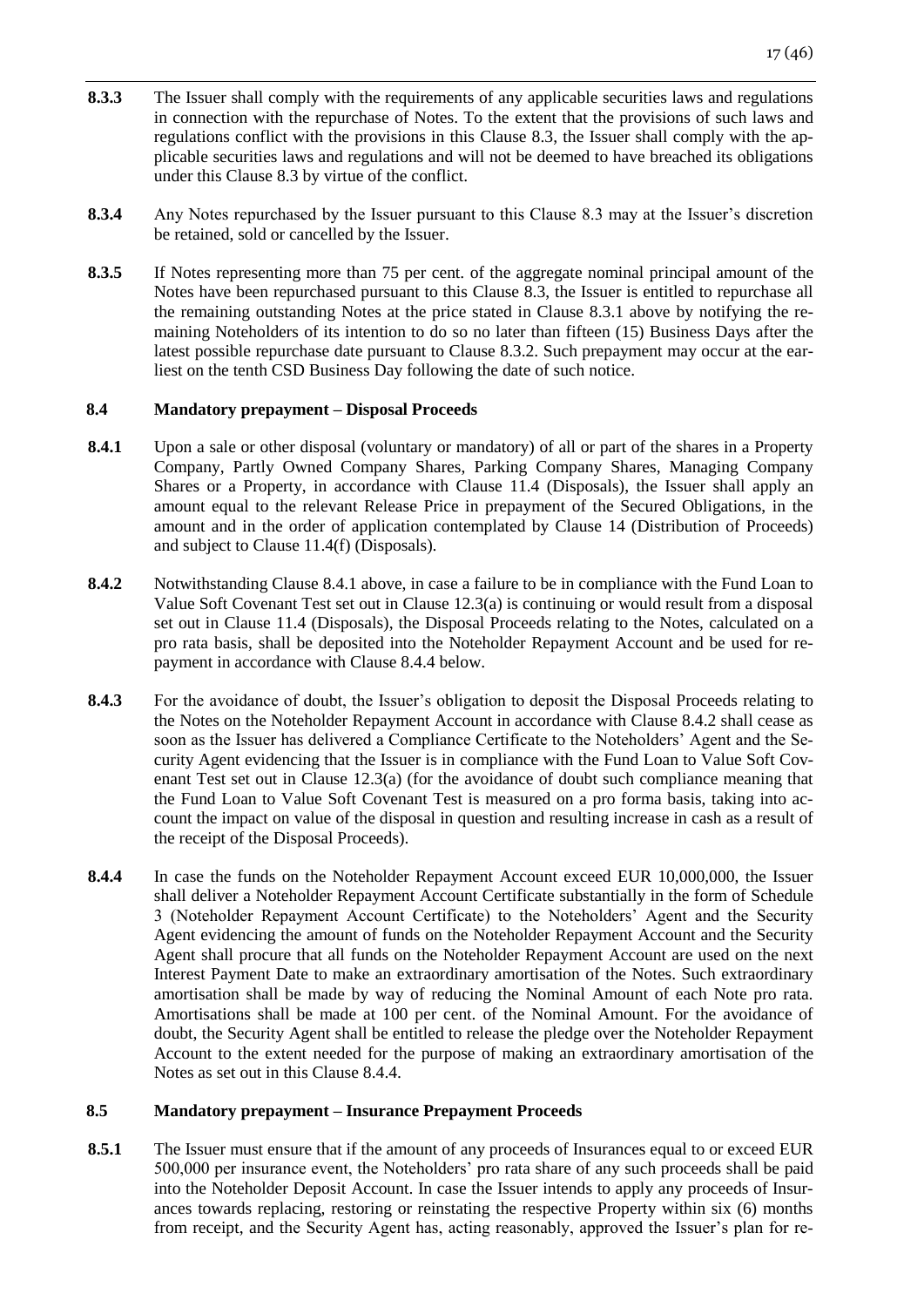**8.3.3** The Issuer shall comply with the requirements of any applicable securities laws and regulations in connection with the repurchase of Notes. To the extent that the provisions of such laws and regulations conflict with the provisions in this Clause 8.3, the Issuer shall comply with the applicable securities laws and regulations and will not be deemed to have breached its obligations under this Clause 8.3 by virtue of the conflict.

**8.3.4** Any Notes repurchased by the Issuer pursuant to this Clause 8.3 may at the Issuer's discretion be retained, sold or cancelled by the Issuer.

**8.3.5** If Notes representing more than 75 per cent. of the aggregate nominal principal amount of the Notes have been repurchased pursuant to this Clause 8.3, the Issuer is entitled to repurchase all the remaining outstanding Notes at the price stated in Clause 8.3.1 above by notifying the remaining Noteholders of its intention to do so no later than fifteen (15) Business Days after the latest possible repurchase date pursuant to Clause 8.3.2. Such prepayment may occur at the earliest on the tenth CSD Business Day following the date of such notice.

### 8.4 Mandatory prepayment – Disposal Proceeds

**8.4.1** Upon a sale or other disposal (voluntary or mandatory) of all or part of the shares in a Property Company, Partly Owned Company Shares, Parking Company Shares, Managing Company Shares or a Property, in accordance with Clause 11.4 (Disposals), the Issuer shall apply an amount equal to the relevant Release Price in prepayment of the Secured Obligations, in the amount and in the order of application contemplated by Clause 14 (Distribution of Proceeds) and subject to Clause 11.4(f) (Disposals).

**8.4.2** Notwithstanding Clause 8.4.1 above, in case a failure to be in compliance with the Fund Loan to Value Soft Covenant Test set out in Clause 12.3(a) is continuing or would result from a disposal set out in Clause 11.4 (Disposals), the Disposal Proceeds relating to the Notes, calculated on a pro rata basis, shall be deposited into the Noteholder Repayment Account and be used for repayment in accordance with Clause 8.4.4 below.

**8.4.3** For the avoidance of doubt, the Issuer's obligation to deposit the Disposal Proceeds relating to the Notes on the Noteholder Repayment Account in accordance with Clause 8.4.2 shall cease as soon as the Issuer has delivered a Compliance Certificate to the Noteholders' Agent and the Security Agent evidencing that the Issuer is in compliance with the Fund Loan to Value Soft Covenant Test set out in Clause 12.3(a) (for the avoidance of doubt such compliance meaning that the Fund Loan to Value Soft Covenant Test is measured on a pro forma basis, taking into account the impact on value of the disposal in question and resulting increase in cash as a result of the receipt of the Disposal Proceeds).

**8.4.4** In case the funds on the Noteholder Repayment Account exceed EUR 10,000,000, the Issuer shall deliver a Noteholder Repayment Account Certificate substantially in the form of Schedule 3 (Noteholder Repayment Account Certificate) to the Noteholders' Agent and the Security Agent evidencing the amount of funds on the Noteholder Repayment Account and the Security Agent shall procure that all funds on the Noteholder Repayment Account are used on the next Interest Payment Date to make an extraordinary amortisation of the Notes. Such extraordinary amortisation shall be made by way of reducing the Nominal Amount of each Note pro rata. Amortisations shall be made at 100 per cent. of the Nominal Amount. For the avoidance of doubt, the Security Agent shall be entitled to release the pledge over the Noteholder Repayment Account to the extent needed for the purpose of making an extraordinary amortisation of the Notes as set out in this Clause 8.4.4.

### 8.5 Mandatory prepayment – Insurance Prepayment Proceeds

**8.5.1** The Issuer must ensure that if the amount of any proceeds of Insurances equal to or exceed EUR 500,000 per insurance event, the Noteholders' pro rata share of any such proceeds shall be paid into the Noteholder Deposit Account. In case the Issuer intends to apply any proceeds of Insurances towards replacing, restoring or reinstating the respective Property within six (6) months from receipt, and the Security Agent has, acting reasonably, approved the Issuer's plan for re-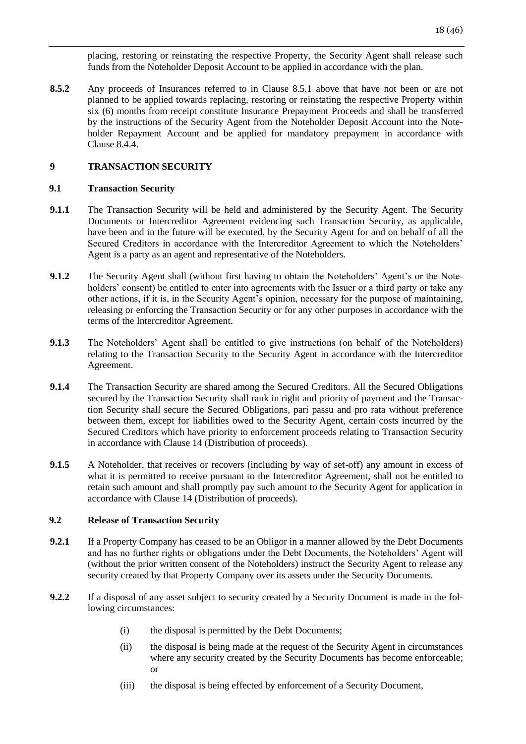placing, restoring or reinstating the respective Property, the Security Agent shall release such funds from the Noteholder Deposit Account to be applied in accordance with the plan.

**8.5.2** Any proceeds of Insurances referred to in Clause 8.5.1 above that have not been or are not planned to be applied towards replacing, restoring or reinstating the respective Property within six (6) months from receipt constitute Insurance Prepayment Proceeds and shall be transferred by the instructions of the Security Agent from the Noteholder Deposit Account into the Noteholder Repayment Account and be applied for mandatory prepayment in accordance with Clause 8.4.4.

## 9 TRANSACTION SECURITY

### 9.1 Transaction Security

**9.1.1** The Transaction Security will be held and administered by the Security Agent. The Security Documents or Intercreditor Agreement evidencing such Transaction Security, as applicable, have been and in the future will be executed, by the Security Agent for and on behalf of all the Secured Creditors in accordance with the Intercreditor Agreement to which the Noteholders' Agent is a party as an agent and representative of the Noteholders.

**9.1.2** The Security Agent shall (without first having to obtain the Noteholders' Agent's or the Noteholders' consent) be entitled to enter into agreements with the Issuer or a third party or take any other actions, if it is, in the Security Agent's opinion, necessary for the purpose of maintaining, releasing or enforcing the Transaction Security or for any other purposes in accordance with the terms of the Intercreditor Agreement.

**9.1.3** The Noteholders' Agent shall be entitled to give instructions (on behalf of the Noteholders) relating to the Transaction Security to the Security Agent in accordance with the Intercreditor Agreement.

**9.1.4** The Transaction Security are shared among the Secured Creditors. All the Secured Obligations secured by the Transaction Security shall rank in right and priority of payment and the Transaction Security shall secure the Secured Obligations, pari passu and pro rata without preference between them, except for liabilities owed to the Security Agent, certain costs incurred by the Secured Creditors which have priority to enforcement proceeds relating to Transaction Security in accordance with Clause 14 (Distribution of proceeds).

**9.1.5** A Noteholder, that receives or recovers (including by way of set-off) any amount in excess of what it is permitted to receive pursuant to the Intercreditor Agreement, shall not be entitled to retain such amount and shall promptly pay such amount to the Security Agent for application in accordance with Clause 14 (Distribution of proceeds).

### 9.2 Release of Transaction Security

**9.2.1** If a Property Company has ceased to be an Obligor in a manner allowed by the Debt Documents and has no further rights or obligations under the Debt Documents, the Noteholders' Agent will (without the prior written consent of the Noteholders) instruct the Security Agent to release any security created by that Property Company over its assets under the Security Documents.

**9.2.2** If a disposal of any asset subject to security created by a Security Document is made in the following circumstances:

(i) the disposal is permitted by the Debt Documents;

(ii) the disposal is being made at the request of the Security Agent in circumstances where any security created by the Security Documents has become enforceable; or

(iii) the disposal is being effected by enforcement of a Security Document,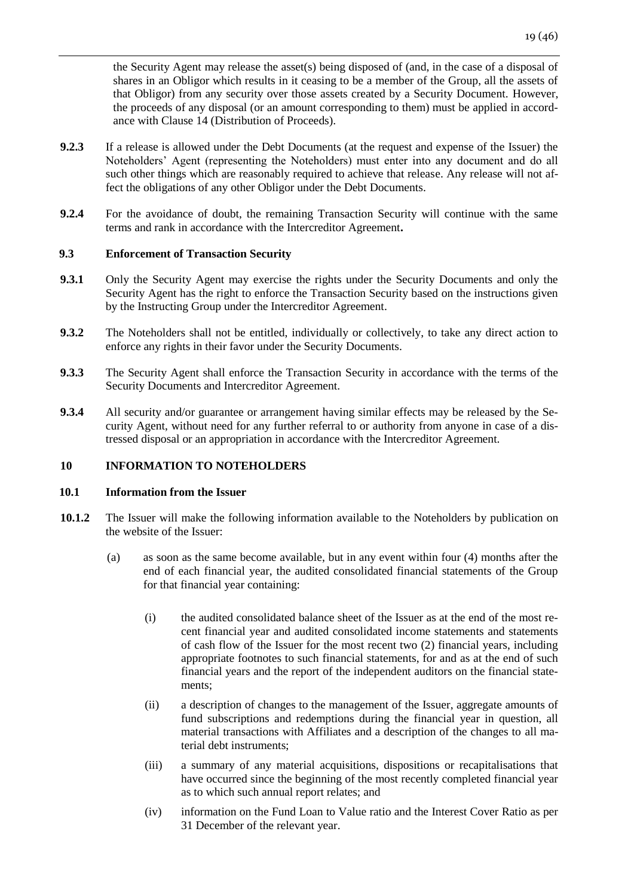the Security Agent may release the asset(s) being disposed of (and, in the case of a disposal of shares in an Obligor which results in it ceasing to be a member of the Group, all the assets of that Obligor) from any security over those assets created by a Security Document. However, the proceeds of any disposal (or an amount corresponding to them) must be applied in accordance with Clause 14 (Distribution of Proceeds).

**9.2.3** If a release is allowed under the Debt Documents (at the request and expense of the Issuer) the Noteholders' Agent (representing the Noteholders) must enter into any document and do all such other things which are reasonably required to achieve that release. Any release will not affect the obligations of any other Obligor under the Debt Documents.

**9.2.4** For the avoidance of doubt, the remaining Transaction Security will continue with the same terms and rank in accordance with the Intercreditor Agreement**.**

### 9.3 Enforcement of Transaction Security

**9.3.1** Only the Security Agent may exercise the rights under the Security Documents and only the Security Agent has the right to enforce the Transaction Security based on the instructions given by the Instructing Group under the Intercreditor Agreement.

**9.3.2** The Noteholders shall not be entitled, individually or collectively, to take any direct action to enforce any rights in their favor under the Security Documents.

**9.3.3** The Security Agent shall enforce the Transaction Security in accordance with the terms of the Security Documents and Intercreditor Agreement.

**9.3.4** All security and/or guarantee or arrangement having similar effects may be released by the Security Agent, without need for any further referral to or authority from anyone in case of a distressed disposal or an appropriation in accordance with the Intercreditor Agreement.

## 10 INFORMATION TO NOTEHOLDERS

### 10.1 Information from the Issuer

**10.1.2** The Issuer will make the following information available to the Noteholders by publication on the website of the Issuer:

(a) as soon as the same become available, but in any event within four (4) months after the end of each financial year, the audited consolidated financial statements of the Group for that financial year containing:

(i) the audited consolidated balance sheet of the Issuer as at the end of the most recent financial year and audited consolidated income statements and statements of cash flow of the Issuer for the most recent two (2) financial years, including appropriate footnotes to such financial statements, for and as at the end of such financial years and the report of the independent auditors on the financial statements;

(ii) a description of changes to the management of the Issuer, aggregate amounts of fund subscriptions and redemptions during the financial year in question, all material transactions with Affiliates and a description of the changes to all material debt instruments;

(iii) a summary of any material acquisitions, dispositions or recapitalisations that have occurred since the beginning of the most recently completed financial year as to which such annual report relates; and

(iv) information on the Fund Loan to Value ratio and the Interest Cover Ratio as per 31 December of the relevant year.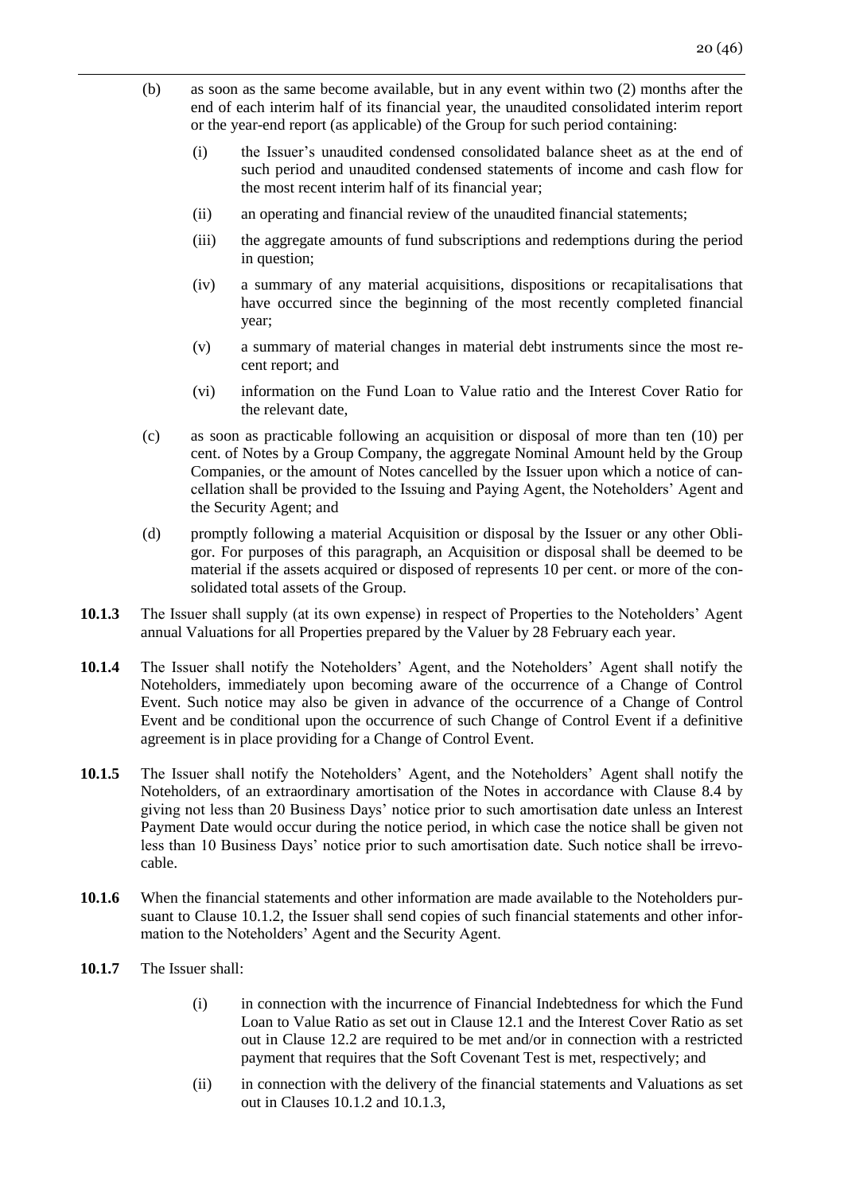(b) as soon as the same become available, but in any event within two (2) months after the end of each interim half of its financial year, the unaudited consolidated interim report or the year-end report (as applicable) of the Group for such period containing:

   (i) the Issuer's unaudited condensed consolidated balance sheet as at the end of such period and unaudited condensed statements of income and cash flow for the most recent interim half of its financial year;

   (ii) an operating and financial review of the unaudited financial statements;

   (iii) the aggregate amounts of fund subscriptions and redemptions during the period in question;

   (iv) a summary of any material acquisitions, dispositions or recapitalisations that have occurred since the beginning of the most recently completed financial year;

   (v) a summary of material changes in material debt instruments since the most recent report; and

   (vi) information on the Fund Loan to Value ratio and the Interest Cover Ratio for the relevant date,

(c) as soon as practicable following an acquisition or disposal of more than ten (10) per cent. of Notes by a Group Company, the aggregate Nominal Amount held by the Group Companies, or the amount of Notes cancelled by the Issuer upon which a notice of cancellation shall be provided to the Issuing and Paying Agent, the Noteholders' Agent and the Security Agent; and

(d) promptly following a material Acquisition or disposal by the Issuer or any other Obligor. For purposes of this paragraph, an Acquisition or disposal shall be deemed to be material if the assets acquired or disposed of represents 10 per cent. or more of the consolidated total assets of the Group.

**10.1.3** The Issuer shall supply (at its own expense) in respect of Properties to the Noteholders' Agent annual Valuations for all Properties prepared by the Valuer by 28 February each year.

**10.1.4** The Issuer shall notify the Noteholders' Agent, and the Noteholders' Agent shall notify the Noteholders, immediately upon becoming aware of the occurrence of a Change of Control Event. Such notice may also be given in advance of the occurrence of a Change of Control Event and be conditional upon the occurrence of such Change of Control Event if a definitive agreement is in place providing for a Change of Control Event.

**10.1.5** The Issuer shall notify the Noteholders' Agent, and the Noteholders' Agent shall notify the Noteholders, of an extraordinary amortisation of the Notes in accordance with Clause 8.4 by giving not less than 20 Business Days' notice prior to such amortisation date unless an Interest Payment Date would occur during the notice period, in which case the notice shall be given not less than 10 Business Days' notice prior to such amortisation date. Such notice shall be irrevocable.

**10.1.6** When the financial statements and other information are made available to the Noteholders pursuant to Clause 10.1.2, the Issuer shall send copies of such financial statements and other information to the Noteholders' Agent and the Security Agent.

**10.1.7** The Issuer shall:

   (i) in connection with the incurrence of Financial Indebtedness for which the Fund Loan to Value Ratio as set out in Clause 12.1 and the Interest Cover Ratio as set out in Clause 12.2 are required to be met and/or in connection with a restricted payment that requires that the Soft Covenant Test is met, respectively; and

   (ii) in connection with the delivery of the financial statements and Valuations as set out in Clauses 10.1.2 and 10.1.3,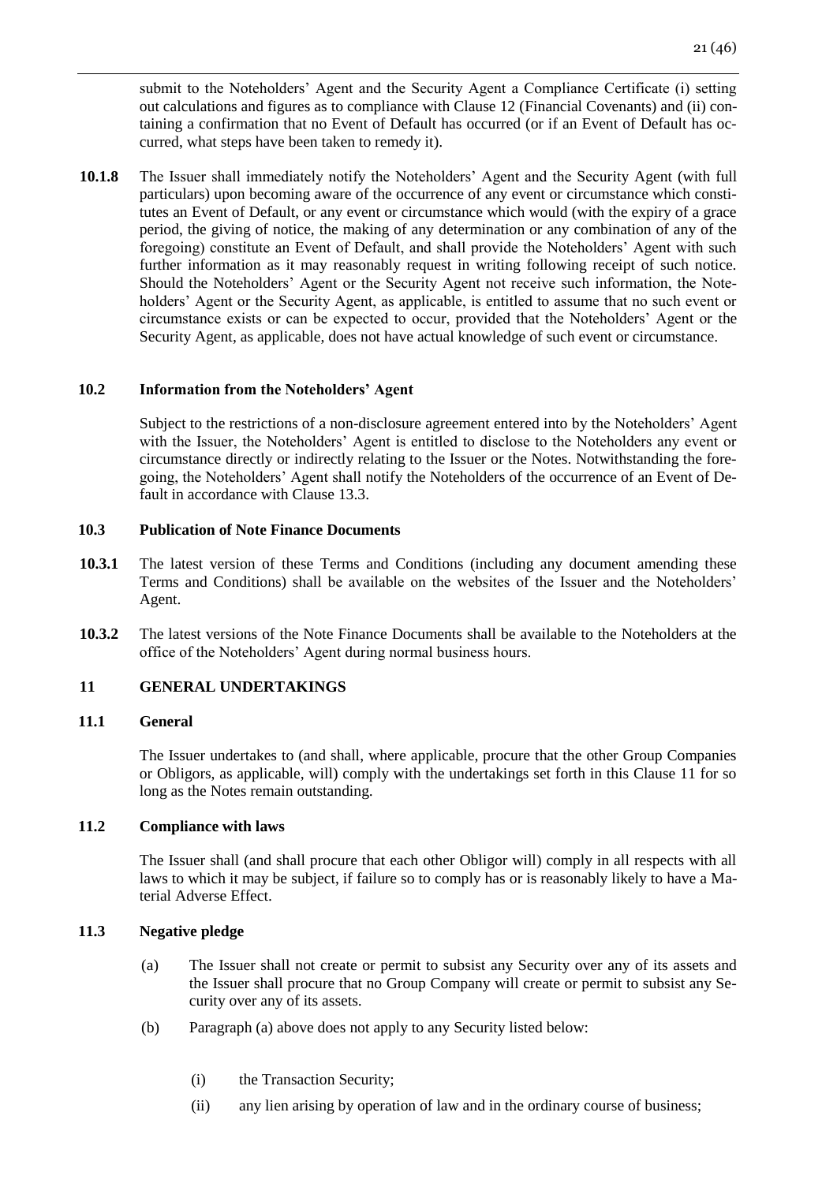submit to the Noteholders' Agent and the Security Agent a Compliance Certificate (i) setting out calculations and figures as to compliance with Clause 12 (Financial Covenants) and (ii) containing a confirmation that no Event of Default has occurred (or if an Event of Default has occurred, what steps have been taken to remedy it).

**10.1.8** The Issuer shall immediately notify the Noteholders' Agent and the Security Agent (with full particulars) upon becoming aware of the occurrence of any event or circumstance which constitutes an Event of Default, or any event or circumstance which would (with the expiry of a grace period, the giving of notice, the making of any determination or any combination of any of the foregoing) constitute an Event of Default, and shall provide the Noteholders' Agent with such further information as it may reasonably request in writing following receipt of such notice. Should the Noteholders' Agent or the Security Agent not receive such information, the Noteholders' Agent or the Security Agent, as applicable, is entitled to assume that no such event or circumstance exists or can be expected to occur, provided that the Noteholders' Agent or the Security Agent, as applicable, does not have actual knowledge of such event or circumstance.

### 10.2 Information from the Noteholders' Agent

Subject to the restrictions of a non-disclosure agreement entered into by the Noteholders' Agent with the Issuer, the Noteholders' Agent is entitled to disclose to the Noteholders any event or circumstance directly or indirectly relating to the Issuer or the Notes. Notwithstanding the foregoing, the Noteholders' Agent shall notify the Noteholders of the occurrence of an Event of Default in accordance with Clause 13.3.

### 10.3 Publication of Note Finance Documents

**10.3.1** The latest version of these Terms and Conditions (including any document amending these Terms and Conditions) shall be available on the websites of the Issuer and the Noteholders' Agent.

**10.3.2** The latest versions of the Note Finance Documents shall be available to the Noteholders at the office of the Noteholders' Agent during normal business hours.

## 11 GENERAL UNDERTAKINGS

### 11.1 General

The Issuer undertakes to (and shall, where applicable, procure that the other Group Companies or Obligors, as applicable, will) comply with the undertakings set forth in this Clause 11 for so long as the Notes remain outstanding.

### 11.2 Compliance with laws

The Issuer shall (and shall procure that each other Obligor will) comply in all respects with all laws to which it may be subject, if failure so to comply has or is reasonably likely to have a Material Adverse Effect.

### 11.3 Negative pledge

(a) The Issuer shall not create or permit to subsist any Security over any of its assets and the Issuer shall procure that no Group Company will create or permit to subsist any Security over any of its assets.

(b) Paragraph (a) above does not apply to any Security listed below:

(i) the Transaction Security;

(ii) any lien arising by operation of law and in the ordinary course of business;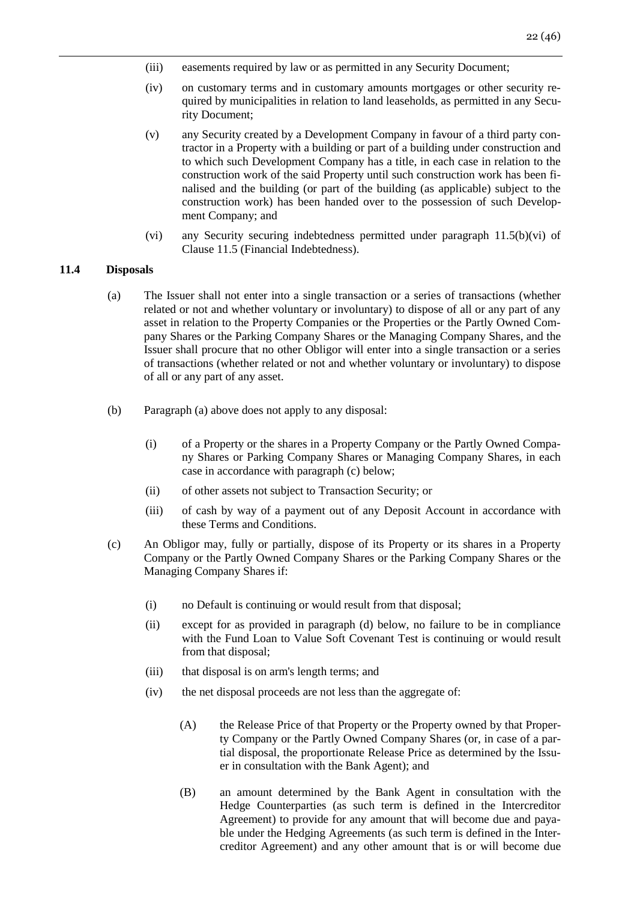(iii) easements required by law or as permitted in any Security Document;

(iv) on customary terms and in customary amounts mortgages or other security required by municipalities in relation to land leaseholds, as permitted in any Security Document;

(v) any Security created by a Development Company in favour of a third party contractor in a Property with a building or part of a building under construction and to which such Development Company has a title, in each case in relation to the construction work of the said Property until such construction work has been finalised and the building (or part of the building (as applicable) subject to the construction work) has been handed over to the possession of such Development Company; and

(vi) any Security securing indebtedness permitted under paragraph 11.5(b)(vi) of Clause 11.5 (Financial Indebtedness).

### 11.4 Disposals

(a) The Issuer shall not enter into a single transaction or a series of transactions (whether related or not and whether voluntary or involuntary) to dispose of all or any part of any asset in relation to the Property Companies or the Properties or the Partly Owned Company Shares or the Parking Company Shares or the Managing Company Shares, and the Issuer shall procure that no other Obligor will enter into a single transaction or a series of transactions (whether related or not and whether voluntary or involuntary) to dispose of all or any part of any asset.

(b) Paragraph (a) above does not apply to any disposal:

(i) of a Property or the shares in a Property Company or the Partly Owned Company Shares or Parking Company Shares or Managing Company Shares, in each case in accordance with paragraph (c) below;

(ii) of other assets not subject to Transaction Security; or

(iii) of cash by way of a payment out of any Deposit Account in accordance with these Terms and Conditions.

(c) An Obligor may, fully or partially, dispose of its Property or its shares in a Property Company or the Partly Owned Company Shares or the Parking Company Shares or the Managing Company Shares if:

(i) no Default is continuing or would result from that disposal;

(ii) except for as provided in paragraph (d) below, no failure to be in compliance with the Fund Loan to Value Soft Covenant Test is continuing or would result from that disposal;

(iii) that disposal is on arm's length terms; and

(iv) the net disposal proceeds are not less than the aggregate of:

(A) the Release Price of that Property or the Property owned by that Property Company or the Partly Owned Company Shares (or, in case of a partial disposal, the proportionate Release Price as determined by the Issuer in consultation with the Bank Agent); and

(B) an amount determined by the Bank Agent in consultation with the Hedge Counterparties (as such term is defined in the Intercreditor Agreement) to provide for any amount that will become due and payable under the Hedging Agreements (as such term is defined in the Intercreditor Agreement) and any other amount that is or will become due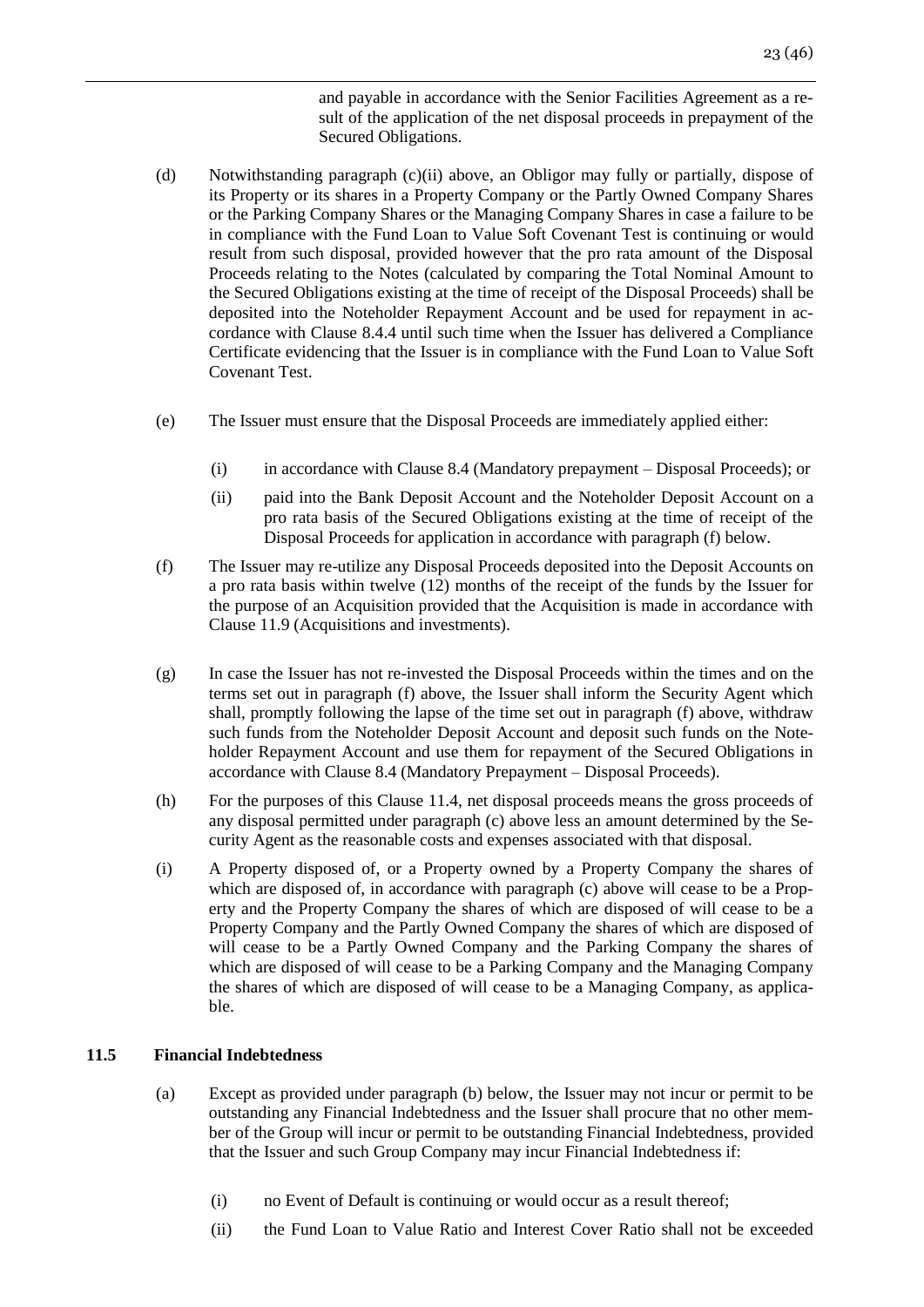and payable in accordance with the Senior Facilities Agreement as a result of the application of the net disposal proceeds in prepayment of the Secured Obligations.

(d) Notwithstanding paragraph (c)(ii) above, an Obligor may fully or partially, dispose of its Property or its shares in a Property Company or the Partly Owned Company Shares or the Parking Company Shares or the Managing Company Shares in case a failure to be in compliance with the Fund Loan to Value Soft Covenant Test is continuing or would result from such disposal, provided however that the pro rata amount of the Disposal Proceeds relating to the Notes (calculated by comparing the Total Nominal Amount to the Secured Obligations existing at the time of receipt of the Disposal Proceeds) shall be deposited into the Noteholder Repayment Account and be used for repayment in accordance with Clause 8.4.4 until such time when the Issuer has delivered a Compliance Certificate evidencing that the Issuer is in compliance with the Fund Loan to Value Soft Covenant Test.

(e) The Issuer must ensure that the Disposal Proceeds are immediately applied either:

(i) in accordance with Clause 8.4 (Mandatory prepayment – Disposal Proceeds); or

(ii) paid into the Bank Deposit Account and the Noteholder Deposit Account on a pro rata basis of the Secured Obligations existing at the time of receipt of the Disposal Proceeds for application in accordance with paragraph (f) below.

(f) The Issuer may re-utilize any Disposal Proceeds deposited into the Deposit Accounts on a pro rata basis within twelve (12) months of the receipt of the funds by the Issuer for the purpose of an Acquisition provided that the Acquisition is made in accordance with Clause 11.9 (Acquisitions and investments).

(g) In case the Issuer has not re-invested the Disposal Proceeds within the times and on the terms set out in paragraph (f) above, the Issuer shall inform the Security Agent which shall, promptly following the lapse of the time set out in paragraph (f) above, withdraw such funds from the Noteholder Deposit Account and deposit such funds on the Noteholder Repayment Account and use them for repayment of the Secured Obligations in accordance with Clause 8.4 (Mandatory Prepayment – Disposal Proceeds).

(h) For the purposes of this Clause 11.4, net disposal proceeds means the gross proceeds of any disposal permitted under paragraph (c) above less an amount determined by the Security Agent as the reasonable costs and expenses associated with that disposal.

(i) A Property disposed of, or a Property owned by a Property Company the shares of which are disposed of, in accordance with paragraph (c) above will cease to be a Property and the Property Company the shares of which are disposed of will cease to be a Property Company and the Partly Owned Company the shares of which are disposed of will cease to be a Partly Owned Company and the Parking Company the shares of which are disposed of will cease to be a Parking Company and the Managing Company the shares of which are disposed of will cease to be a Managing Company, as applicable.

### 11.5 Financial Indebtedness

(a) Except as provided under paragraph (b) below, the Issuer may not incur or permit to be outstanding any Financial Indebtedness and the Issuer shall procure that no other member of the Group will incur or permit to be outstanding Financial Indebtedness, provided that the Issuer and such Group Company may incur Financial Indebtedness if:

(i) no Event of Default is continuing or would occur as a result thereof;

(ii) the Fund Loan to Value Ratio and Interest Cover Ratio shall not be exceeded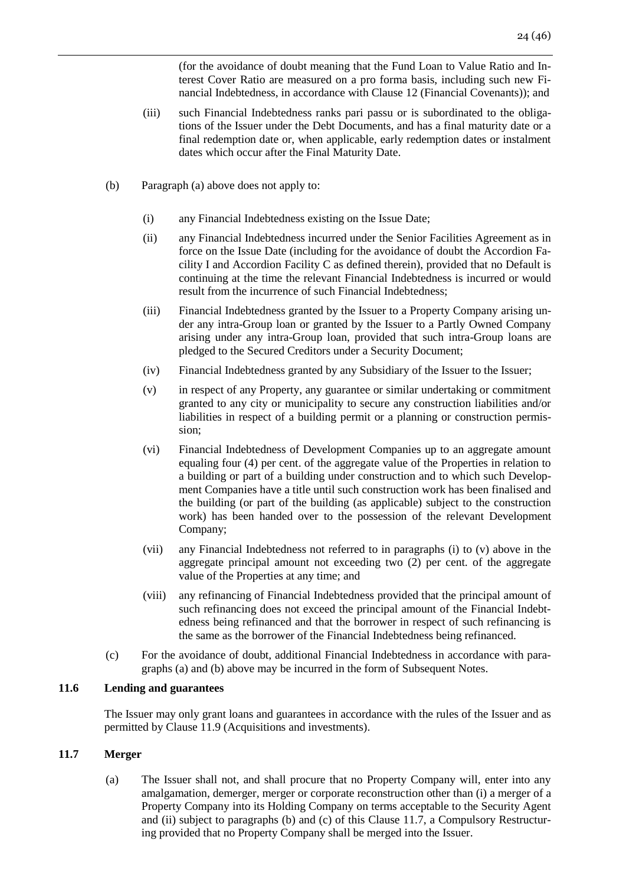(for the avoidance of doubt meaning that the Fund Loan to Value Ratio and Interest Cover Ratio are measured on a pro forma basis, including such new Financial Indebtedness, in accordance with Clause 12 (Financial Covenants)); and

(iii) such Financial Indebtedness ranks pari passu or is subordinated to the obligations of the Issuer under the Debt Documents, and has a final maturity date or a final redemption date or, when applicable, early redemption dates or instalment dates which occur after the Final Maturity Date.

(b) Paragraph (a) above does not apply to:

(i) any Financial Indebtedness existing on the Issue Date;

(ii) any Financial Indebtedness incurred under the Senior Facilities Agreement as in force on the Issue Date (including for the avoidance of doubt the Accordion Facility I and Accordion Facility C as defined therein), provided that no Default is continuing at the time the relevant Financial Indebtedness is incurred or would result from the incurrence of such Financial Indebtedness;

(iii) Financial Indebtedness granted by the Issuer to a Property Company arising under any intra-Group loan or granted by the Issuer to a Partly Owned Company arising under any intra-Group loan, provided that such intra-Group loans are pledged to the Secured Creditors under a Security Document;

(iv) Financial Indebtedness granted by any Subsidiary of the Issuer to the Issuer;

(v) in respect of any Property, any guarantee or similar undertaking or commitment granted to any city or municipality to secure any construction liabilities and/or liabilities in respect of a building permit or a planning or construction permission;

(vi) Financial Indebtedness of Development Companies up to an aggregate amount equaling four (4) per cent. of the aggregate value of the Properties in relation to a building or part of a building under construction and to which such Development Companies have a title until such construction work has been finalised and the building (or part of the building (as applicable) subject to the construction work) has been handed over to the possession of the relevant Development Company;

(vii) any Financial Indebtedness not referred to in paragraphs (i) to (v) above in the aggregate principal amount not exceeding two (2) per cent. of the aggregate value of the Properties at any time; and

(viii) any refinancing of Financial Indebtedness provided that the principal amount of such refinancing does not exceed the principal amount of the Financial Indebtedness being refinanced and that the borrower in respect of such refinancing is the same as the borrower of the Financial Indebtedness being refinanced.

(c) For the avoidance of doubt, additional Financial Indebtedness in accordance with paragraphs (a) and (b) above may be incurred in the form of Subsequent Notes.

### 11.6 Lending and guarantees

The Issuer may only grant loans and guarantees in accordance with the rules of the Issuer and as permitted by Clause 11.9 (Acquisitions and investments).

### 11.7 Merger

(a) The Issuer shall not, and shall procure that no Property Company will, enter into any amalgamation, demerger, merger or corporate reconstruction other than (i) a merger of a Property Company into its Holding Company on terms acceptable to the Security Agent and (ii) subject to paragraphs (b) and (c) of this Clause 11.7, a Compulsory Restructuring provided that no Property Company shall be merged into the Issuer.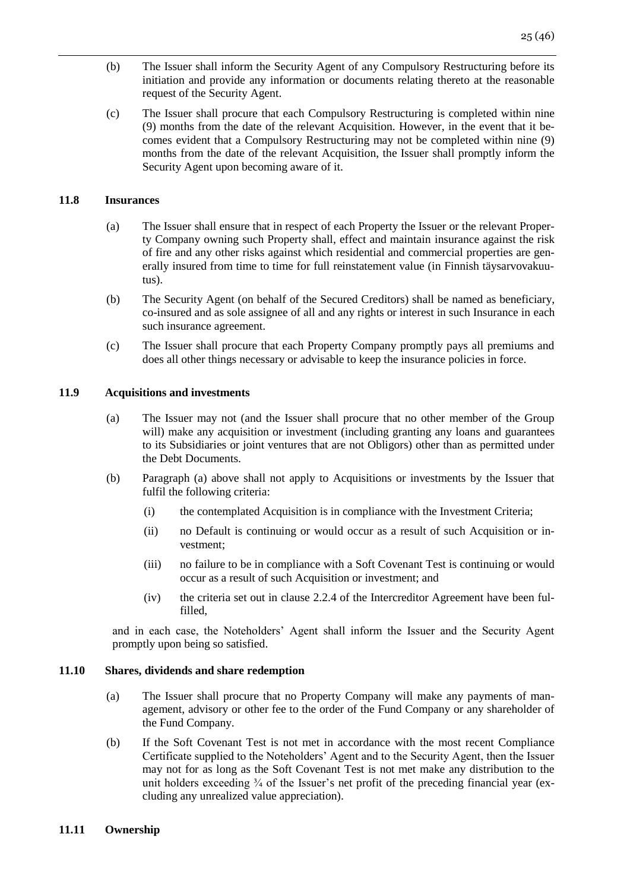(b) The Issuer shall inform the Security Agent of any Compulsory Restructuring before its initiation and provide any information or documents relating thereto at the reasonable request of the Security Agent.

(c) The Issuer shall procure that each Compulsory Restructuring is completed within nine (9) months from the date of the relevant Acquisition. However, in the event that it becomes evident that a Compulsory Restructuring may not be completed within nine (9) months from the date of the relevant Acquisition, the Issuer shall promptly inform the Security Agent upon becoming aware of it.

### 11.8 Insurances

(a) The Issuer shall ensure that in respect of each Property the Issuer or the relevant Property Company owning such Property shall, effect and maintain insurance against the risk of fire and any other risks against which residential and commercial properties are generally insured from time to time for full reinstatement value (in Finnish täysarvovakuutus).

(b) The Security Agent (on behalf of the Secured Creditors) shall be named as beneficiary, co-insured and as sole assignee of all and any rights or interest in such Insurance in each such insurance agreement.

(c) The Issuer shall procure that each Property Company promptly pays all premiums and does all other things necessary or advisable to keep the insurance policies in force.

### 11.9 Acquisitions and investments

(a) The Issuer may not (and the Issuer shall procure that no other member of the Group will) make any acquisition or investment (including granting any loans and guarantees to its Subsidiaries or joint ventures that are not Obligors) other than as permitted under the Debt Documents.

(b) Paragraph (a) above shall not apply to Acquisitions or investments by the Issuer that fulfil the following criteria:

(i) the contemplated Acquisition is in compliance with the Investment Criteria;

(ii) no Default is continuing or would occur as a result of such Acquisition or investment;

(iii) no failure to be in compliance with a Soft Covenant Test is continuing or would occur as a result of such Acquisition or investment; and

(iv) the criteria set out in clause 2.2.4 of the Intercreditor Agreement have been fulfilled,

and in each case, the Noteholders' Agent shall inform the Issuer and the Security Agent promptly upon being so satisfied.

### 11.10 Shares, dividends and share redemption

(a) The Issuer shall procure that no Property Company will make any payments of management, advisory or other fee to the order of the Fund Company or any shareholder of the Fund Company.

(b) If the Soft Covenant Test is not met in accordance with the most recent Compliance Certificate supplied to the Noteholders' Agent and to the Security Agent, then the Issuer may not for as long as the Soft Covenant Test is not met make any distribution to the unit holders exceeding ¾ of the Issuer's net profit of the preceding financial year (excluding any unrealized value appreciation).

### 11.11 Ownership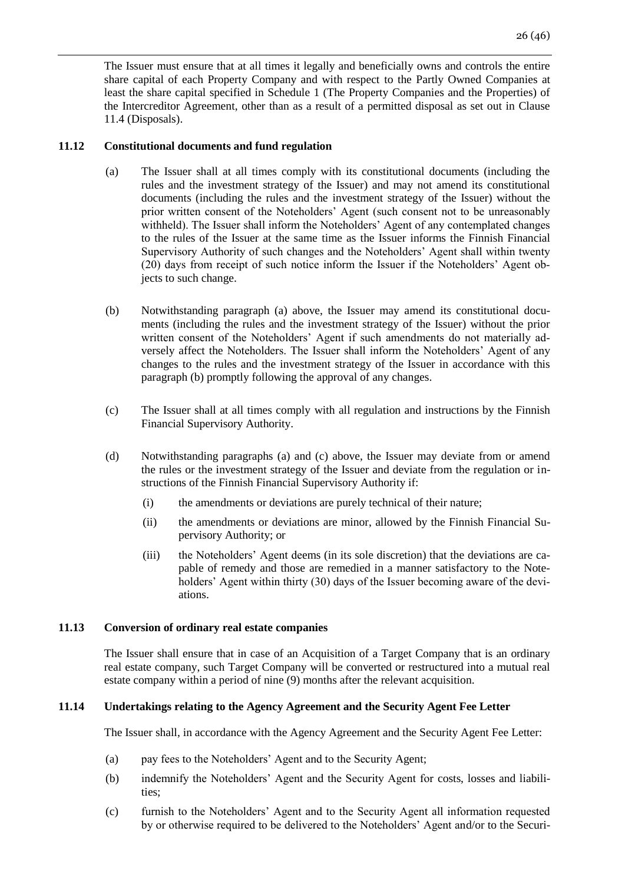The Issuer must ensure that at all times it legally and beneficially owns and controls the entire share capital of each Property Company and with respect to the Partly Owned Companies at least the share capital specified in Schedule 1 (The Property Companies and the Properties) of the Intercreditor Agreement, other than as a result of a permitted disposal as set out in Clause 11.4 (Disposals).

### 11.12 Constitutional documents and fund regulation

(a) The Issuer shall at all times comply with its constitutional documents (including the rules and the investment strategy of the Issuer) and may not amend its constitutional documents (including the rules and the investment strategy of the Issuer) without the prior written consent of the Noteholders' Agent (such consent not to be unreasonably withheld). The Issuer shall inform the Noteholders' Agent of any contemplated changes to the rules of the Issuer at the same time as the Issuer informs the Finnish Financial Supervisory Authority of such changes and the Noteholders' Agent shall within twenty (20) days from receipt of such notice inform the Issuer if the Noteholders' Agent objects to such change.

(b) Notwithstanding paragraph (a) above, the Issuer may amend its constitutional documents (including the rules and the investment strategy of the Issuer) without the prior written consent of the Noteholders' Agent if such amendments do not materially adversely affect the Noteholders. The Issuer shall inform the Noteholders' Agent of any changes to the rules and the investment strategy of the Issuer in accordance with this paragraph (b) promptly following the approval of any changes.

(c) The Issuer shall at all times comply with all regulation and instructions by the Finnish Financial Supervisory Authority.

(d) Notwithstanding paragraphs (a) and (c) above, the Issuer may deviate from or amend the rules or the investment strategy of the Issuer and deviate from the regulation or instructions of the Finnish Financial Supervisory Authority if:

   (i) the amendments or deviations are purely technical of their nature;

   (ii) the amendments or deviations are minor, allowed by the Finnish Financial Supervisory Authority; or

   (iii) the Noteholders' Agent deems (in its sole discretion) that the deviations are capable of remedy and those are remedied in a manner satisfactory to the Noteholders' Agent within thirty (30) days of the Issuer becoming aware of the deviations.

### 11.13 Conversion of ordinary real estate companies

The Issuer shall ensure that in case of an Acquisition of a Target Company that is an ordinary real estate company, such Target Company will be converted or restructured into a mutual real estate company within a period of nine (9) months after the relevant acquisition.

### 11.14 Undertakings relating to the Agency Agreement and the Security Agent Fee Letter

The Issuer shall, in accordance with the Agency Agreement and the Security Agent Fee Letter:

(a) pay fees to the Noteholders' Agent and to the Security Agent;

(b) indemnify the Noteholders' Agent and the Security Agent for costs, losses and liabilities;

(c) furnish to the Noteholders' Agent and to the Security Agent all information requested by or otherwise required to be delivered to the Noteholders' Agent and/or to the Securi-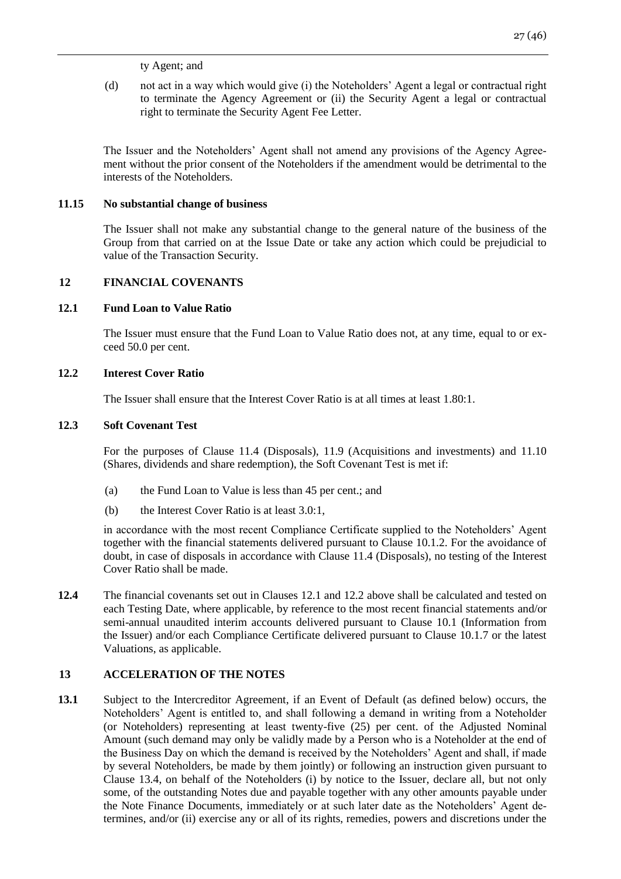ty Agent; and

(d) not act in a way which would give (i) the Noteholders' Agent a legal or contractual right to terminate the Agency Agreement or (ii) the Security Agent a legal or contractual right to terminate the Security Agent Fee Letter.

The Issuer and the Noteholders' Agent shall not amend any provisions of the Agency Agreement without the prior consent of the Noteholders if the amendment would be detrimental to the interests of the Noteholders.

### 11.15 No substantial change of business

The Issuer shall not make any substantial change to the general nature of the business of the Group from that carried on at the Issue Date or take any action which could be prejudicial to value of the Transaction Security.

## 12 FINANCIAL COVENANTS

### 12.1 Fund Loan to Value Ratio

The Issuer must ensure that the Fund Loan to Value Ratio does not, at any time, equal to or exceed 50.0 per cent.

### 12.2 Interest Cover Ratio

The Issuer shall ensure that the Interest Cover Ratio is at all times at least 1.80:1.

### 12.3 Soft Covenant Test

For the purposes of Clause 11.4 (Disposals), 11.9 (Acquisitions and investments) and 11.10 (Shares, dividends and share redemption), the Soft Covenant Test is met if:

(a) the Fund Loan to Value is less than 45 per cent.; and

(b) the Interest Cover Ratio is at least 3.0:1,

in accordance with the most recent Compliance Certificate supplied to the Noteholders' Agent together with the financial statements delivered pursuant to Clause 10.1.2. For the avoidance of doubt, in case of disposals in accordance with Clause 11.4 (Disposals), no testing of the Interest Cover Ratio shall be made.

**12.4** The financial covenants set out in Clauses 12.1 and 12.2 above shall be calculated and tested on each Testing Date, where applicable, by reference to the most recent financial statements and/or semi-annual unaudited interim accounts delivered pursuant to Clause 10.1 (Information from the Issuer) and/or each Compliance Certificate delivered pursuant to Clause 10.1.7 or the latest Valuations, as applicable.

## 13 ACCELERATION OF THE NOTES

**13.1** Subject to the Intercreditor Agreement, if an Event of Default (as defined below) occurs, the Noteholders' Agent is entitled to, and shall following a demand in writing from a Noteholder (or Noteholders) representing at least twenty-five (25) per cent. of the Adjusted Nominal Amount (such demand may only be validly made by a Person who is a Noteholder at the end of the Business Day on which the demand is received by the Noteholders' Agent and shall, if made by several Noteholders, be made by them jointly) or following an instruction given pursuant to Clause 13.4, on behalf of the Noteholders (i) by notice to the Issuer, declare all, but not only some, of the outstanding Notes due and payable together with any other amounts payable under the Note Finance Documents, immediately or at such later date as the Noteholders' Agent determines, and/or (ii) exercise any or all of its rights, remedies, powers and discretions under the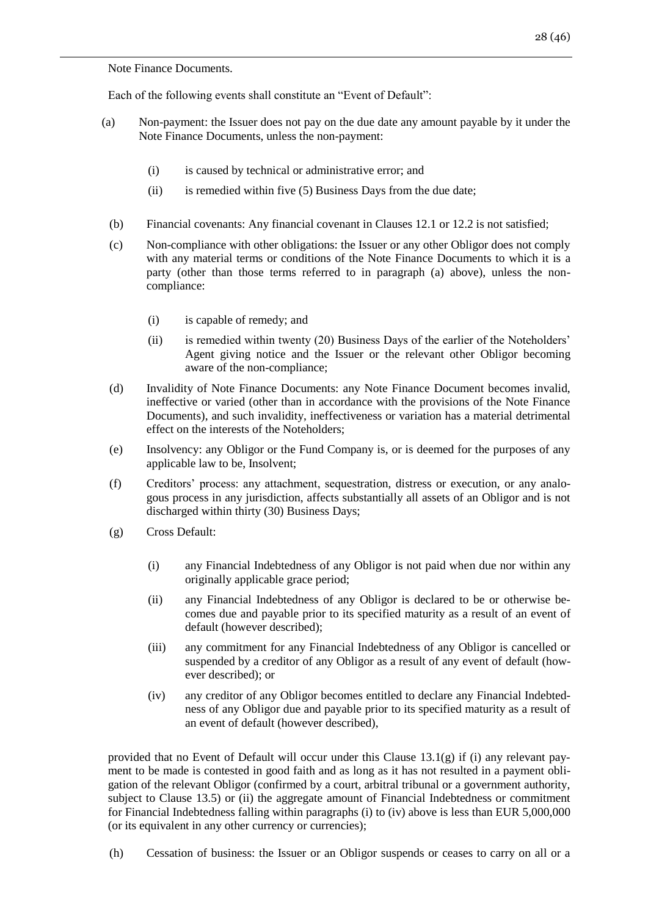Note Finance Documents.

Each of the following events shall constitute an "Event of Default":

(a) Non-payment: the Issuer does not pay on the due date any amount payable by it under the Note Finance Documents, unless the non-payment:

   (i) is caused by technical or administrative error; and

   (ii) is remedied within five (5) Business Days from the due date;

(b) Financial covenants: Any financial covenant in Clauses 12.1 or 12.2 is not satisfied;

(c) Non-compliance with other obligations: the Issuer or any other Obligor does not comply with any material terms or conditions of the Note Finance Documents to which it is a party (other than those terms referred to in paragraph (a) above), unless the non-compliance:

   (i) is capable of remedy; and

   (ii) is remedied within twenty (20) Business Days of the earlier of the Noteholders' Agent giving notice and the Issuer or the relevant other Obligor becoming aware of the non-compliance;

(d) Invalidity of Note Finance Documents: any Note Finance Document becomes invalid, ineffective or varied (other than in accordance with the provisions of the Note Finance Documents), and such invalidity, ineffectiveness or variation has a material detrimental effect on the interests of the Noteholders;

(e) Insolvency: any Obligor or the Fund Company is, or is deemed for the purposes of any applicable law to be, Insolvent;

(f) Creditors' process: any attachment, sequestration, distress or execution, or any analogous process in any jurisdiction, affects substantially all assets of an Obligor and is not discharged within thirty (30) Business Days;

(g) Cross Default:

   (i) any Financial Indebtedness of any Obligor is not paid when due nor within any originally applicable grace period;

   (ii) any Financial Indebtedness of any Obligor is declared to be or otherwise becomes due and payable prior to its specified maturity as a result of an event of default (however described);

   (iii) any commitment for any Financial Indebtedness of any Obligor is cancelled or suspended by a creditor of any Obligor as a result of any event of default (however described); or

   (iv) any creditor of any Obligor becomes entitled to declare any Financial Indebtedness of any Obligor due and payable prior to its specified maturity as a result of an event of default (however described),

provided that no Event of Default will occur under this Clause 13.1(g) if (i) any relevant payment to be made is contested in good faith and as long as it has not resulted in a payment obligation of the relevant Obligor (confirmed by a court, arbitral tribunal or a government authority, subject to Clause 13.5) or (ii) the aggregate amount of Financial Indebtedness or commitment for Financial Indebtedness falling within paragraphs (i) to (iv) above is less than EUR 5,000,000 (or its equivalent in any other currency or currencies);

(h) Cessation of business: the Issuer or an Obligor suspends or ceases to carry on all or a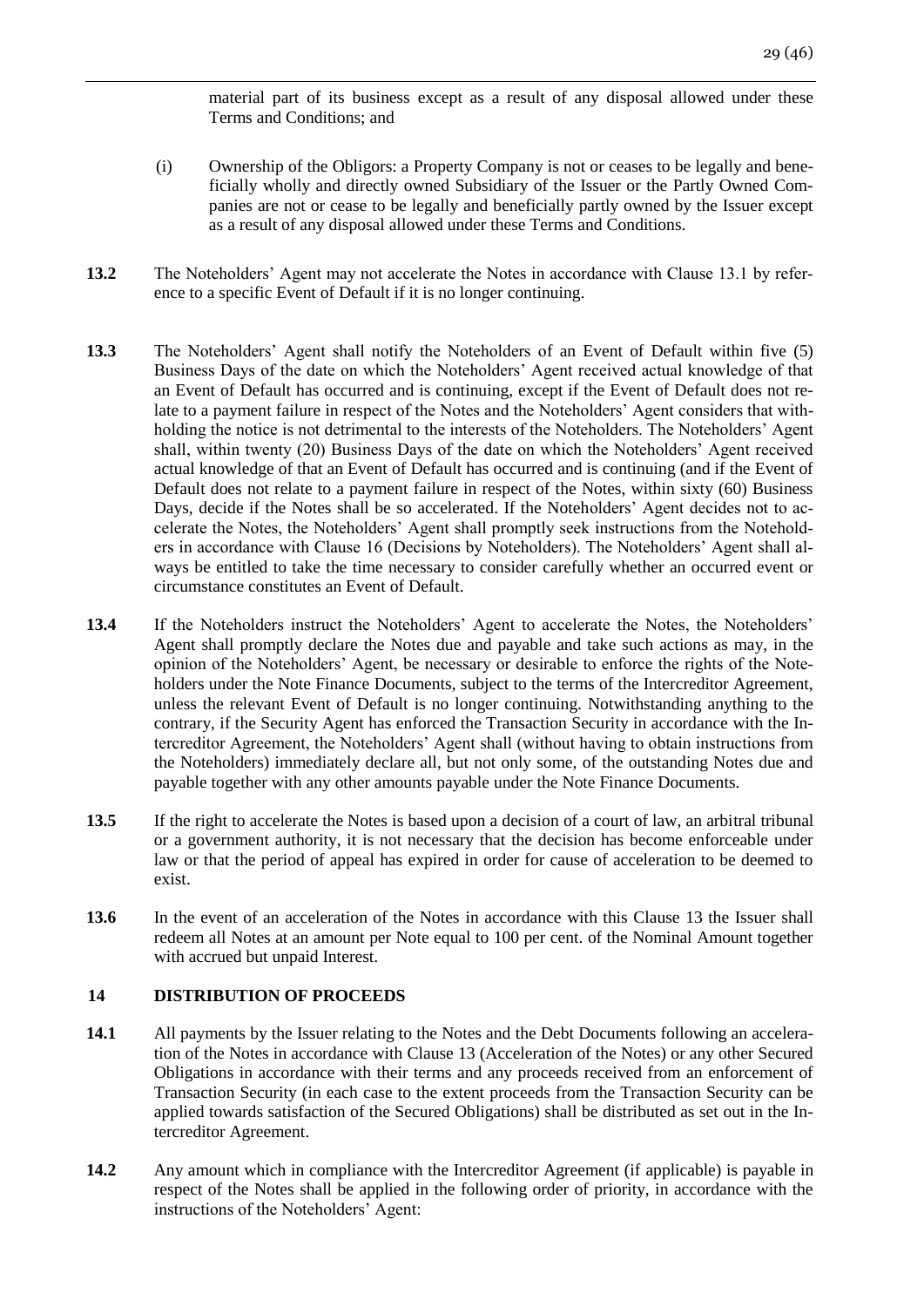material part of its business except as a result of any disposal allowed under these Terms and Conditions; and

(i) Ownership of the Obligors: a Property Company is not or ceases to be legally and beneficially wholly and directly owned Subsidiary of the Issuer or the Partly Owned Companies are not or cease to be legally and beneficially partly owned by the Issuer except as a result of any disposal allowed under these Terms and Conditions.

**13.2** The Noteholders' Agent may not accelerate the Notes in accordance with Clause 13.1 by reference to a specific Event of Default if it is no longer continuing.

**13.3** The Noteholders' Agent shall notify the Noteholders of an Event of Default within five (5) Business Days of the date on which the Noteholders' Agent received actual knowledge of that an Event of Default has occurred and is continuing, except if the Event of Default does not relate to a payment failure in respect of the Notes and the Noteholders' Agent considers that withholding the notice is not detrimental to the interests of the Noteholders. The Noteholders' Agent shall, within twenty (20) Business Days of the date on which the Noteholders' Agent received actual knowledge of that an Event of Default has occurred and is continuing (and if the Event of Default does not relate to a payment failure in respect of the Notes, within sixty (60) Business Days, decide if the Notes shall be so accelerated. If the Noteholders' Agent decides not to accelerate the Notes, the Noteholders' Agent shall promptly seek instructions from the Noteholders in accordance with Clause 16 (Decisions by Noteholders). The Noteholders' Agent shall always be entitled to take the time necessary to consider carefully whether an occurred event or circumstance constitutes an Event of Default.

**13.4** If the Noteholders instruct the Noteholders' Agent to accelerate the Notes, the Noteholders' Agent shall promptly declare the Notes due and payable and take such actions as may, in the opinion of the Noteholders' Agent, be necessary or desirable to enforce the rights of the Noteholders under the Note Finance Documents, subject to the terms of the Intercreditor Agreement, unless the relevant Event of Default is no longer continuing. Notwithstanding anything to the contrary, if the Security Agent has enforced the Transaction Security in accordance with the Intercreditor Agreement, the Noteholders' Agent shall (without having to obtain instructions from the Noteholders) immediately declare all, but not only some, of the outstanding Notes due and payable together with any other amounts payable under the Note Finance Documents.

**13.5** If the right to accelerate the Notes is based upon a decision of a court of law, an arbitral tribunal or a government authority, it is not necessary that the decision has become enforceable under law or that the period of appeal has expired in order for cause of acceleration to be deemed to exist.

**13.6** In the event of an acceleration of the Notes in accordance with this Clause 13 the Issuer shall redeem all Notes at an amount per Note equal to 100 per cent. of the Nominal Amount together with accrued but unpaid Interest.

## 14 DISTRIBUTION OF PROCEEDS

**14.1** All payments by the Issuer relating to the Notes and the Debt Documents following an acceleration of the Notes in accordance with Clause 13 (Acceleration of the Notes) or any other Secured Obligations in accordance with their terms and any proceeds received from an enforcement of Transaction Security (in each case to the extent proceeds from the Transaction Security can be applied towards satisfaction of the Secured Obligations) shall be distributed as set out in the Intercreditor Agreement.

**14.2** Any amount which in compliance with the Intercreditor Agreement (if applicable) is payable in respect of the Notes shall be applied in the following order of priority, in accordance with the instructions of the Noteholders' Agent: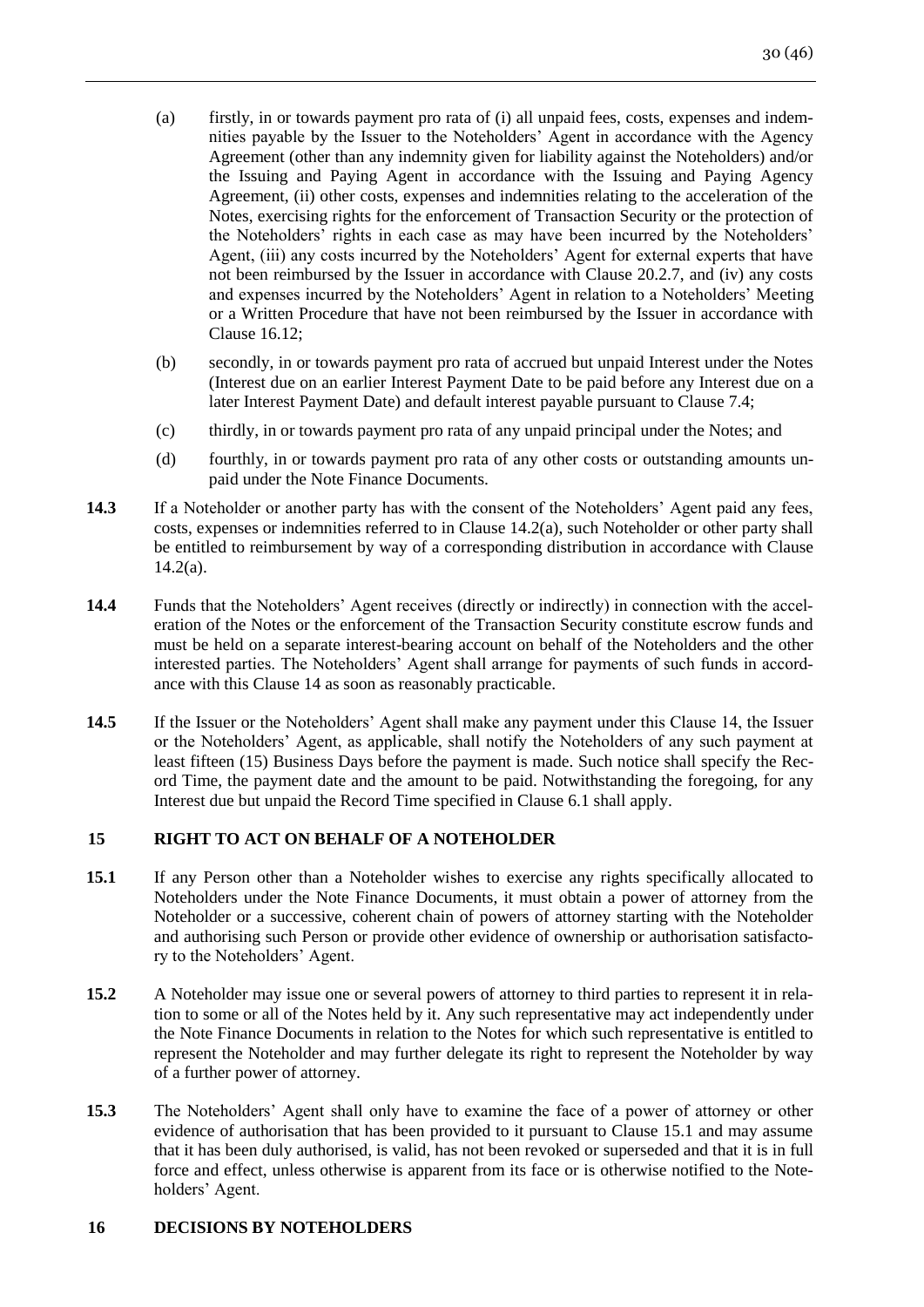(a) firstly, in or towards payment pro rata of (i) all unpaid fees, costs, expenses and indemnities payable by the Issuer to the Noteholders' Agent in accordance with the Agency Agreement (other than any indemnity given for liability against the Noteholders) and/or the Issuing and Paying Agent in accordance with the Issuing and Paying Agency Agreement, (ii) other costs, expenses and indemnities relating to the acceleration of the Notes, exercising rights for the enforcement of Transaction Security or the protection of the Noteholders' rights in each case as may have been incurred by the Noteholders' Agent, (iii) any costs incurred by the Noteholders' Agent for external experts that have not been reimbursed by the Issuer in accordance with Clause 20.2.7, and (iv) any costs and expenses incurred by the Noteholders' Agent in relation to a Noteholders' Meeting or a Written Procedure that have not been reimbursed by the Issuer in accordance with Clause 16.12;

(b) secondly, in or towards payment pro rata of accrued but unpaid Interest under the Notes (Interest due on an earlier Interest Payment Date to be paid before any Interest due on a later Interest Payment Date) and default interest payable pursuant to Clause 7.4;

(c) thirdly, in or towards payment pro rata of any unpaid principal under the Notes; and

(d) fourthly, in or towards payment pro rata of any other costs or outstanding amounts unpaid under the Note Finance Documents.

**14.3** If a Noteholder or another party has with the consent of the Noteholders' Agent paid any fees, costs, expenses or indemnities referred to in Clause 14.2(a), such Noteholder or other party shall be entitled to reimbursement by way of a corresponding distribution in accordance with Clause 14.2(a).

**14.4** Funds that the Noteholders' Agent receives (directly or indirectly) in connection with the acceleration of the Notes or the enforcement of the Transaction Security constitute escrow funds and must be held on a separate interest-bearing account on behalf of the Noteholders and the other interested parties. The Noteholders' Agent shall arrange for payments of such funds in accordance with this Clause 14 as soon as reasonably practicable.

**14.5** If the Issuer or the Noteholders' Agent shall make any payment under this Clause 14, the Issuer or the Noteholders' Agent, as applicable, shall notify the Noteholders of any such payment at least fifteen (15) Business Days before the payment is made. Such notice shall specify the Record Time, the payment date and the amount to be paid. Notwithstanding the foregoing, for any Interest due but unpaid the Record Time specified in Clause 6.1 shall apply.

## 15 RIGHT TO ACT ON BEHALF OF A NOTEHOLDER

**15.1** If any Person other than a Noteholder wishes to exercise any rights specifically allocated to Noteholders under the Note Finance Documents, it must obtain a power of attorney from the Noteholder or a successive, coherent chain of powers of attorney starting with the Noteholder and authorising such Person or provide other evidence of ownership or authorisation satisfactory to the Noteholders' Agent.

**15.2** A Noteholder may issue one or several powers of attorney to third parties to represent it in relation to some or all of the Notes held by it. Any such representative may act independently under the Note Finance Documents in relation to the Notes for which such representative is entitled to represent the Noteholder and may further delegate its right to represent the Noteholder by way of a further power of attorney.

**15.3** The Noteholders' Agent shall only have to examine the face of a power of attorney or other evidence of authorisation that has been provided to it pursuant to Clause 15.1 and may assume that it has been duly authorised, is valid, has not been revoked or superseded and that it is in full force and effect, unless otherwise is apparent from its face or is otherwise notified to the Noteholders' Agent.

## 16 DECISIONS BY NOTEHOLDERS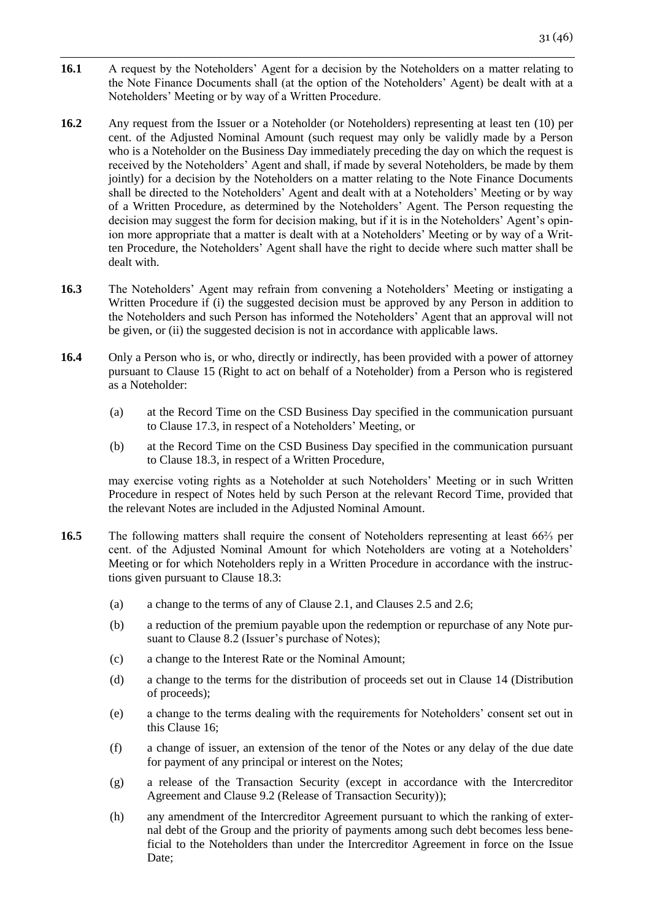**16.1** A request by the Noteholders' Agent for a decision by the Noteholders on a matter relating to the Note Finance Documents shall (at the option of the Noteholders' Agent) be dealt with at a Noteholders' Meeting or by way of a Written Procedure.

**16.2** Any request from the Issuer or a Noteholder (or Noteholders) representing at least ten (10) per cent. of the Adjusted Nominal Amount (such request may only be validly made by a Person who is a Noteholder on the Business Day immediately preceding the day on which the request is received by the Noteholders' Agent and shall, if made by several Noteholders, be made by them jointly) for a decision by the Noteholders on a matter relating to the Note Finance Documents shall be directed to the Noteholders' Agent and dealt with at a Noteholders' Meeting or by way of a Written Procedure, as determined by the Noteholders' Agent. The Person requesting the decision may suggest the form for decision making, but if it is in the Noteholders' Agent's opinion more appropriate that a matter is dealt with at a Noteholders' Meeting or by way of a Written Procedure, the Noteholders' Agent shall have the right to decide where such matter shall be dealt with.

**16.3** The Noteholders' Agent may refrain from convening a Noteholders' Meeting or instigating a Written Procedure if (i) the suggested decision must be approved by any Person in addition to the Noteholders and such Person has informed the Noteholders' Agent that an approval will not be given, or (ii) the suggested decision is not in accordance with applicable laws.

**16.4** Only a Person who is, or who, directly or indirectly, has been provided with a power of attorney pursuant to Clause 15 (Right to act on behalf of a Noteholder) from a Person who is registered as a Noteholder:

(a) at the Record Time on the CSD Business Day specified in the communication pursuant to Clause 17.3, in respect of a Noteholders' Meeting, or

(b) at the Record Time on the CSD Business Day specified in the communication pursuant to Clause 18.3, in respect of a Written Procedure,

may exercise voting rights as a Noteholder at such Noteholders' Meeting or in such Written Procedure in respect of Notes held by such Person at the relevant Record Time, provided that the relevant Notes are included in the Adjusted Nominal Amount.

**16.5** The following matters shall require the consent of Noteholders representing at least 66⅔ per cent. of the Adjusted Nominal Amount for which Noteholders are voting at a Noteholders' Meeting or for which Noteholders reply in a Written Procedure in accordance with the instructions given pursuant to Clause 18.3:

(a) a change to the terms of any of Clause 2.1, and Clauses 2.5 and 2.6;

(b) a reduction of the premium payable upon the redemption or repurchase of any Note pursuant to Clause 8.2 (Issuer's purchase of Notes);

(c) a change to the Interest Rate or the Nominal Amount;

(d) a change to the terms for the distribution of proceeds set out in Clause 14 (Distribution of proceeds);

(e) a change to the terms dealing with the requirements for Noteholders' consent set out in this Clause 16;

(f) a change of issuer, an extension of the tenor of the Notes or any delay of the due date for payment of any principal or interest on the Notes;

(g) a release of the Transaction Security (except in accordance with the Intercreditor Agreement and Clause 9.2 (Release of Transaction Security));

(h) any amendment of the Intercreditor Agreement pursuant to which the ranking of external debt of the Group and the priority of payments among such debt becomes less beneficial to the Noteholders than under the Intercreditor Agreement in force on the Issue Date;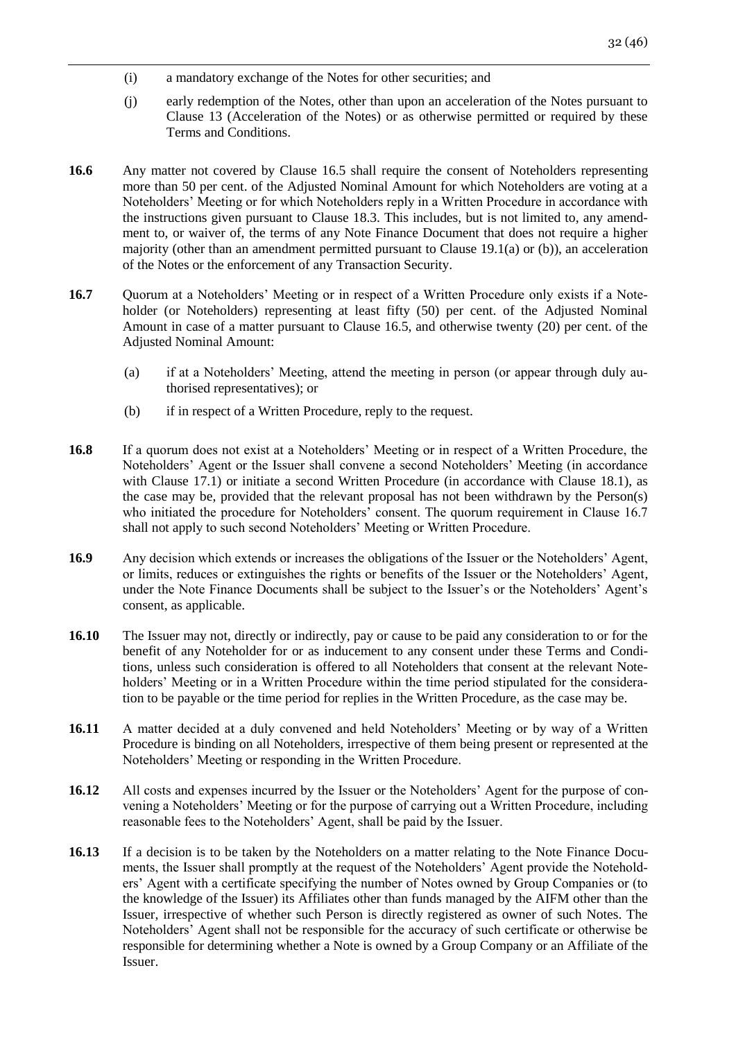(i) a mandatory exchange of the Notes for other securities; and

(j) early redemption of the Notes, other than upon an acceleration of the Notes pursuant to Clause 13 (Acceleration of the Notes) or as otherwise permitted or required by these Terms and Conditions.

**16.6** Any matter not covered by Clause 16.5 shall require the consent of Noteholders representing more than 50 per cent. of the Adjusted Nominal Amount for which Noteholders are voting at a Noteholders' Meeting or for which Noteholders reply in a Written Procedure in accordance with the instructions given pursuant to Clause 18.3. This includes, but is not limited to, any amendment to, or waiver of, the terms of any Note Finance Document that does not require a higher majority (other than an amendment permitted pursuant to Clause 19.1(a) or (b)), an acceleration of the Notes or the enforcement of any Transaction Security.

**16.7** Quorum at a Noteholders' Meeting or in respect of a Written Procedure only exists if a Noteholder (or Noteholders) representing at least fifty (50) per cent. of the Adjusted Nominal Amount in case of a matter pursuant to Clause 16.5, and otherwise twenty (20) per cent. of the Adjusted Nominal Amount:

(a) if at a Noteholders' Meeting, attend the meeting in person (or appear through duly authorised representatives); or

(b) if in respect of a Written Procedure, reply to the request.

**16.8** If a quorum does not exist at a Noteholders' Meeting or in respect of a Written Procedure, the Noteholders' Agent or the Issuer shall convene a second Noteholders' Meeting (in accordance with Clause 17.1) or initiate a second Written Procedure (in accordance with Clause 18.1), as the case may be, provided that the relevant proposal has not been withdrawn by the Person(s) who initiated the procedure for Noteholders' consent. The quorum requirement in Clause 16.7 shall not apply to such second Noteholders' Meeting or Written Procedure.

**16.9** Any decision which extends or increases the obligations of the Issuer or the Noteholders' Agent, or limits, reduces or extinguishes the rights or benefits of the Issuer or the Noteholders' Agent, under the Note Finance Documents shall be subject to the Issuer's or the Noteholders' Agent's consent, as applicable.

**16.10** The Issuer may not, directly or indirectly, pay or cause to be paid any consideration to or for the benefit of any Noteholder for or as inducement to any consent under these Terms and Conditions, unless such consideration is offered to all Noteholders that consent at the relevant Noteholders' Meeting or in a Written Procedure within the time period stipulated for the consideration to be payable or the time period for replies in the Written Procedure, as the case may be.

**16.11** A matter decided at a duly convened and held Noteholders' Meeting or by way of a Written Procedure is binding on all Noteholders, irrespective of them being present or represented at the Noteholders' Meeting or responding in the Written Procedure.

**16.12** All costs and expenses incurred by the Issuer or the Noteholders' Agent for the purpose of convening a Noteholders' Meeting or for the purpose of carrying out a Written Procedure, including reasonable fees to the Noteholders' Agent, shall be paid by the Issuer.

**16.13** If a decision is to be taken by the Noteholders on a matter relating to the Note Finance Documents, the Issuer shall promptly at the request of the Noteholders' Agent provide the Noteholders' Agent with a certificate specifying the number of Notes owned by Group Companies or (to the knowledge of the Issuer) its Affiliates other than funds managed by the AIFM other than the Issuer, irrespective of whether such Person is directly registered as owner of such Notes. The Noteholders' Agent shall not be responsible for the accuracy of such certificate or otherwise be responsible for determining whether a Note is owned by a Group Company or an Affiliate of the Issuer.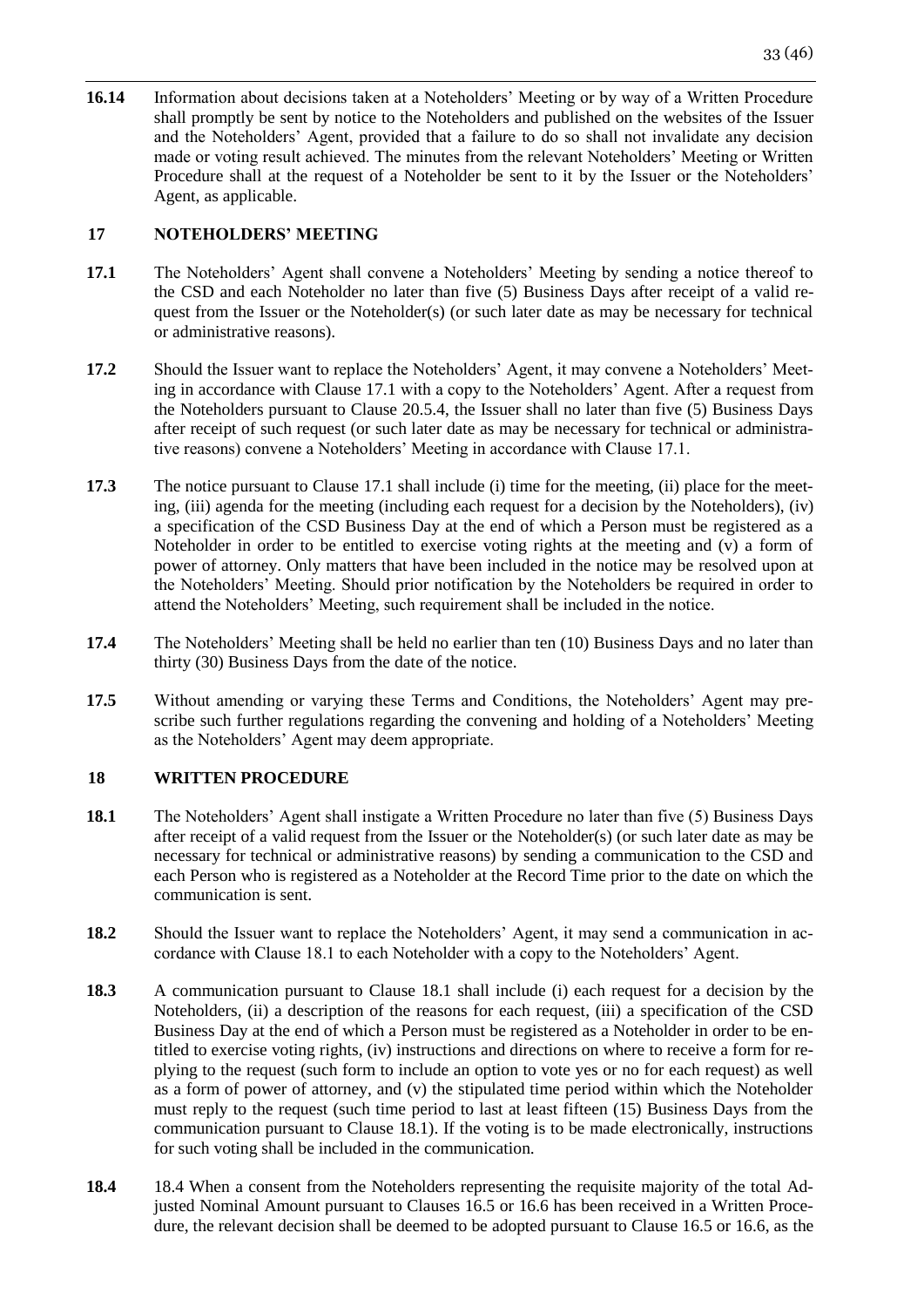**16.14** Information about decisions taken at a Noteholders' Meeting or by way of a Written Procedure shall promptly be sent by notice to the Noteholders and published on the websites of the Issuer and the Noteholders' Agent, provided that a failure to do so shall not invalidate any decision made or voting result achieved. The minutes from the relevant Noteholders' Meeting or Written Procedure shall at the request of a Noteholder be sent to it by the Issuer or the Noteholders' Agent, as applicable.

## 17 NOTEHOLDERS' MEETING

**17.1** The Noteholders' Agent shall convene a Noteholders' Meeting by sending a notice thereof to the CSD and each Noteholder no later than five (5) Business Days after receipt of a valid request from the Issuer or the Noteholder(s) (or such later date as may be necessary for technical or administrative reasons).

**17.2** Should the Issuer want to replace the Noteholders' Agent, it may convene a Noteholders' Meeting in accordance with Clause 17.1 with a copy to the Noteholders' Agent. After a request from the Noteholders pursuant to Clause 20.5.4, the Issuer shall no later than five (5) Business Days after receipt of such request (or such later date as may be necessary for technical or administrative reasons) convene a Noteholders' Meeting in accordance with Clause 17.1.

**17.3** The notice pursuant to Clause 17.1 shall include (i) time for the meeting, (ii) place for the meeting, (iii) agenda for the meeting (including each request for a decision by the Noteholders), (iv) a specification of the CSD Business Day at the end of which a Person must be registered as a Noteholder in order to be entitled to exercise voting rights at the meeting and (v) a form of power of attorney. Only matters that have been included in the notice may be resolved upon at the Noteholders' Meeting. Should prior notification by the Noteholders be required in order to attend the Noteholders' Meeting, such requirement shall be included in the notice.

**17.4** The Noteholders' Meeting shall be held no earlier than ten (10) Business Days and no later than thirty (30) Business Days from the date of the notice.

**17.5** Without amending or varying these Terms and Conditions, the Noteholders' Agent may prescribe such further regulations regarding the convening and holding of a Noteholders' Meeting as the Noteholders' Agent may deem appropriate.

## 18 WRITTEN PROCEDURE

**18.1** The Noteholders' Agent shall instigate a Written Procedure no later than five (5) Business Days after receipt of a valid request from the Issuer or the Noteholder(s) (or such later date as may be necessary for technical or administrative reasons) by sending a communication to the CSD and each Person who is registered as a Noteholder at the Record Time prior to the date on which the communication is sent.

**18.2** Should the Issuer want to replace the Noteholders' Agent, it may send a communication in accordance with Clause 18.1 to each Noteholder with a copy to the Noteholders' Agent.

**18.3** A communication pursuant to Clause 18.1 shall include (i) each request for a decision by the Noteholders, (ii) a description of the reasons for each request, (iii) a specification of the CSD Business Day at the end of which a Person must be registered as a Noteholder in order to be entitled to exercise voting rights, (iv) instructions and directions on where to receive a form for replying to the request (such form to include an option to vote yes or no for each request) as well as a form of power of attorney, and (v) the stipulated time period within which the Noteholder must reply to the request (such time period to last at least fifteen (15) Business Days from the communication pursuant to Clause 18.1). If the voting is to be made electronically, instructions for such voting shall be included in the communication.

**18.4** 18.4 When a consent from the Noteholders representing the requisite majority of the total Adjusted Nominal Amount pursuant to Clauses 16.5 or 16.6 has been received in a Written Procedure, the relevant decision shall be deemed to be adopted pursuant to Clause 16.5 or 16.6, as the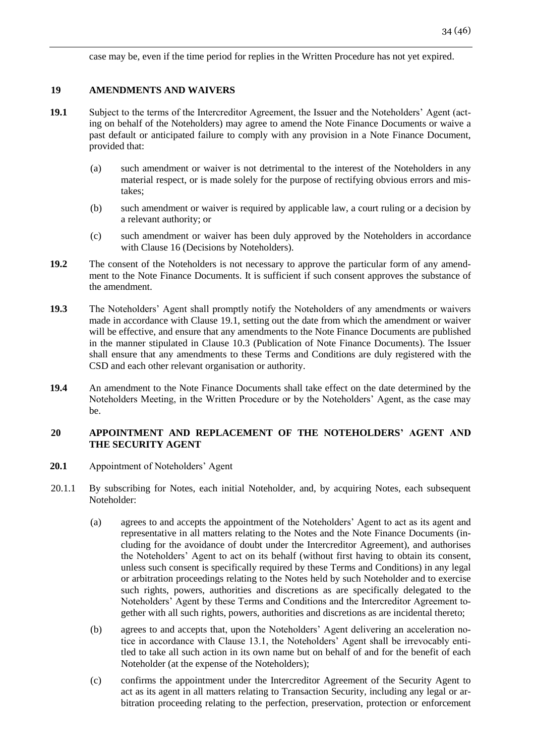case may be, even if the time period for replies in the Written Procedure has not yet expired.

## 19 AMENDMENTS AND WAIVERS

**19.1** Subject to the terms of the Intercreditor Agreement, the Issuer and the Noteholders' Agent (acting on behalf of the Noteholders) may agree to amend the Note Finance Documents or waive a past default or anticipated failure to comply with any provision in a Note Finance Document, provided that:

(a) such amendment or waiver is not detrimental to the interest of the Noteholders in any material respect, or is made solely for the purpose of rectifying obvious errors and mistakes;

(b) such amendment or waiver is required by applicable law, a court ruling or a decision by a relevant authority; or

(c) such amendment or waiver has been duly approved by the Noteholders in accordance with Clause 16 (Decisions by Noteholders).

**19.2** The consent of the Noteholders is not necessary to approve the particular form of any amendment to the Note Finance Documents. It is sufficient if such consent approves the substance of the amendment.

**19.3** The Noteholders' Agent shall promptly notify the Noteholders of any amendments or waivers made in accordance with Clause 19.1, setting out the date from which the amendment or waiver will be effective, and ensure that any amendments to the Note Finance Documents are published in the manner stipulated in Clause 10.3 (Publication of Note Finance Documents). The Issuer shall ensure that any amendments to these Terms and Conditions are duly registered with the CSD and each other relevant organisation or authority.

**19.4** An amendment to the Note Finance Documents shall take effect on the date determined by the Noteholders Meeting, in the Written Procedure or by the Noteholders' Agent, as the case may be.

## 20 APPOINTMENT AND REPLACEMENT OF THE NOTEHOLDERS' AGENT AND THE SECURITY AGENT

**20.1** Appointment of Noteholders' Agent

20.1.1 By subscribing for Notes, each initial Noteholder, and, by acquiring Notes, each subsequent Noteholder:

(a) agrees to and accepts the appointment of the Noteholders' Agent to act as its agent and representative in all matters relating to the Notes and the Note Finance Documents (including for the avoidance of doubt under the Intercreditor Agreement), and authorises the Noteholders' Agent to act on its behalf (without first having to obtain its consent, unless such consent is specifically required by these Terms and Conditions) in any legal or arbitration proceedings relating to the Notes held by such Noteholder and to exercise such rights, powers, authorities and discretions as are specifically delegated to the Noteholders' Agent by these Terms and Conditions and the Intercreditor Agreement together with all such rights, powers, authorities and discretions as are incidental thereto;

(b) agrees to and accepts that, upon the Noteholders' Agent delivering an acceleration notice in accordance with Clause 13.1, the Noteholders' Agent shall be irrevocably entitled to take all such action in its own name but on behalf of and for the benefit of each Noteholder (at the expense of the Noteholders);

(c) confirms the appointment under the Intercreditor Agreement of the Security Agent to act as its agent in all matters relating to Transaction Security, including any legal or arbitration proceeding relating to the perfection, preservation, protection or enforcement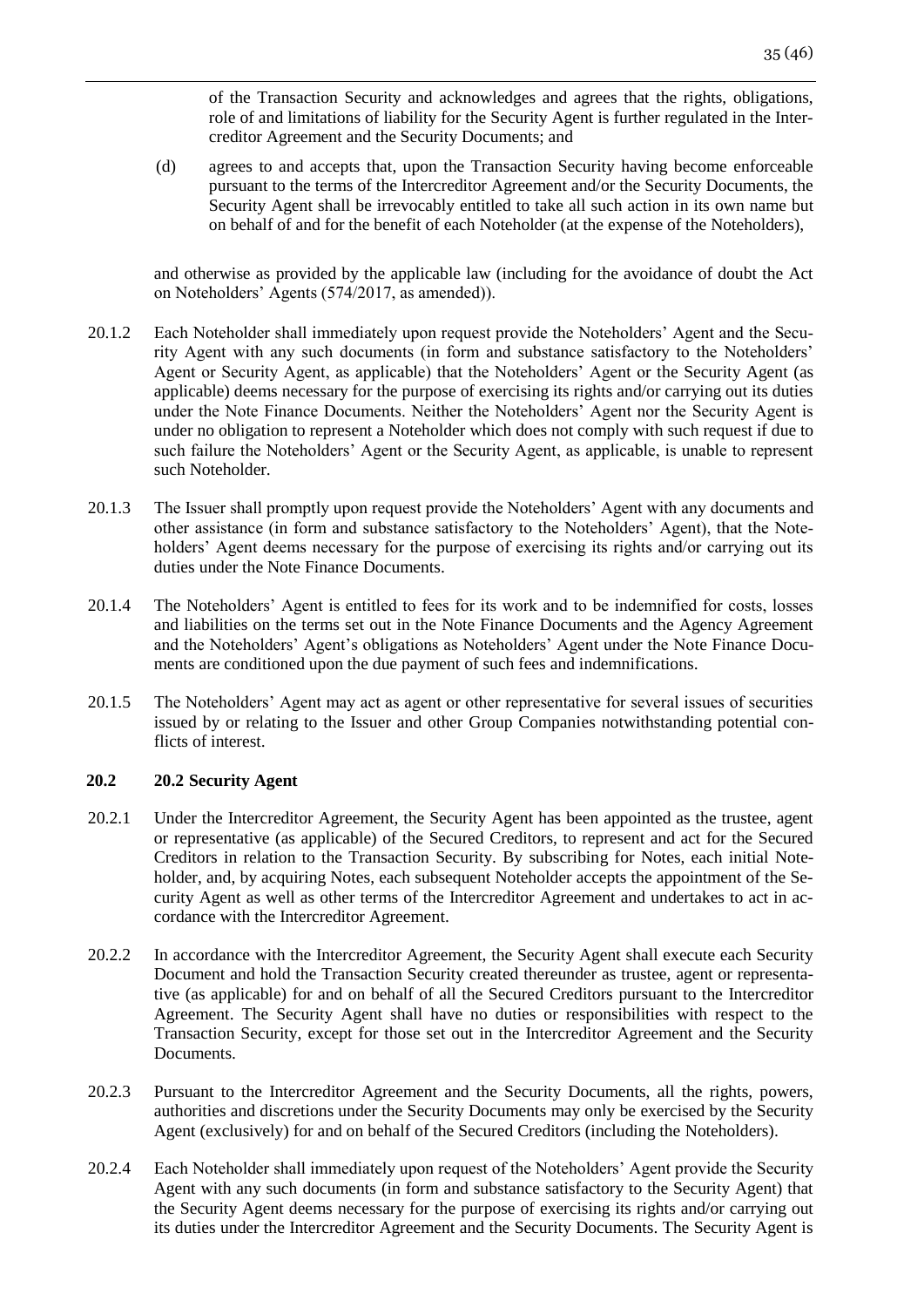of the Transaction Security and acknowledges and agrees that the rights, obligations, role of and limitations of liability for the Security Agent is further regulated in the Intercreditor Agreement and the Security Documents; and

(d) agrees to and accepts that, upon the Transaction Security having become enforceable pursuant to the terms of the Intercreditor Agreement and/or the Security Documents, the Security Agent shall be irrevocably entitled to take all such action in its own name but on behalf of and for the benefit of each Noteholder (at the expense of the Noteholders),

and otherwise as provided by the applicable law (including for the avoidance of doubt the Act on Noteholders' Agents (574/2017, as amended)).

20.1.2 Each Noteholder shall immediately upon request provide the Noteholders' Agent and the Security Agent with any such documents (in form and substance satisfactory to the Noteholders' Agent or Security Agent, as applicable) that the Noteholders' Agent or the Security Agent (as applicable) deems necessary for the purpose of exercising its rights and/or carrying out its duties under the Note Finance Documents. Neither the Noteholders' Agent nor the Security Agent is under no obligation to represent a Noteholder which does not comply with such request if due to such failure the Noteholders' Agent or the Security Agent, as applicable, is unable to represent such Noteholder.

20.1.3 The Issuer shall promptly upon request provide the Noteholders' Agent with any documents and other assistance (in form and substance satisfactory to the Noteholders' Agent), that the Noteholders' Agent deems necessary for the purpose of exercising its rights and/or carrying out its duties under the Note Finance Documents.

20.1.4 The Noteholders' Agent is entitled to fees for its work and to be indemnified for costs, losses and liabilities on the terms set out in the Note Finance Documents and the Agency Agreement and the Noteholders' Agent's obligations as Noteholders' Agent under the Note Finance Documents are conditioned upon the due payment of such fees and indemnifications.

20.1.5 The Noteholders' Agent may act as agent or other representative for several issues of securities issued by or relating to the Issuer and other Group Companies notwithstanding potential conflicts of interest.

### 20.2 20.2 Security Agent

20.2.1 Under the Intercreditor Agreement, the Security Agent has been appointed as the trustee, agent or representative (as applicable) of the Secured Creditors, to represent and act for the Secured Creditors in relation to the Transaction Security. By subscribing for Notes, each initial Noteholder, and, by acquiring Notes, each subsequent Noteholder accepts the appointment of the Security Agent as well as other terms of the Intercreditor Agreement and undertakes to act in accordance with the Intercreditor Agreement.

20.2.2 In accordance with the Intercreditor Agreement, the Security Agent shall execute each Security Document and hold the Transaction Security created thereunder as trustee, agent or representative (as applicable) for and on behalf of all the Secured Creditors pursuant to the Intercreditor Agreement. The Security Agent shall have no duties or responsibilities with respect to the Transaction Security, except for those set out in the Intercreditor Agreement and the Security Documents.

20.2.3 Pursuant to the Intercreditor Agreement and the Security Documents, all the rights, powers, authorities and discretions under the Security Documents may only be exercised by the Security Agent (exclusively) for and on behalf of the Secured Creditors (including the Noteholders).

20.2.4 Each Noteholder shall immediately upon request of the Noteholders' Agent provide the Security Agent with any such documents (in form and substance satisfactory to the Security Agent) that the Security Agent deems necessary for the purpose of exercising its rights and/or carrying out its duties under the Intercreditor Agreement and the Security Documents. The Security Agent is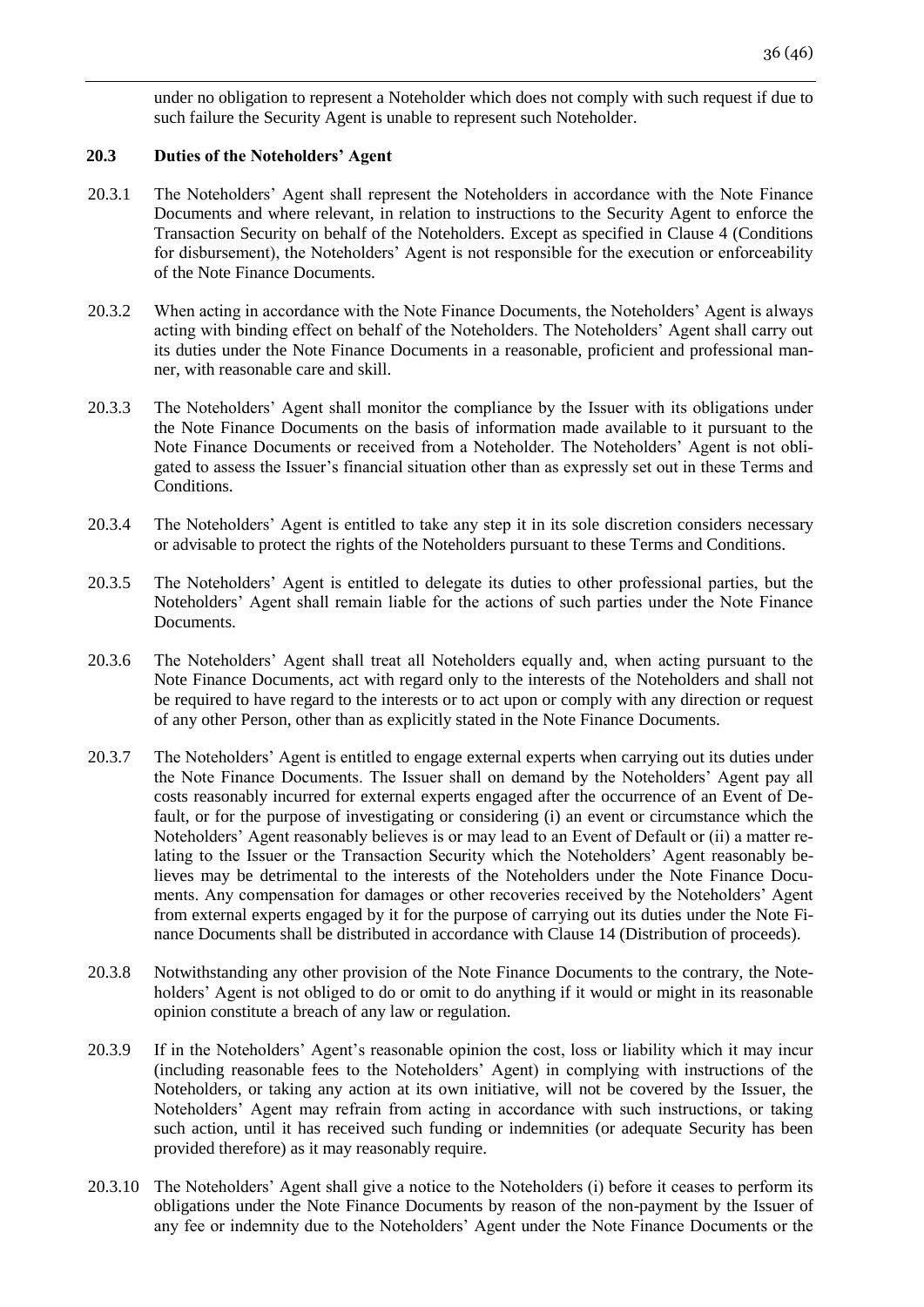under no obligation to represent a Noteholder which does not comply with such request if due to such failure the Security Agent is unable to represent such Noteholder.

### 20.3 Duties of the Noteholders' Agent

20.3.1 The Noteholders' Agent shall represent the Noteholders in accordance with the Note Finance Documents and where relevant, in relation to instructions to the Security Agent to enforce the Transaction Security on behalf of the Noteholders. Except as specified in Clause 4 (Conditions for disbursement), the Noteholders' Agent is not responsible for the execution or enforceability of the Note Finance Documents.

20.3.2 When acting in accordance with the Note Finance Documents, the Noteholders' Agent is always acting with binding effect on behalf of the Noteholders. The Noteholders' Agent shall carry out its duties under the Note Finance Documents in a reasonable, proficient and professional manner, with reasonable care and skill.

20.3.3 The Noteholders' Agent shall monitor the compliance by the Issuer with its obligations under the Note Finance Documents on the basis of information made available to it pursuant to the Note Finance Documents or received from a Noteholder. The Noteholders' Agent is not obligated to assess the Issuer's financial situation other than as expressly set out in these Terms and Conditions.

20.3.4 The Noteholders' Agent is entitled to take any step it in its sole discretion considers necessary or advisable to protect the rights of the Noteholders pursuant to these Terms and Conditions.

20.3.5 The Noteholders' Agent is entitled to delegate its duties to other professional parties, but the Noteholders' Agent shall remain liable for the actions of such parties under the Note Finance Documents.

20.3.6 The Noteholders' Agent shall treat all Noteholders equally and, when acting pursuant to the Note Finance Documents, act with regard only to the interests of the Noteholders and shall not be required to have regard to the interests or to act upon or comply with any direction or request of any other Person, other than as explicitly stated in the Note Finance Documents.

20.3.7 The Noteholders' Agent is entitled to engage external experts when carrying out its duties under the Note Finance Documents. The Issuer shall on demand by the Noteholders' Agent pay all costs reasonably incurred for external experts engaged after the occurrence of an Event of Default, or for the purpose of investigating or considering (i) an event or circumstance which the Noteholders' Agent reasonably believes is or may lead to an Event of Default or (ii) a matter relating to the Issuer or the Transaction Security which the Noteholders' Agent reasonably believes may be detrimental to the interests of the Noteholders under the Note Finance Documents. Any compensation for damages or other recoveries received by the Noteholders' Agent from external experts engaged by it for the purpose of carrying out its duties under the Note Finance Documents shall be distributed in accordance with Clause 14 (Distribution of proceeds).

20.3.8 Notwithstanding any other provision of the Note Finance Documents to the contrary, the Noteholders' Agent is not obliged to do or omit to do anything if it would or might in its reasonable opinion constitute a breach of any law or regulation.

20.3.9 If in the Noteholders' Agent's reasonable opinion the cost, loss or liability which it may incur (including reasonable fees to the Noteholders' Agent) in complying with instructions of the Noteholders, or taking any action at its own initiative, will not be covered by the Issuer, the Noteholders' Agent may refrain from acting in accordance with such instructions, or taking such action, until it has received such funding or indemnities (or adequate Security has been provided therefore) as it may reasonably require.

20.3.10 The Noteholders' Agent shall give a notice to the Noteholders (i) before it ceases to perform its obligations under the Note Finance Documents by reason of the non-payment by the Issuer of any fee or indemnity due to the Noteholders' Agent under the Note Finance Documents or the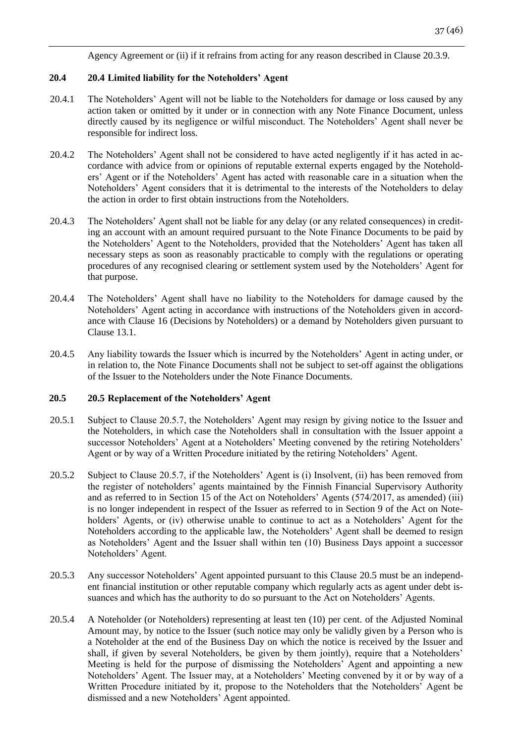Agency Agreement or (ii) if it refrains from acting for any reason described in Clause 20.3.9.

### 20.4 20.4 Limited liability for the Noteholders' Agent

20.4.1 The Noteholders' Agent will not be liable to the Noteholders for damage or loss caused by any action taken or omitted by it under or in connection with any Note Finance Document, unless directly caused by its negligence or wilful misconduct. The Noteholders' Agent shall never be responsible for indirect loss.

20.4.2 The Noteholders' Agent shall not be considered to have acted negligently if it has acted in accordance with advice from or opinions of reputable external experts engaged by the Noteholders' Agent or if the Noteholders' Agent has acted with reasonable care in a situation when the Noteholders' Agent considers that it is detrimental to the interests of the Noteholders to delay the action in order to first obtain instructions from the Noteholders.

20.4.3 The Noteholders' Agent shall not be liable for any delay (or any related consequences) in crediting an account with an amount required pursuant to the Note Finance Documents to be paid by the Noteholders' Agent to the Noteholders, provided that the Noteholders' Agent has taken all necessary steps as soon as reasonably practicable to comply with the regulations or operating procedures of any recognised clearing or settlement system used by the Noteholders' Agent for that purpose.

20.4.4 The Noteholders' Agent shall have no liability to the Noteholders for damage caused by the Noteholders' Agent acting in accordance with instructions of the Noteholders given in accordance with Clause 16 (Decisions by Noteholders) or a demand by Noteholders given pursuant to Clause 13.1.

20.4.5 Any liability towards the Issuer which is incurred by the Noteholders' Agent in acting under, or in relation to, the Note Finance Documents shall not be subject to set-off against the obligations of the Issuer to the Noteholders under the Note Finance Documents.

### 20.5 20.5 Replacement of the Noteholders' Agent

20.5.1 Subject to Clause 20.5.7, the Noteholders' Agent may resign by giving notice to the Issuer and the Noteholders, in which case the Noteholders shall in consultation with the Issuer appoint a successor Noteholders' Agent at a Noteholders' Meeting convened by the retiring Noteholders' Agent or by way of a Written Procedure initiated by the retiring Noteholders' Agent.

20.5.2 Subject to Clause 20.5.7, if the Noteholders' Agent is (i) Insolvent, (ii) has been removed from the register of noteholders' agents maintained by the Finnish Financial Supervisory Authority and as referred to in Section 15 of the Act on Noteholders' Agents (574/2017, as amended) (iii) is no longer independent in respect of the Issuer as referred to in Section 9 of the Act on Noteholders' Agents, or (iv) otherwise unable to continue to act as a Noteholders' Agent for the Noteholders according to the applicable law, the Noteholders' Agent shall be deemed to resign as Noteholders' Agent and the Issuer shall within ten (10) Business Days appoint a successor Noteholders' Agent.

20.5.3 Any successor Noteholders' Agent appointed pursuant to this Clause 20.5 must be an independent financial institution or other reputable company which regularly acts as agent under debt issuances and which has the authority to do so pursuant to the Act on Noteholders' Agents.

20.5.4 A Noteholder (or Noteholders) representing at least ten (10) per cent. of the Adjusted Nominal Amount may, by notice to the Issuer (such notice may only be validly given by a Person who is a Noteholder at the end of the Business Day on which the notice is received by the Issuer and shall, if given by several Noteholders, be given by them jointly), require that a Noteholders' Meeting is held for the purpose of dismissing the Noteholders' Agent and appointing a new Noteholders' Agent. The Issuer may, at a Noteholders' Meeting convened by it or by way of a Written Procedure initiated by it, propose to the Noteholders that the Noteholders' Agent be dismissed and a new Noteholders' Agent appointed.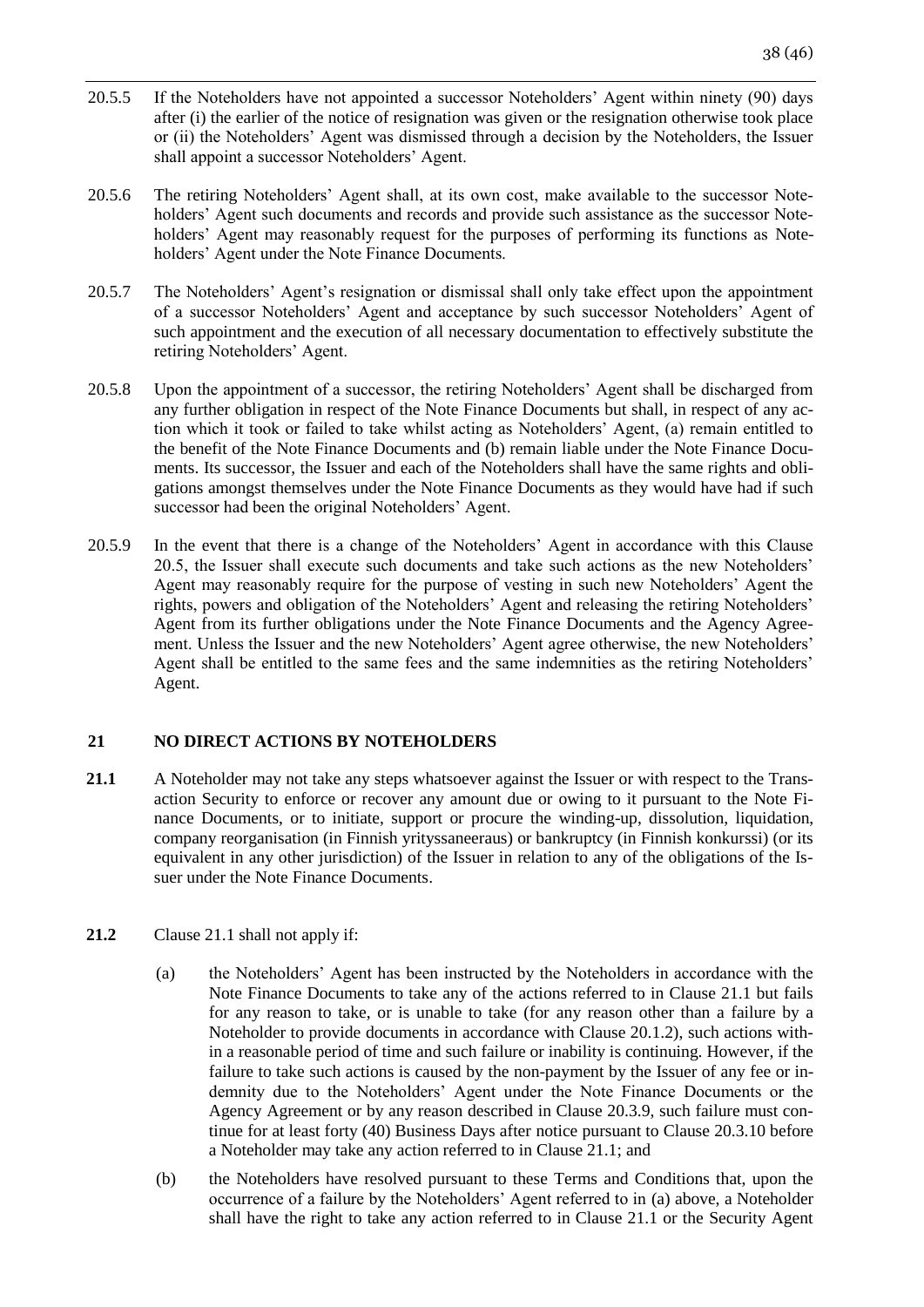20.5.5 If the Noteholders have not appointed a successor Noteholders' Agent within ninety (90) days after (i) the earlier of the notice of resignation was given or the resignation otherwise took place or (ii) the Noteholders' Agent was dismissed through a decision by the Noteholders, the Issuer shall appoint a successor Noteholders' Agent.

20.5.6 The retiring Noteholders' Agent shall, at its own cost, make available to the successor Noteholders' Agent such documents and records and provide such assistance as the successor Noteholders' Agent may reasonably request for the purposes of performing its functions as Noteholders' Agent under the Note Finance Documents.

20.5.7 The Noteholders' Agent's resignation or dismissal shall only take effect upon the appointment of a successor Noteholders' Agent and acceptance by such successor Noteholders' Agent of such appointment and the execution of all necessary documentation to effectively substitute the retiring Noteholders' Agent.

20.5.8 Upon the appointment of a successor, the retiring Noteholders' Agent shall be discharged from any further obligation in respect of the Note Finance Documents but shall, in respect of any action which it took or failed to take whilst acting as Noteholders' Agent, (a) remain entitled to the benefit of the Note Finance Documents and (b) remain liable under the Note Finance Documents. Its successor, the Issuer and each of the Noteholders shall have the same rights and obligations amongst themselves under the Note Finance Documents as they would have had if such successor had been the original Noteholders' Agent.

20.5.9 In the event that there is a change of the Noteholders' Agent in accordance with this Clause 20.5, the Issuer shall execute such documents and take such actions as the new Noteholders' Agent may reasonably require for the purpose of vesting in such new Noteholders' Agent the rights, powers and obligation of the Noteholders' Agent and releasing the retiring Noteholders' Agent from its further obligations under the Note Finance Documents and the Agency Agreement. Unless the Issuer and the new Noteholders' Agent agree otherwise, the new Noteholders' Agent shall be entitled to the same fees and the same indemnities as the retiring Noteholders' Agent.

## 21 NO DIRECT ACTIONS BY NOTEHOLDERS

**21.1** A Noteholder may not take any steps whatsoever against the Issuer or with respect to the Transaction Security to enforce or recover any amount due or owing to it pursuant to the Note Finance Documents, or to initiate, support or procure the winding-up, dissolution, liquidation, company reorganisation (in Finnish yrityssaneeraus) or bankruptcy (in Finnish konkurssi) (or its equivalent in any other jurisdiction) of the Issuer in relation to any of the obligations of the Issuer under the Note Finance Documents.

**21.2** Clause 21.1 shall not apply if:

(a) the Noteholders' Agent has been instructed by the Noteholders in accordance with the Note Finance Documents to take any of the actions referred to in Clause 21.1 but fails for any reason to take, or is unable to take (for any reason other than a failure by a Noteholder to provide documents in accordance with Clause 20.1.2), such actions within a reasonable period of time and such failure or inability is continuing. However, if the failure to take such actions is caused by the non-payment by the Issuer of any fee or indemnity due to the Noteholders' Agent under the Note Finance Documents or the Agency Agreement or by any reason described in Clause 20.3.9, such failure must continue for at least forty (40) Business Days after notice pursuant to Clause 20.3.10 before a Noteholder may take any action referred to in Clause 21.1; and

(b) the Noteholders have resolved pursuant to these Terms and Conditions that, upon the occurrence of a failure by the Noteholders' Agent referred to in (a) above, a Noteholder shall have the right to take any action referred to in Clause 21.1 or the Security Agent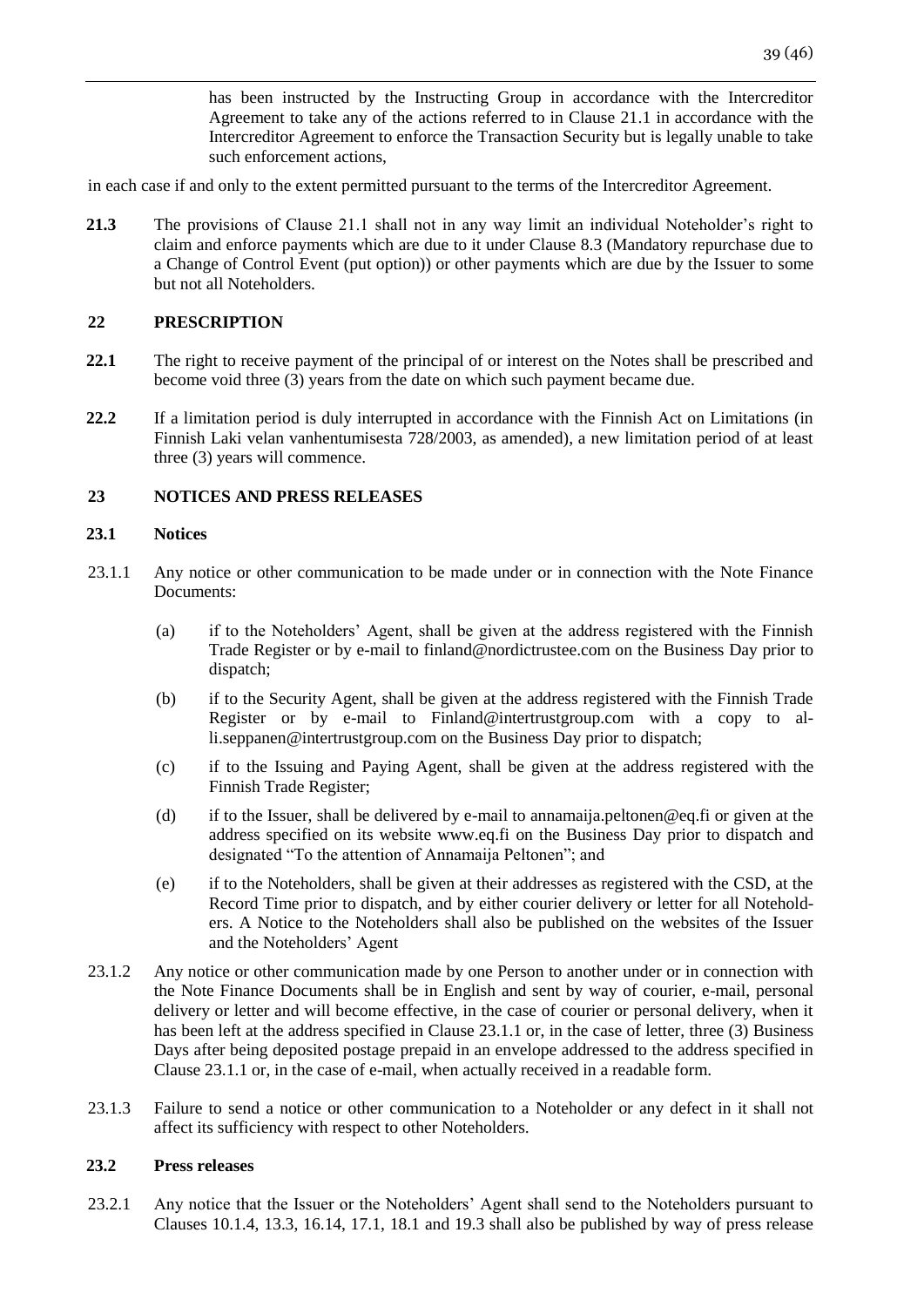has been instructed by the Instructing Group in accordance with the Intercreditor Agreement to take any of the actions referred to in Clause 21.1 in accordance with the Intercreditor Agreement to enforce the Transaction Security but is legally unable to take such enforcement actions,

in each case if and only to the extent permitted pursuant to the terms of the Intercreditor Agreement.

**21.3** The provisions of Clause 21.1 shall not in any way limit an individual Noteholder's right to claim and enforce payments which are due to it under Clause 8.3 (Mandatory repurchase due to a Change of Control Event (put option)) or other payments which are due by the Issuer to some but not all Noteholders.

## 22 PRESCRIPTION

**22.1** The right to receive payment of the principal of or interest on the Notes shall be prescribed and become void three (3) years from the date on which such payment became due.

**22.2** If a limitation period is duly interrupted in accordance with the Finnish Act on Limitations (in Finnish Laki velan vanhentumisesta 728/2003, as amended), a new limitation period of at least three (3) years will commence.

## 23 NOTICES AND PRESS RELEASES

### 23.1 Notices

23.1.1 Any notice or other communication to be made under or in connection with the Note Finance Documents:

(a) if to the Noteholders' Agent, shall be given at the address registered with the Finnish Trade Register or by e-mail to finland@nordictrustee.com on the Business Day prior to dispatch;

(b) if to the Security Agent, shall be given at the address registered with the Finnish Trade Register or by e-mail to Finland@intertrustgroup.com with a copy to alli.seppanen@intertrustgroup.com on the Business Day prior to dispatch;

(c) if to the Issuing and Paying Agent, shall be given at the address registered with the Finnish Trade Register;

(d) if to the Issuer, shall be delivered by e-mail to annamaija.peltonen@eq.fi or given at the address specified on its website www.eq.fi on the Business Day prior to dispatch and designated "To the attention of Annamaija Peltonen"; and

(e) if to the Noteholders, shall be given at their addresses as registered with the CSD, at the Record Time prior to dispatch, and by either courier delivery or letter for all Noteholders. A Notice to the Noteholders shall also be published on the websites of the Issuer and the Noteholders' Agent

23.1.2 Any notice or other communication made by one Person to another under or in connection with the Note Finance Documents shall be in English and sent by way of courier, e-mail, personal delivery or letter and will become effective, in the case of courier or personal delivery, when it has been left at the address specified in Clause 23.1.1 or, in the case of letter, three (3) Business Days after being deposited postage prepaid in an envelope addressed to the address specified in Clause 23.1.1 or, in the case of e-mail, when actually received in a readable form.

23.1.3 Failure to send a notice or other communication to a Noteholder or any defect in it shall not affect its sufficiency with respect to other Noteholders.

### 23.2 Press releases

23.2.1 Any notice that the Issuer or the Noteholders' Agent shall send to the Noteholders pursuant to Clauses 10.1.4, 13.3, 16.14, 17.1, 18.1 and 19.3 shall also be published by way of press release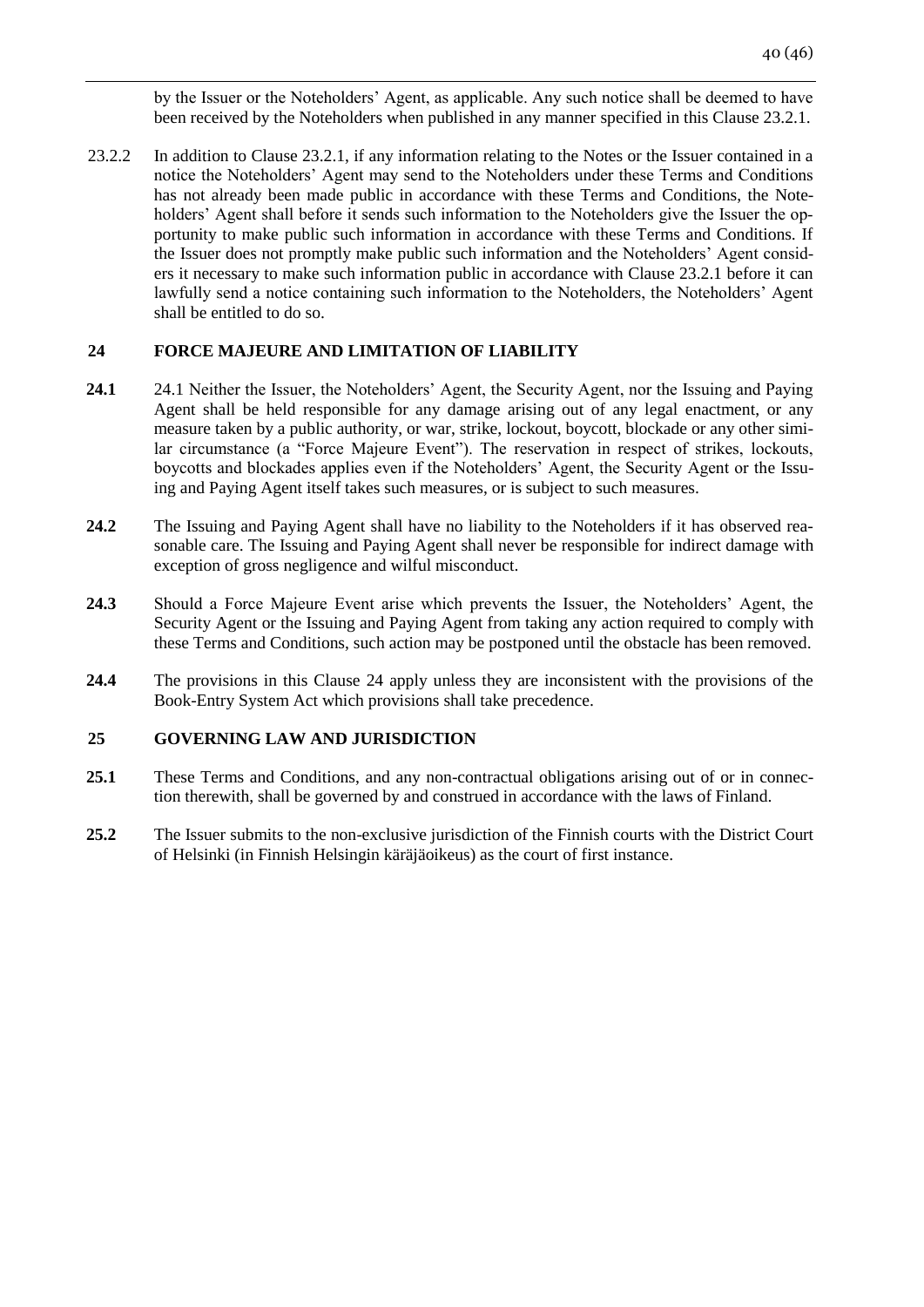by the Issuer or the Noteholders' Agent, as applicable. Any such notice shall be deemed to have been received by the Noteholders when published in any manner specified in this Clause 23.2.1.

23.2.2 In addition to Clause 23.2.1, if any information relating to the Notes or the Issuer contained in a notice the Noteholders' Agent may send to the Noteholders under these Terms and Conditions has not already been made public in accordance with these Terms and Conditions, the Noteholders' Agent shall before it sends such information to the Noteholders give the Issuer the opportunity to make public such information in accordance with these Terms and Conditions. If the Issuer does not promptly make public such information and the Noteholders' Agent considers it necessary to make such information public in accordance with Clause 23.2.1 before it can lawfully send a notice containing such information to the Noteholders, the Noteholders' Agent shall be entitled to do so.

## 24 FORCE MAJEURE AND LIMITATION OF LIABILITY

**24.1** 24.1 Neither the Issuer, the Noteholders' Agent, the Security Agent, nor the Issuing and Paying Agent shall be held responsible for any damage arising out of any legal enactment, or any measure taken by a public authority, or war, strike, lockout, boycott, blockade or any other similar circumstance (a "Force Majeure Event"). The reservation in respect of strikes, lockouts, boycotts and blockades applies even if the Noteholders' Agent, the Security Agent or the Issuing and Paying Agent itself takes such measures, or is subject to such measures.

**24.2** The Issuing and Paying Agent shall have no liability to the Noteholders if it has observed reasonable care. The Issuing and Paying Agent shall never be responsible for indirect damage with exception of gross negligence and wilful misconduct.

**24.3** Should a Force Majeure Event arise which prevents the Issuer, the Noteholders' Agent, the Security Agent or the Issuing and Paying Agent from taking any action required to comply with these Terms and Conditions, such action may be postponed until the obstacle has been removed.

**24.4** The provisions in this Clause 24 apply unless they are inconsistent with the provisions of the Book-Entry System Act which provisions shall take precedence.

## 25 GOVERNING LAW AND JURISDICTION

**25.1** These Terms and Conditions, and any non-contractual obligations arising out of or in connection therewith, shall be governed by and construed in accordance with the laws of Finland.

**25.2** The Issuer submits to the non-exclusive jurisdiction of the Finnish courts with the District Court of Helsinki (in Finnish Helsingin käräjäoikeus) as the court of first instance.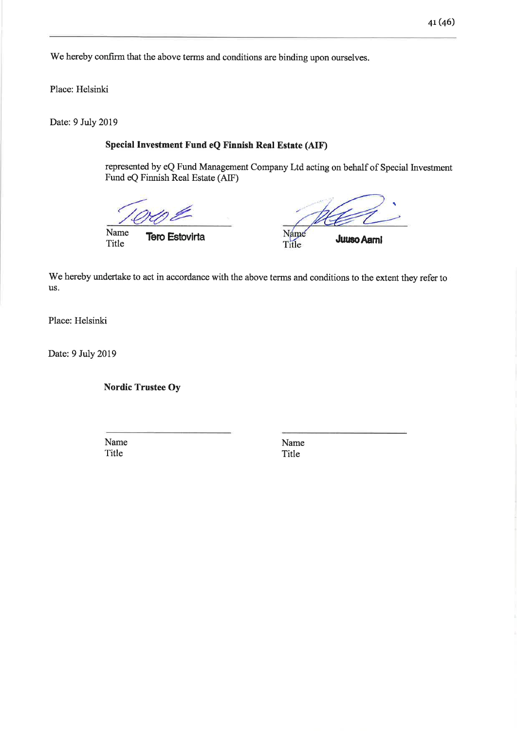We hereby confirm that the above terms and conditions are binding upon ourselves.

Place: Helsinki

Date: 9 July 2019

**Special Investment Fund eQ Finnish Real Estate (AIF)**

represented by eQ Fund Management Company Ltd acting on behalf of Special Investment Fund eQ Finnish Real Estate (AIF)

| | |
|---|---|
| Name Tero Estovirta | Name Juuso Aarni |
| Title | Title |

We hereby undertake to act in accordance with the above terms and conditions to the extent they refer to us.

Place: Helsinki

Date: 9 July 2019

**Nordic Trustee Oy**

| | |
|---|---|
| Name | Name |
| Title | Title |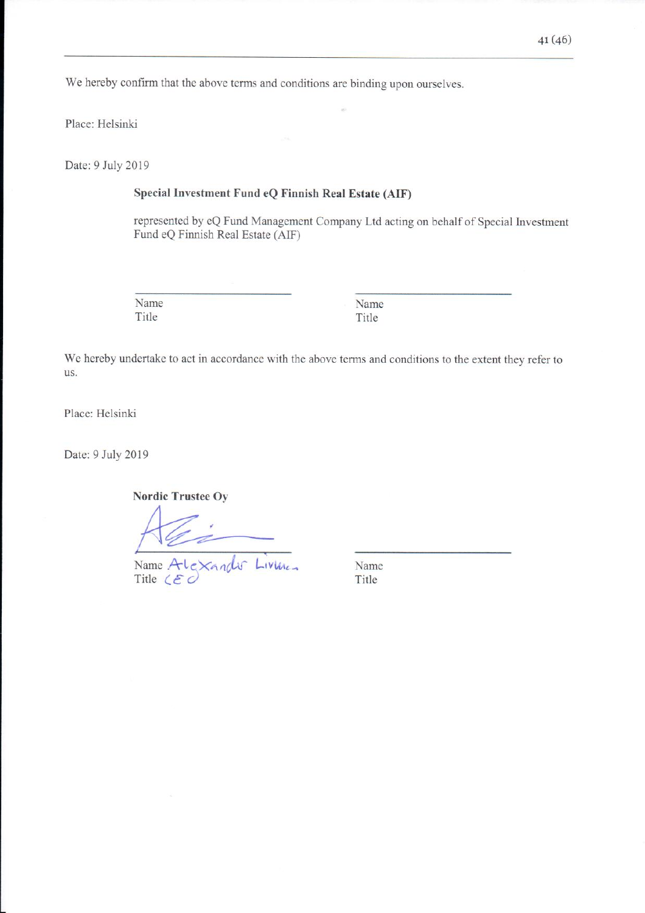We hereby confirm that the above terms and conditions are binding upon ourselves.

Place: Helsinki

Date: 9 July 2019

**Special Investment Fund eQ Finnish Real Estate (AIF)**

represented by eQ Fund Management Company Ltd acting on behalf of Special Investment Fund eQ Finnish Real Estate (AIF)

\_\_\_\_\_\_\_\_\_\_\_\_\_\_\_\_\_\_\_\_\_\_\_\_\_\_\_\_\_\_
Name
Title

\_\_\_\_\_\_\_\_\_\_\_\_\_\_\_\_\_\_\_\_\_\_\_\_\_\_\_\_\_\_
Name
Title

We hereby undertake to act in accordance with the above terms and conditions to the extent they refer to us.

Place: Helsinki

Date: 9 July 2019

**Nordic Trustee Oy**

\_\_\_\_\_\_\_\_\_\_\_\_\_\_\_\_\_\_\_\_\_\_\_\_\_\_\_\_\_\_
Name Alexander Lindner
Title CEO

\_\_\_\_\_\_\_\_\_\_\_\_\_\_\_\_\_\_\_\_\_\_\_\_\_\_\_\_\_\_
Name
Title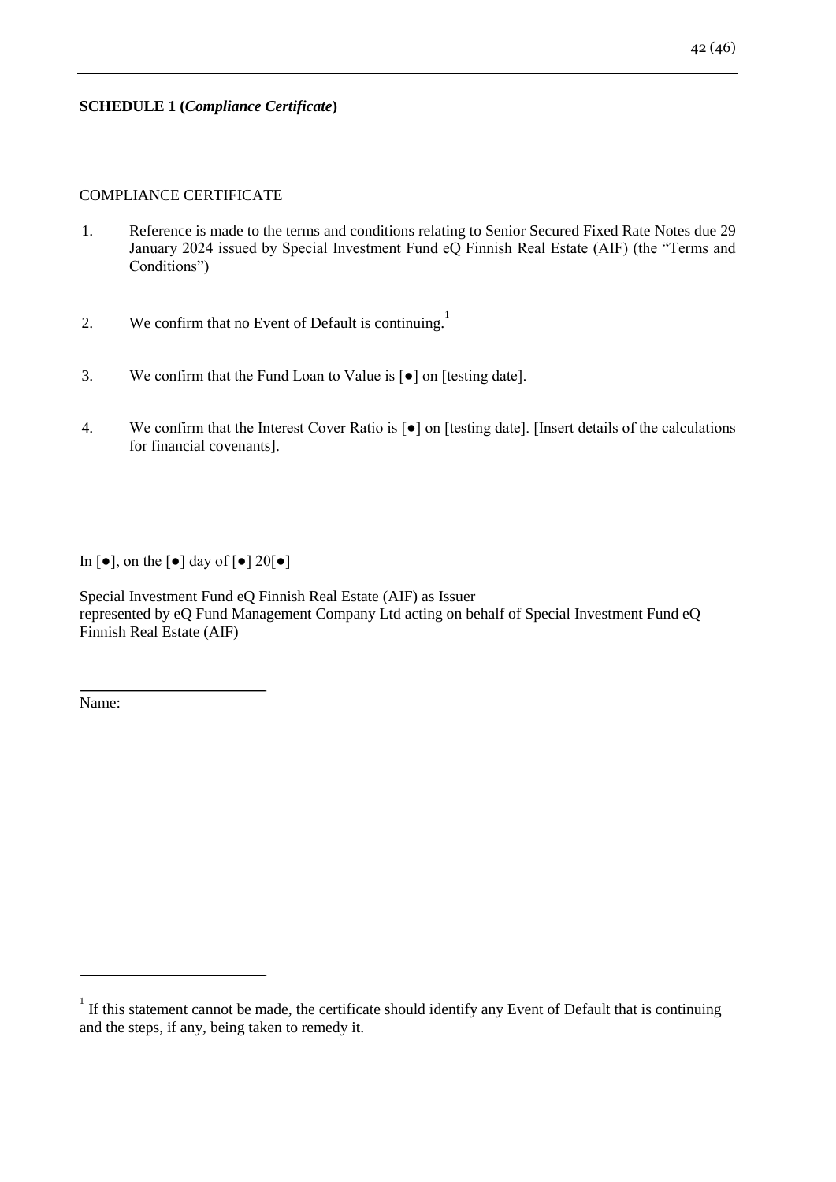**SCHEDULE 1 (*Compliance Certificate*)**

COMPLIANCE CERTIFICATE

1. Reference is made to the terms and conditions relating to Senior Secured Fixed Rate Notes due 29 January 2024 issued by Special Investment Fund eQ Finnish Real Estate (AIF) (the "Terms and Conditions")

2. We confirm that no Event of Default is continuing.[1]

3. We confirm that the Fund Loan to Value is [●] on [testing date].

4. We confirm that the Interest Cover Ratio is [●] on [testing date]. [Insert details of the calculations for financial covenants].

In [●], on the [●] day of [●] 20[●]

Special Investment Fund eQ Finnish Real Estate (AIF) as Issuer
represented by eQ Fund Management Company Ltd acting on behalf of Special Investment Fund eQ Finnish Real Estate (AIF)

\_\_\_\_\_\_\_\_\_\_\_\_\_\_\_\_\_\_\_\_\_\_\_\_
Name:

---

[1] If this statement cannot be made, the certificate should identify any Event of Default that is continuing and the steps, if any, being taken to remedy it.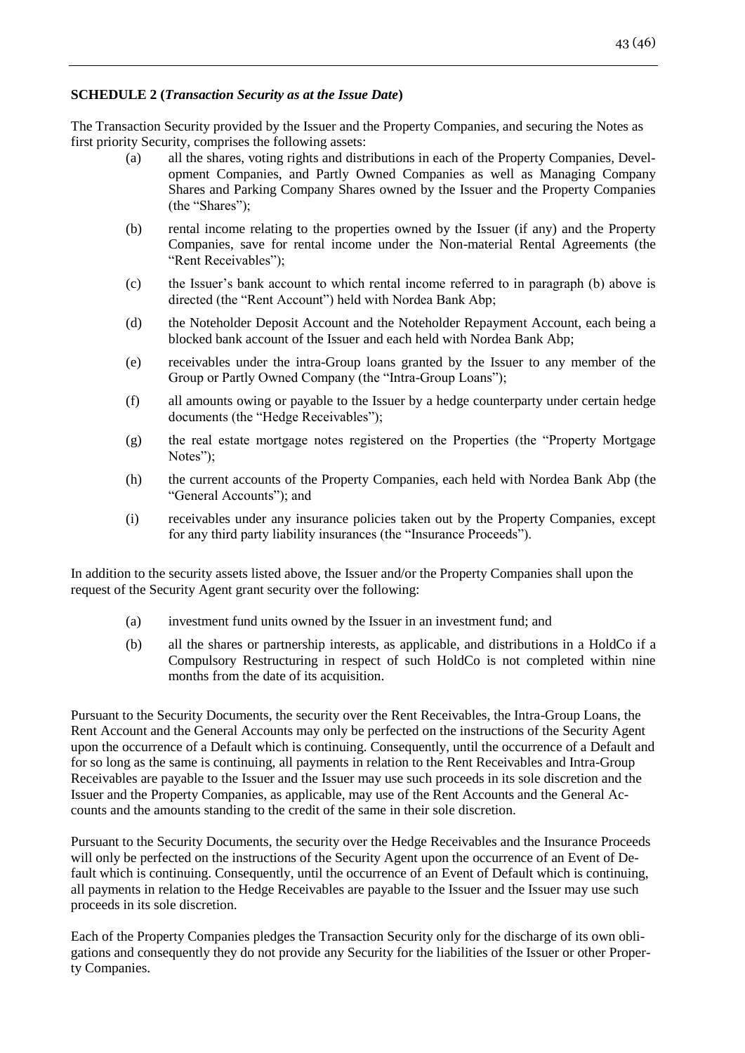**SCHEDULE 2 (*Transaction Security as at the Issue Date*)**

The Transaction Security provided by the Issuer and the Property Companies, and securing the Notes as first priority Security, comprises the following assets:

(a) all the shares, voting rights and distributions in each of the Property Companies, Development Companies, and Partly Owned Companies as well as Managing Company Shares and Parking Company Shares owned by the Issuer and the Property Companies (the "Shares");

(b) rental income relating to the properties owned by the Issuer (if any) and the Property Companies, save for rental income under the Non-material Rental Agreements (the "Rent Receivables");

(c) the Issuer's bank account to which rental income referred to in paragraph (b) above is directed (the "Rent Account") held with Nordea Bank Abp;

(d) the Noteholder Deposit Account and the Noteholder Repayment Account, each being a blocked bank account of the Issuer and each held with Nordea Bank Abp;

(e) receivables under the intra-Group loans granted by the Issuer to any member of the Group or Partly Owned Company (the "Intra-Group Loans");

(f) all amounts owing or payable to the Issuer by a hedge counterparty under certain hedge documents (the "Hedge Receivables");

(g) the real estate mortgage notes registered on the Properties (the "Property Mortgage Notes");

(h) the current accounts of the Property Companies, each held with Nordea Bank Abp (the "General Accounts"); and

(i) receivables under any insurance policies taken out by the Property Companies, except for any third party liability insurances (the "Insurance Proceeds").

In addition to the security assets listed above, the Issuer and/or the Property Companies shall upon the request of the Security Agent grant security over the following:

(a) investment fund units owned by the Issuer in an investment fund; and

(b) all the shares or partnership interests, as applicable, and distributions in a HoldCo if a Compulsory Restructuring in respect of such HoldCo is not completed within nine months from the date of its acquisition.

Pursuant to the Security Documents, the security over the Rent Receivables, the Intra-Group Loans, the Rent Account and the General Accounts may only be perfected on the instructions of the Security Agent upon the occurrence of a Default which is continuing. Consequently, until the occurrence of a Default and for so long as the same is continuing, all payments in relation to the Rent Receivables and Intra-Group Receivables are payable to the Issuer and the Issuer may use such proceeds in its sole discretion and the Issuer and the Property Companies, as applicable, may use of the Rent Accounts and the General Accounts and the amounts standing to the credit of the same in their sole discretion.

Pursuant to the Security Documents, the security over the Hedge Receivables and the Insurance Proceeds will only be perfected on the instructions of the Security Agent upon the occurrence of an Event of Default which is continuing. Consequently, until the occurrence of an Event of Default which is continuing, all payments in relation to the Hedge Receivables are payable to the Issuer and the Issuer may use such proceeds in its sole discretion.

Each of the Property Companies pledges the Transaction Security only for the discharge of its own obligations and consequently they do not provide any Security for the liabilities of the Issuer or other Property Companies.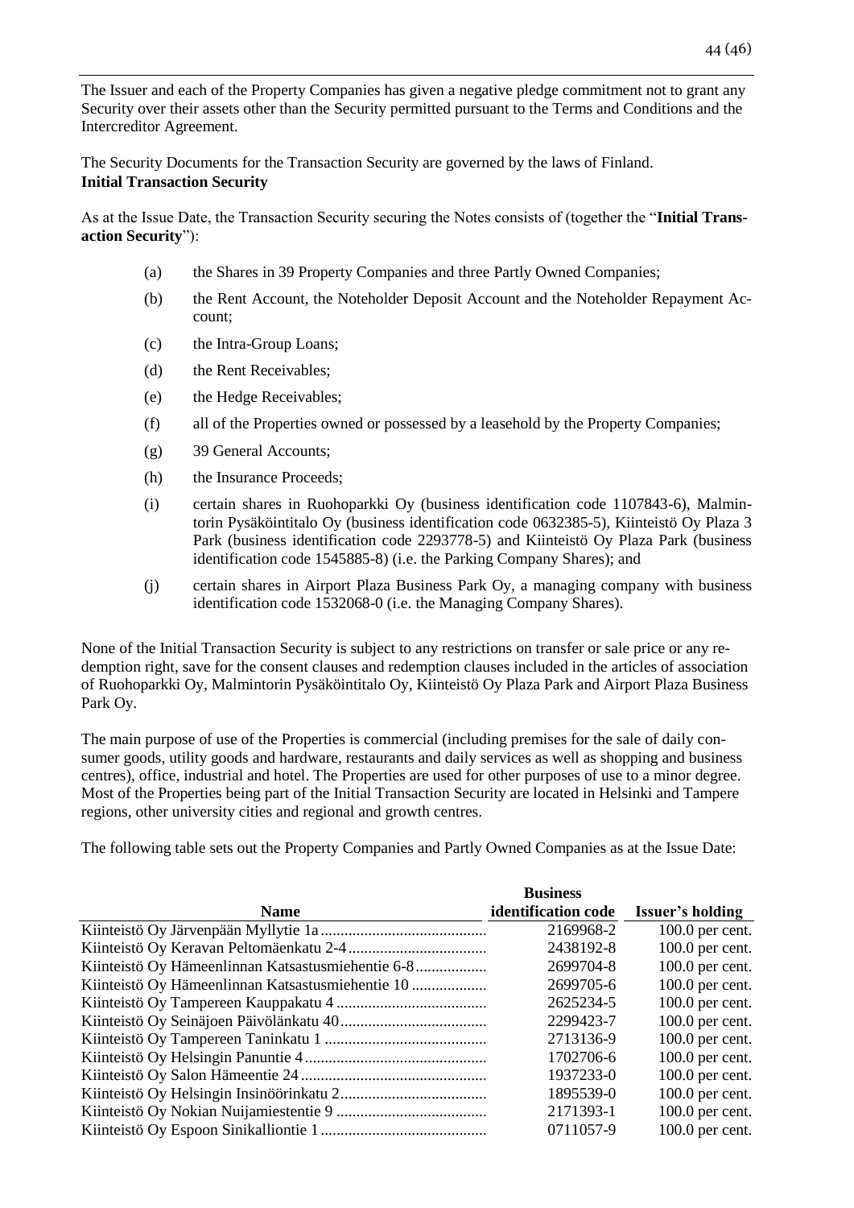The Issuer and each of the Property Companies has given a negative pledge commitment not to grant any Security over their assets other than the Security permitted pursuant to the Terms and Conditions and the Intercreditor Agreement.

The Security Documents for the Transaction Security are governed by the laws of Finland.

**Initial Transaction Security**

As at the Issue Date, the Transaction Security securing the Notes consists of (together the "**Initial Transaction Security**"):

(a) the Shares in 39 Property Companies and three Partly Owned Companies;

(b) the Rent Account, the Noteholder Deposit Account and the Noteholder Repayment Account;

(c) the Intra-Group Loans;

(d) the Rent Receivables;

(e) the Hedge Receivables;

(f) all of the Properties owned or possessed by a leasehold by the Property Companies;

(g) 39 General Accounts;

(h) the Insurance Proceeds;

(i) certain shares in Ruohoparkki Oy (business identification code 1107843-6), Malmintorin Pysäköintitalo Oy (business identification code 0632385-5), Kiinteistö Oy Plaza 3 Park (business identification code 2293778-5) and Kiinteistö Oy Plaza Park (business identification code 1545885-8) (i.e. the Parking Company Shares); and

(j) certain shares in Airport Plaza Business Park Oy, a managing company with business identification code 1532068-0 (i.e. the Managing Company Shares).

None of the Initial Transaction Security is subject to any restrictions on transfer or sale price or any redemption right, save for the consent clauses and redemption clauses included in the articles of association of Ruohoparkki Oy, Malmintorin Pysäköintitalo Oy, Kiinteistö Oy Plaza Park and Airport Plaza Business Park Oy.

The main purpose of use of the Properties is commercial (including premises for the sale of daily consumer goods, utility goods and hardware, restaurants and daily services as well as shopping and business centres), office, industrial and hotel. The Properties are used for other purposes of use to a minor degree. Most of the Properties being part of the Initial Transaction Security are located in Helsinki and Tampere regions, other university cities and regional and growth centres.

The following table sets out the Property Companies and Partly Owned Companies as at the Issue Date:

| Name | Business identification code | Issuer's holding |
|---|---|---|
| Kiinteistö Oy Järvenpään Myllytie 1a | 2169968-2 | 100.0 per cent. |
| Kiinteistö Oy Keravan Peltomäenkatu 2-4 | 2438192-8 | 100.0 per cent. |
| Kiinteistö Oy Hämeenlinnan Katsastusmiehentie 6-8 | 2699704-8 | 100.0 per cent. |
| Kiinteistö Oy Hämeenlinnan Katsastusmiehentie 10 | 2699705-6 | 100.0 per cent. |
| Kiinteistö Oy Tampereen Kauppakatu 4 | 2625234-5 | 100.0 per cent. |
| Kiinteistö Oy Seinäjoen Päivölänkatu 40 | 2299423-7 | 100.0 per cent. |
| Kiinteistö Oy Tampereen Taninkatu 1 | 2713136-9 | 100.0 per cent. |
| Kiinteistö Oy Helsingin Panuntie 4 | 1702706-6 | 100.0 per cent. |
| Kiinteistö Oy Salon Hämeentie 24 | 1937233-0 | 100.0 per cent. |
| Kiinteistö Oy Helsingin Insinöörinkatu 2 | 1895539-0 | 100.0 per cent. |
| Kiinteistö Oy Nokian Nuijamiestentie 9 | 2171393-1 | 100.0 per cent. |
| Kiinteistö Oy Espoon Sinikalliontie 1 | 0711057-9 | 100.0 per cent. |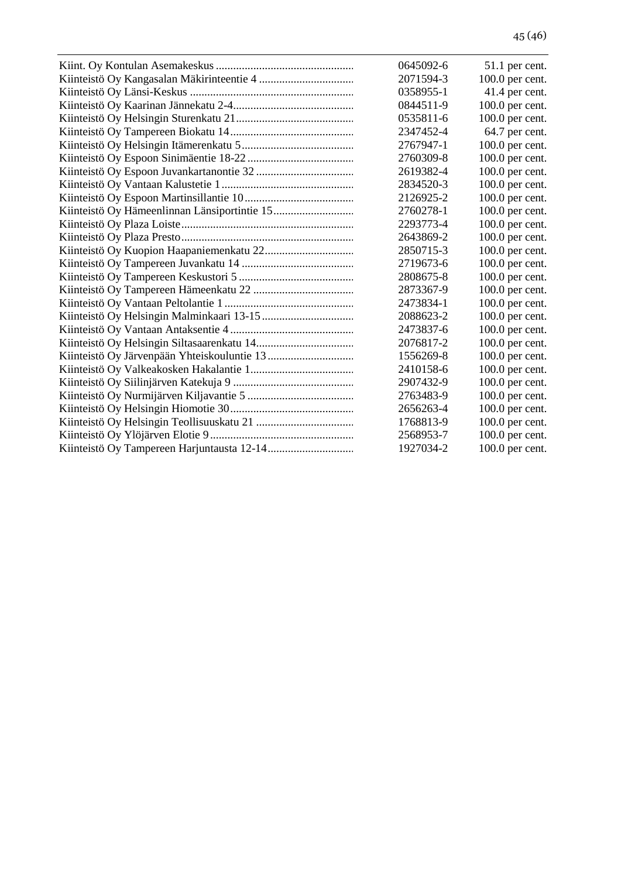| | | |
|---|---|---|
| Kiint. Oy Kontulan Asemakeskus | 0645092-6 | 51.1 per cent. |
| Kiinteistö Oy Kangasalan Mäkirinteentie 4 | 2071594-3 | 100.0 per cent. |
| Kiinteistö Oy Länsi-Keskus | 0358955-1 | 41.4 per cent. |
| Kiinteistö Oy Kaarinan Jännekatu 2-4 | 0844511-9 | 100.0 per cent. |
| Kiinteistö Oy Helsingin Sturenkatu 21 | 0535811-6 | 100.0 per cent. |
| Kiinteistö Oy Tampereen Biokatu 14 | 2347452-4 | 64.7 per cent. |
| Kiinteistö Oy Helsingin Itämerenkatu 5 | 2767947-1 | 100.0 per cent. |
| Kiinteistö Oy Espoon Sinimäentie 18-22 | 2760309-8 | 100.0 per cent. |
| Kiinteistö Oy Espoon Juvankartanontie 32 | 2619382-4 | 100.0 per cent. |
| Kiinteistö Oy Vantaan Kalustetie 1 | 2834520-3 | 100.0 per cent. |
| Kiinteistö Oy Espoon Martinsillantie 10 | 2126925-2 | 100.0 per cent. |
| Kiinteistö Oy Hämeenlinnan Länsiportintie 15 | 2760278-1 | 100.0 per cent. |
| Kiinteistö Oy Plaza Loiste | 2293773-4 | 100.0 per cent. |
| Kiinteistö Oy Plaza Presto | 2643869-2 | 100.0 per cent. |
| Kiinteistö Oy Kuopion Haapaniemenkatu 22 | 2850715-3 | 100.0 per cent. |
| Kiinteistö Oy Tampereen Juvankatu 14 | 2719673-6 | 100.0 per cent. |
| Kiinteistö Oy Tampereen Keskustori 5 | 2808675-8 | 100.0 per cent. |
| Kiinteistö Oy Tampereen Hämeenkatu 22 | 2873367-9 | 100.0 per cent. |
| Kiinteistö Oy Vantaan Peltolantie 1 | 2473834-1 | 100.0 per cent. |
| Kiinteistö Oy Helsingin Malminkaari 13-15 | 2088623-2 | 100.0 per cent. |
| Kiinteistö Oy Vantaan Antaksentie 4 | 2473837-6 | 100.0 per cent. |
| Kiinteistö Oy Helsingin Siltasaarenkatu 14 | 2076817-2 | 100.0 per cent. |
| Kiinteistö Oy Järvenpään Yhteiskouluntie 13 | 1556269-8 | 100.0 per cent. |
| Kiinteistö Oy Valkeakosken Hakalantie 1 | 2410158-6 | 100.0 per cent. |
| Kiinteistö Oy Siilinjärven Katekuja 9 | 2907432-9 | 100.0 per cent. |
| Kiinteistö Oy Nurmijärven Kiljavantie 5 | 2763483-9 | 100.0 per cent. |
| Kiinteistö Oy Helsingin Hiomotie 30 | 2656263-4 | 100.0 per cent. |
| Kiinteistö Oy Helsingin Teollisuuskatu 21 | 1768813-9 | 100.0 per cent. |
| Kiinteistö Oy Ylöjärven Elotie 9 | 2568953-7 | 100.0 per cent. |
| Kiinteistö Oy Tampereen Harjuntausta 12-14 | 1927034-2 | 100.0 per cent. |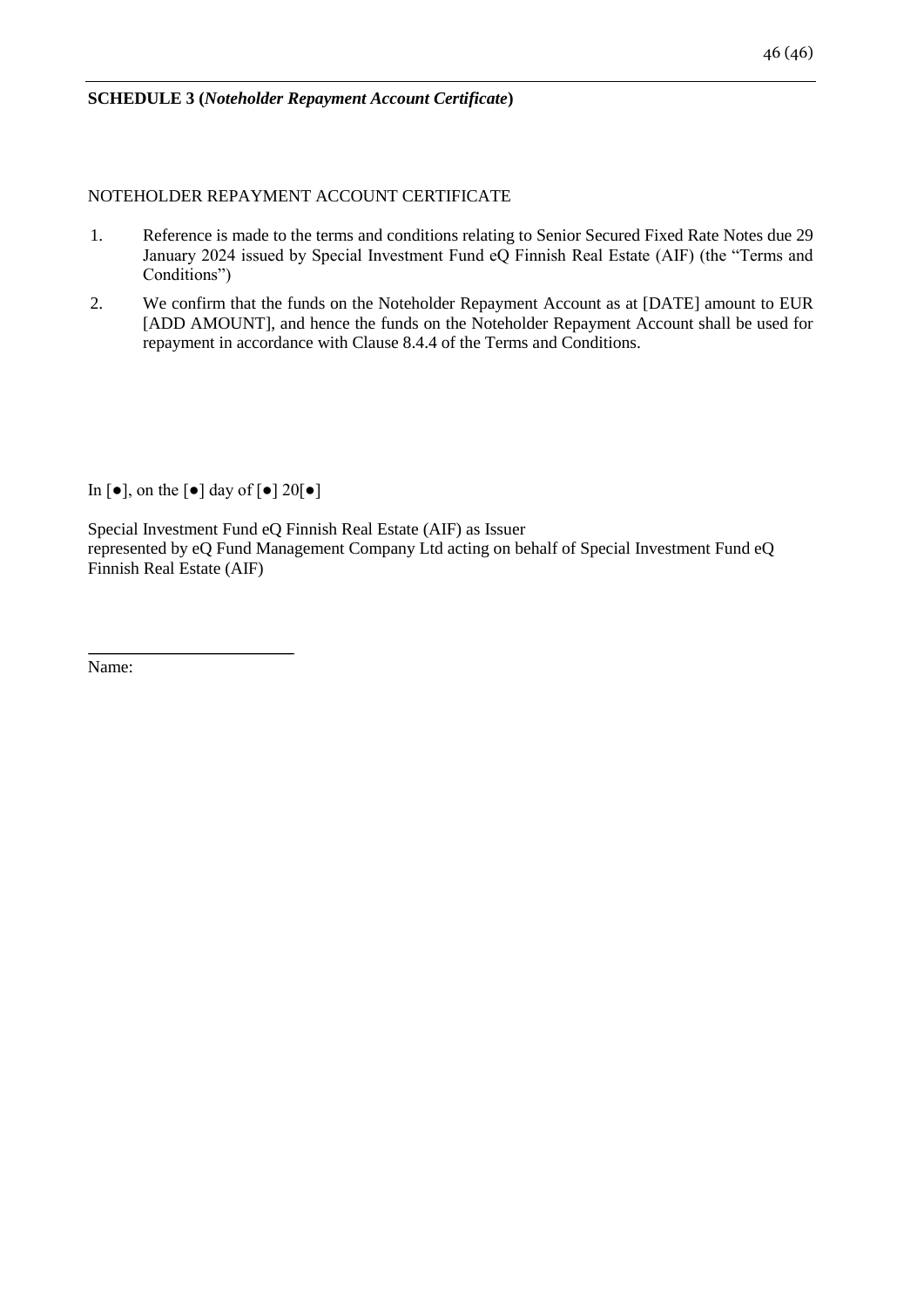**SCHEDULE 3 (*Noteholder Repayment Account Certificate*)**

NOTEHOLDER REPAYMENT ACCOUNT CERTIFICATE

1. Reference is made to the terms and conditions relating to Senior Secured Fixed Rate Notes due 29 January 2024 issued by Special Investment Fund eQ Finnish Real Estate (AIF) (the "Terms and Conditions")

2. We confirm that the funds on the Noteholder Repayment Account as at [DATE] amount to EUR [ADD AMOUNT], and hence the funds on the Noteholder Repayment Account shall be used for repayment in accordance with Clause 8.4.4 of the Terms and Conditions.

In [●], on the [●] day of [●] 20[●]

Special Investment Fund eQ Finnish Real Estate (AIF) as Issuer
represented by eQ Fund Management Company Ltd acting on behalf of Special Investment Fund eQ Finnish Real Estate (AIF)

______________________

Name: